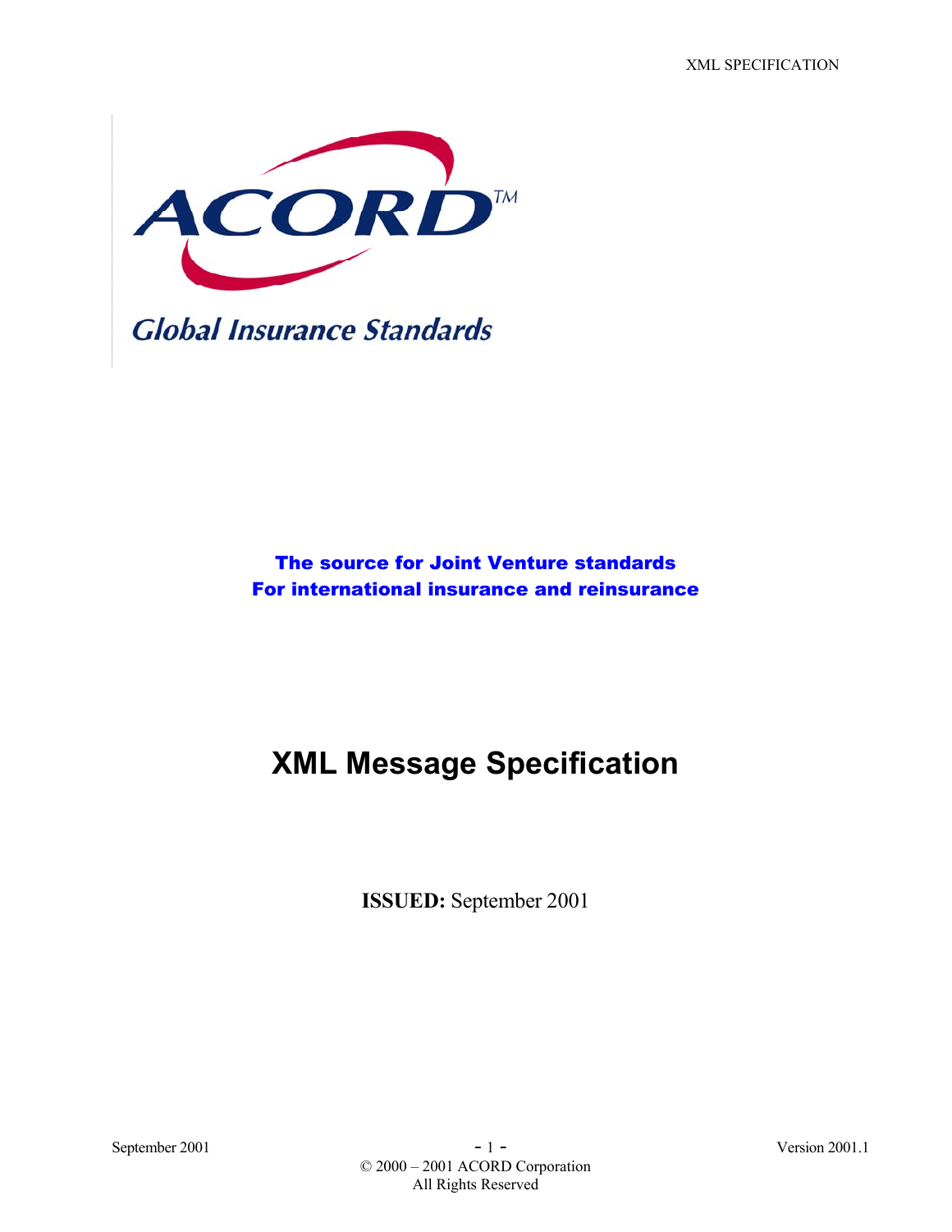ACORD™

Global Insurance Standards

**The source for Joint Venture standards**
**For international insurance and reinsurance**

# XML Message Specification

**ISSUED:** September 2001

© 2000 – 2001 ACORD Corporation
All Rights Reserved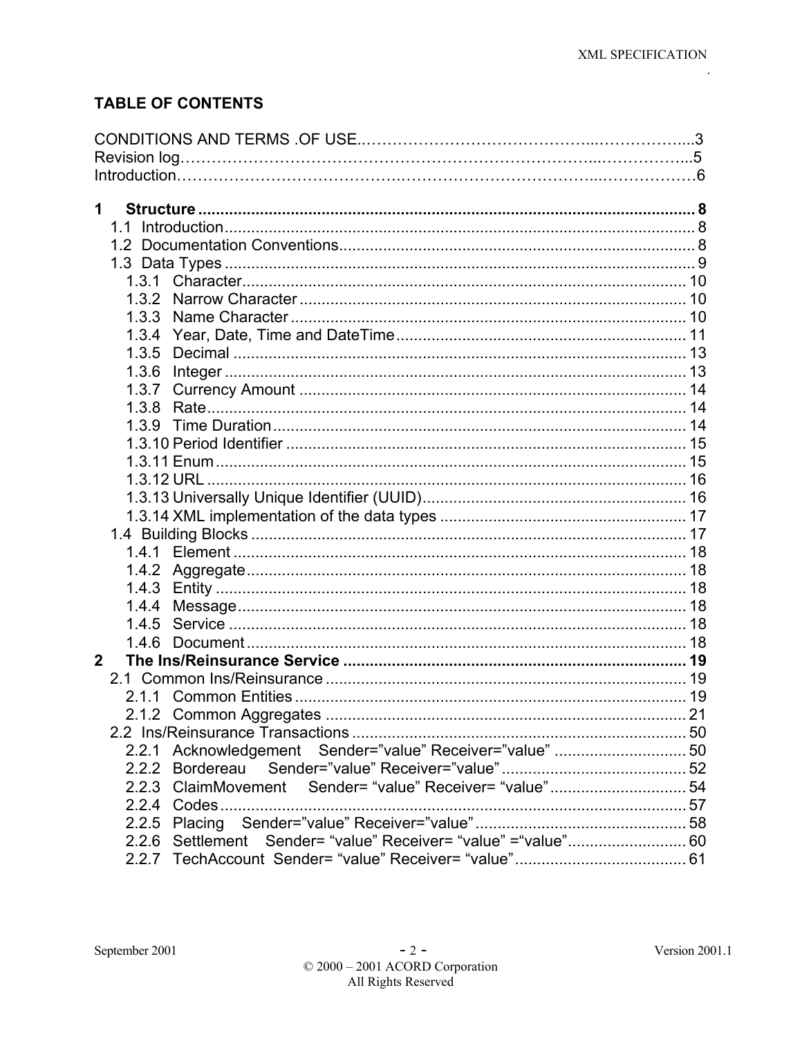# TABLE OF CONTENTS

CONDITIONS AND TERMS .OF USE..……………………………………..………………...3
Revision log………………………………………………………………...……………...5
Introduction………………………………………………………………..………………6

**1 Structure** ............................................................................................................... **8**
- 1.1 Introduction........................................................................................................ 8
- 1.2 Documentation Conventions............................................................................... 8
- 1.3 Data Types ........................................................................................................ 9
  - 1.3.1 Character.................................................................................................. 10
  - 1.3.2 Narrow Character ...................................................................................... 10
  - 1.3.3 Name Character ........................................................................................ 10
  - 1.3.4 Year, Date, Time and DateTime................................................................. 11
  - 1.3.5 Decimal ..................................................................................................... 13
  - 1.3.6 Integer ....................................................................................................... 13
  - 1.3.7 Currency Amount ...................................................................................... 14
  - 1.3.8 Rate........................................................................................................... 14
  - 1.3.9 Time Duration............................................................................................ 14
  - 1.3.10 Period Identifier ....................................................................................... 15
  - 1.3.11 Enum ....................................................................................................... 15
  - 1.3.12 URL ......................................................................................................... 16
  - 1.3.13 Universally Unique Identifier (UUID)......................................................... 16
  - 1.3.14 XML implementation of the data types ..................................................... 17
- 1.4 Building Blocks ................................................................................................. 17
  - 1.4.1 Element ..................................................................................................... 18
  - 1.4.2 Aggregate.................................................................................................. 18
  - 1.4.3 Entity ......................................................................................................... 18
  - 1.4.4 Message.................................................................................................... 18
  - 1.4.5 Service ...................................................................................................... 18
  - 1.4.6 Document .................................................................................................. 18

**2 The Ins/Reinsurance Service** .............................................................................. **19**
- 2.1 Common Ins/Reinsurance ................................................................................ 19
  - 2.1.1 Common Entities ....................................................................................... 19
  - 2.1.2 Common Aggregates ................................................................................ 21
- 2.2 Ins/Reinsurance Transactions ........................................................................... 50
  - 2.2.1 Acknowledgement Sender="value" Receiver="value" ................................ 50
  - 2.2.2 Bordereau Sender="value" Receiver="value" ............................................ 52
  - 2.2.3 ClaimMovement Sender= "value" Receiver= "value" ................................. 54
  - 2.2.4 Codes ........................................................................................................ 57
  - 2.2.5 Placing Sender="value" Receiver="value" ................................................. 58
  - 2.2.6 Settlement Sender= "value" Receiver= "value" ="value"............................. 60
  - 2.2.7 TechAccount Sender= "value" Receiver= "value"....................................... 61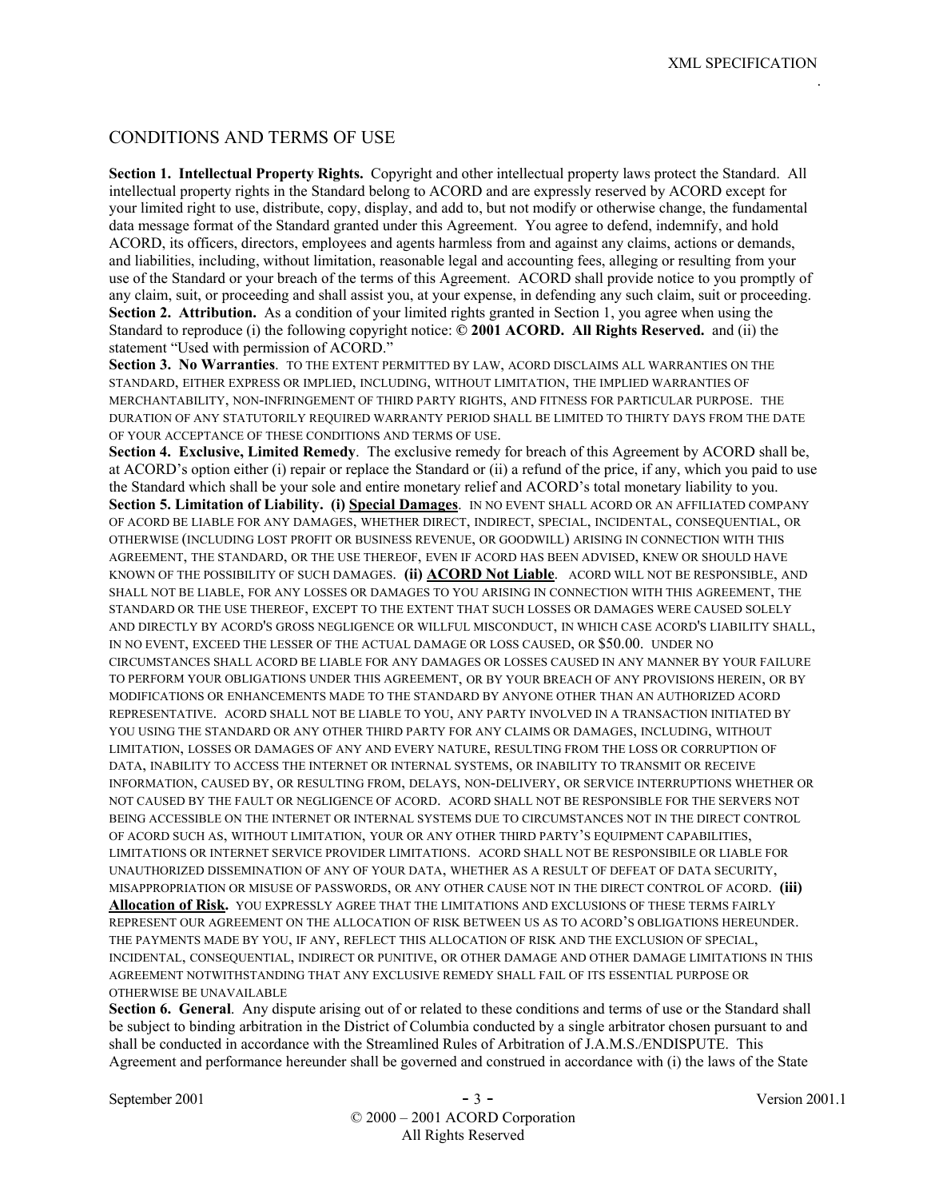## CONDITIONS AND TERMS OF USE

**Section 1. Intellectual Property Rights.** Copyright and other intellectual property laws protect the Standard. All intellectual property rights in the Standard belong to ACORD and are expressly reserved by ACORD except for your limited right to use, distribute, copy, display, and add to, but not modify or otherwise change, the fundamental data message format of the Standard granted under this Agreement. You agree to defend, indemnify, and hold ACORD, its officers, directors, employees and agents harmless from and against any claims, actions or demands, and liabilities, including, without limitation, reasonable legal and accounting fees, alleging or resulting from your use of the Standard or your breach of the terms of this Agreement. ACORD shall provide notice to you promptly of any claim, suit, or proceeding and shall assist you, at your expense, in defending any such claim, suit or proceeding.
**Section 2. Attribution.** As a condition of your limited rights granted in Section 1, you agree when using the Standard to reproduce (i) the following copyright notice: **© 2001 ACORD. All Rights Reserved.** and (ii) the statement "Used with permission of ACORD."
**Section 3. No Warranties**. TO THE EXTENT PERMITTED BY LAW, ACORD DISCLAIMS ALL WARRANTIES ON THE STANDARD, EITHER EXPRESS OR IMPLIED, INCLUDING, WITHOUT LIMITATION, THE IMPLIED WARRANTIES OF MERCHANTABILITY, NON-INFRINGEMENT OF THIRD PARTY RIGHTS, AND FITNESS FOR PARTICULAR PURPOSE. THE DURATION OF ANY STATUTORILY REQUIRED WARRANTY PERIOD SHALL BE LIMITED TO THIRTY DAYS FROM THE DATE OF YOUR ACCEPTANCE OF THESE CONDITIONS AND TERMS OF USE.
**Section 4. Exclusive, Limited Remedy**. The exclusive remedy for breach of this Agreement by ACORD shall be, at ACORD's option either (i) repair or replace the Standard or (ii) a refund of the price, if any, which you paid to use the Standard which shall be your sole and entire monetary relief and ACORD's total monetary liability to you.
**Section 5. Limitation of Liability. (i) Special Damages**. IN NO EVENT SHALL ACORD OR AN AFFILIATED COMPANY OF ACORD BE LIABLE FOR ANY DAMAGES, WHETHER DIRECT, INDIRECT, SPECIAL, INCIDENTAL, CONSEQUENTIAL, OR OTHERWISE (INCLUDING LOST PROFIT OR BUSINESS REVENUE, OR GOODWILL) ARISING IN CONNECTION WITH THIS AGREEMENT, THE STANDARD, OR THE USE THEREOF, EVEN IF ACORD HAS BEEN ADVISED, KNEW OR SHOULD HAVE KNOWN OF THE POSSIBILITY OF SUCH DAMAGES. **(ii) ACORD Not Liable**. ACORD WILL NOT BE RESPONSIBLE, AND SHALL NOT BE LIABLE, FOR ANY LOSSES OR DAMAGES TO YOU ARISING IN CONNECTION WITH THIS AGREEMENT, THE STANDARD OR THE USE THEREOF, EXCEPT TO THE EXTENT THAT SUCH LOSSES OR DAMAGES WERE CAUSED SOLELY AND DIRECTLY BY ACORD'S GROSS NEGLIGENCE OR WILLFUL MISCONDUCT, IN WHICH CASE ACORD'S LIABILITY SHALL, IN NO EVENT, EXCEED THE LESSER OF THE ACTUAL DAMAGE OR LOSS CAUSED, OR $50.00. UNDER NO CIRCUMSTANCES SHALL ACORD BE LIABLE FOR ANY DAMAGES OR LOSSES CAUSED IN ANY MANNER BY YOUR FAILURE TO PERFORM YOUR OBLIGATIONS UNDER THIS AGREEMENT, OR BY YOUR BREACH OF ANY PROVISIONS HEREIN, OR BY MODIFICATIONS OR ENHANCEMENTS MADE TO THE STANDARD BY ANYONE OTHER THAN AN AUTHORIZED ACORD REPRESENTATIVE. ACORD SHALL NOT BE LIABLE TO YOU, ANY PARTY INVOLVED IN A TRANSACTION INITIATED BY YOU USING THE STANDARD OR ANY OTHER THIRD PARTY FOR ANY CLAIMS OR DAMAGES, INCLUDING, WITHOUT LIMITATION, LOSSES OR DAMAGES OF ANY AND EVERY NATURE, RESULTING FROM THE LOSS OR CORRUPTION OF DATA, INABILITY TO ACCESS THE INTERNET OR INTERNAL SYSTEMS, OR INABILITY TO TRANSMIT OR RECEIVE INFORMATION, CAUSED BY, OR RESULTING FROM, DELAYS, NON-DELIVERY, OR SERVICE INTERRUPTIONS WHETHER OR NOT CAUSED BY THE FAULT OR NEGLIGENCE OF ACORD. ACORD SHALL NOT BE RESPONSIBLE FOR THE SERVERS NOT BEING ACCESSIBLE ON THE INTERNET OR INTERNAL SYSTEMS DUE TO CIRCUMSTANCES NOT IN THE DIRECT CONTROL OF ACORD SUCH AS, WITHOUT LIMITATION, YOUR OR ANY OTHER THIRD PARTY'S EQUIPMENT CAPABILITIES, LIMITATIONS OR INTERNET SERVICE PROVIDER LIMITATIONS. ACORD SHALL NOT BE RESPONSIBILE OR LIABLE FOR UNAUTHORIZED DISSEMINATION OF ANY OF YOUR DATA, WHETHER AS A RESULT OF DEFEAT OF DATA SECURITY, MISAPPROPRIATION OR MISUSE OF PASSWORDS, OR ANY OTHER CAUSE NOT IN THE DIRECT CONTROL OF ACORD. **(iii) Allocation of Risk.** YOU EXPRESSLY AGREE THAT THE LIMITATIONS AND EXCLUSIONS OF THESE TERMS FAIRLY REPRESENT OUR AGREEMENT ON THE ALLOCATION OF RISK BETWEEN US AS TO ACORD'S OBLIGATIONS HEREUNDER. THE PAYMENTS MADE BY YOU, IF ANY, REFLECT THIS ALLOCATION OF RISK AND THE EXCLUSION OF SPECIAL, INCIDENTAL, CONSEQUENTIAL, INDIRECT OR PUNITIVE, OR OTHER DAMAGE AND OTHER DAMAGE LIMITATIONS IN THIS AGREEMENT NOTWITHSTANDING THAT ANY EXCLUSIVE REMEDY SHALL FAIL OF ITS ESSENTIAL PURPOSE OR OTHERWISE BE UNAVAILABLE
**Section 6. General**. Any dispute arising out of or related to these conditions and terms of use or the Standard shall be subject to binding arbitration in the District of Columbia conducted by a single arbitrator chosen pursuant to and shall be conducted in accordance with the Streamlined Rules of Arbitration of J.A.M.S./ENDISPUTE. This Agreement and performance hereunder shall be governed and construed in accordance with (i) the laws of the State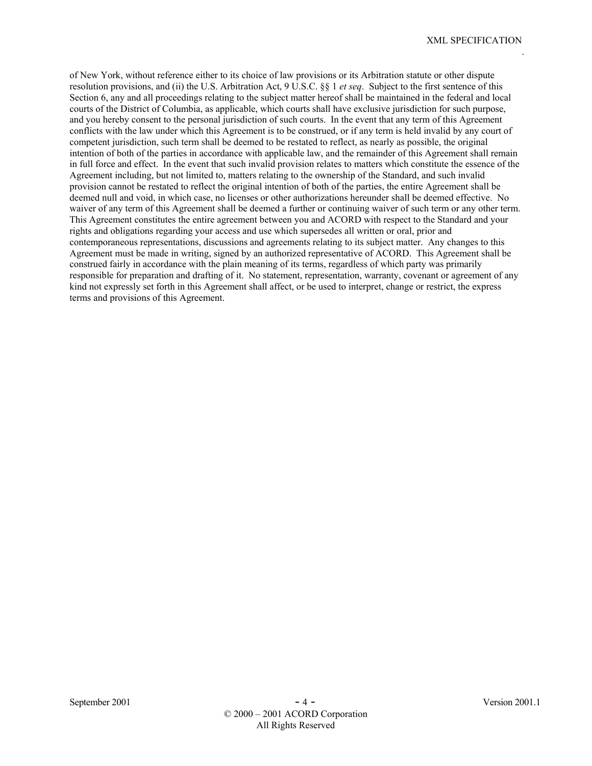of New York, without reference either to its choice of law provisions or its Arbitration statute or other dispute resolution provisions, and (ii) the U.S. Arbitration Act, 9 U.S.C. §§ 1 *et seq*. Subject to the first sentence of this Section 6, any and all proceedings relating to the subject matter hereof shall be maintained in the federal and local courts of the District of Columbia, as applicable, which courts shall have exclusive jurisdiction for such purpose, and you hereby consent to the personal jurisdiction of such courts. In the event that any term of this Agreement conflicts with the law under which this Agreement is to be construed, or if any term is held invalid by any court of competent jurisdiction, such term shall be deemed to be restated to reflect, as nearly as possible, the original intention of both of the parties in accordance with applicable law, and the remainder of this Agreement shall remain in full force and effect. In the event that such invalid provision relates to matters which constitute the essence of the Agreement including, but not limited to, matters relating to the ownership of the Standard, and such invalid provision cannot be restated to reflect the original intention of both of the parties, the entire Agreement shall be deemed null and void, in which case, no licenses or other authorizations hereunder shall be deemed effective. No waiver of any term of this Agreement shall be deemed a further or continuing waiver of such term or any other term. This Agreement constitutes the entire agreement between you and ACORD with respect to the Standard and your rights and obligations regarding your access and use which supersedes all written or oral, prior and contemporaneous representations, discussions and agreements relating to its subject matter. Any changes to this Agreement must be made in writing, signed by an authorized representative of ACORD. This Agreement shall be construed fairly in accordance with the plain meaning of its terms, regardless of which party was primarily responsible for preparation and drafting of it. No statement, representation, warranty, covenant or agreement of any kind not expressly set forth in this Agreement shall affect, or be used to interpret, change or restrict, the express terms and provisions of this Agreement.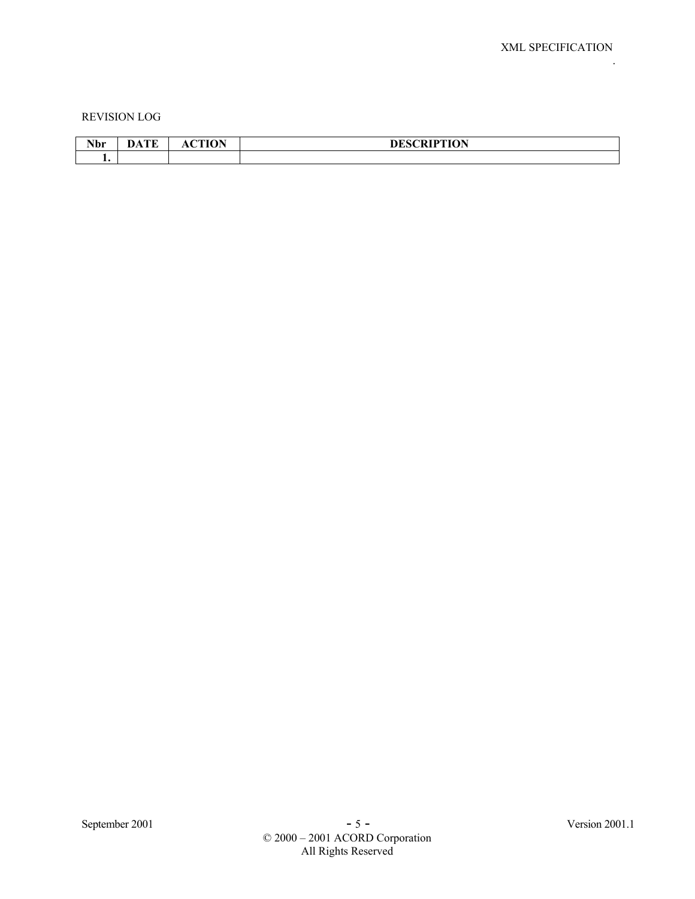REVISION LOG

| Nbr | DATE | ACTION | DESCRIPTION |
|---|---|---|---|
| 1. | | | |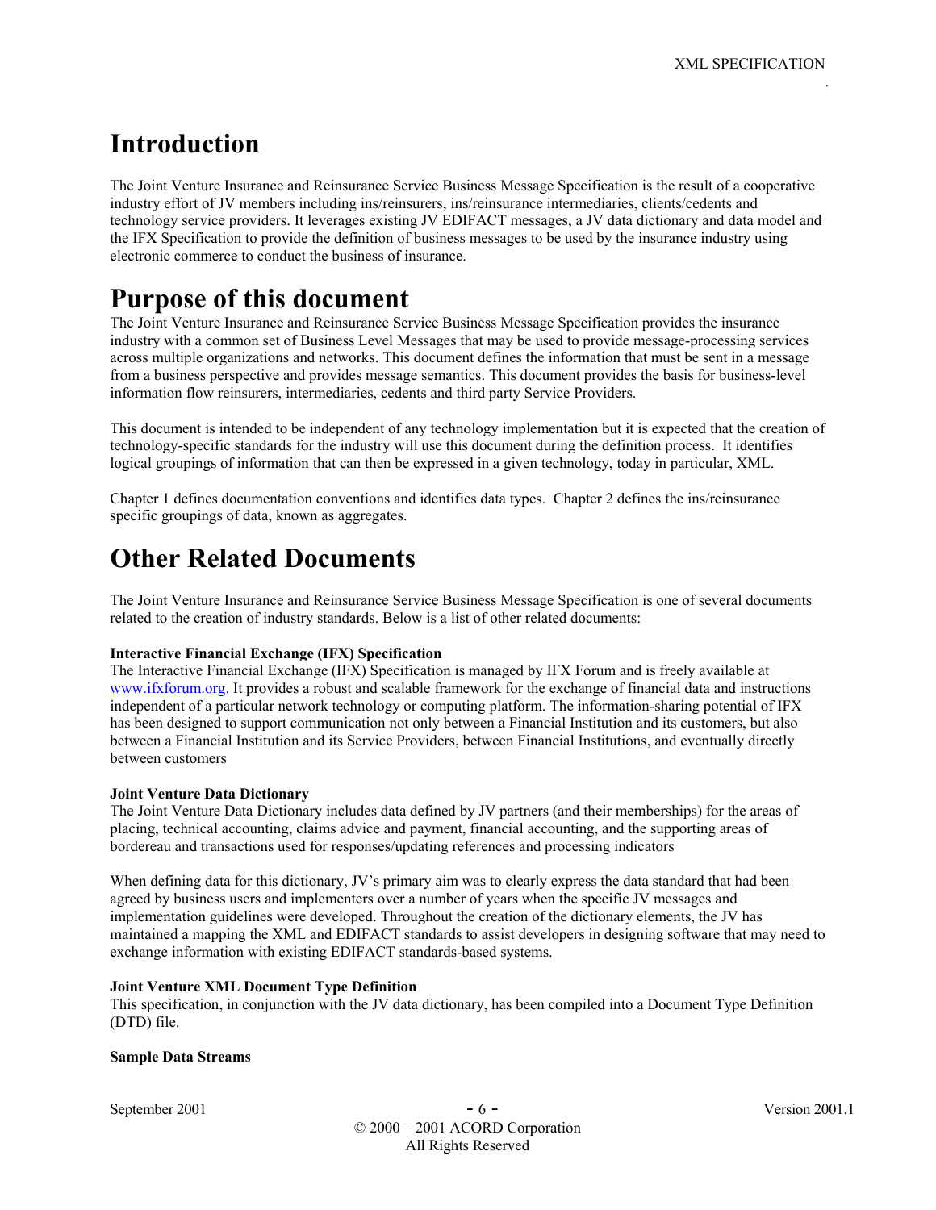# Introduction

The Joint Venture Insurance and Reinsurance Service Business Message Specification is the result of a cooperative industry effort of JV members including ins/reinsurers, ins/reinsurance intermediaries, clients/cedents and technology service providers. It leverages existing JV EDIFACT messages, a JV data dictionary and data model and the IFX Specification to provide the definition of business messages to be used by the insurance industry using electronic commerce to conduct the business of insurance.

# Purpose of this document

The Joint Venture Insurance and Reinsurance Service Business Message Specification provides the insurance industry with a common set of Business Level Messages that may be used to provide message-processing services across multiple organizations and networks. This document defines the information that must be sent in a message from a business perspective and provides message semantics. This document provides the basis for business-level information flow reinsurers, intermediaries, cedents and third party Service Providers.

This document is intended to be independent of any technology implementation but it is expected that the creation of technology-specific standards for the industry will use this document during the definition process. It identifies logical groupings of information that can then be expressed in a given technology, today in particular, XML.

Chapter 1 defines documentation conventions and identifies data types. Chapter 2 defines the ins/reinsurance specific groupings of data, known as aggregates.

# Other Related Documents

The Joint Venture Insurance and Reinsurance Service Business Message Specification is one of several documents related to the creation of industry standards. Below is a list of other related documents:

**Interactive Financial Exchange (IFX) Specification**
The Interactive Financial Exchange (IFX) Specification is managed by IFX Forum and is freely available at www.ifxforum.org. It provides a robust and scalable framework for the exchange of financial data and instructions independent of a particular network technology or computing platform. The information-sharing potential of IFX has been designed to support communication not only between a Financial Institution and its customers, but also between a Financial Institution and its Service Providers, between Financial Institutions, and eventually directly between customers

**Joint Venture Data Dictionary**
The Joint Venture Data Dictionary includes data defined by JV partners (and their memberships) for the areas of placing, technical accounting, claims advice and payment, financial accounting, and the supporting areas of bordereau and transactions used for responses/updating references and processing indicators

When defining data for this dictionary, JV's primary aim was to clearly express the data standard that had been agreed by business users and implementers over a number of years when the specific JV messages and implementation guidelines were developed. Throughout the creation of the dictionary elements, the JV has maintained a mapping the XML and EDIFACT standards to assist developers in designing software that may need to exchange information with existing EDIFACT standards-based systems.

**Joint Venture XML Document Type Definition**
This specification, in conjunction with the JV data dictionary, has been compiled into a Document Type Definition (DTD) file.

**Sample Data Streams**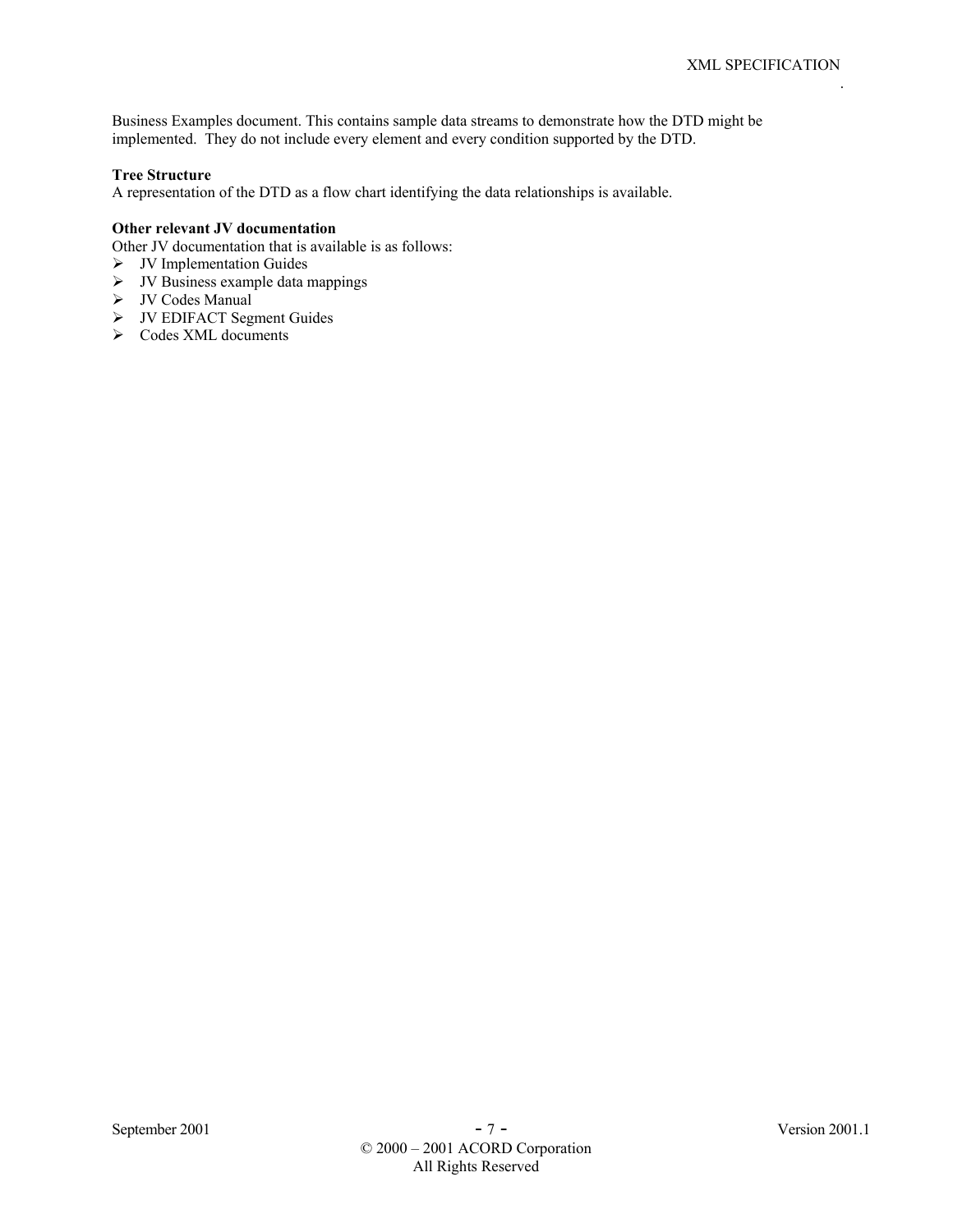Business Examples document. This contains sample data streams to demonstrate how the DTD might be implemented. They do not include every element and every condition supported by the DTD.

**Tree Structure**
A representation of the DTD as a flow chart identifying the data relationships is available.

**Other relevant JV documentation**
Other JV documentation that is available is as follows:

- JV Implementation Guides
- JV Business example data mappings
- JV Codes Manual
- JV EDIFACT Segment Guides
- Codes XML documents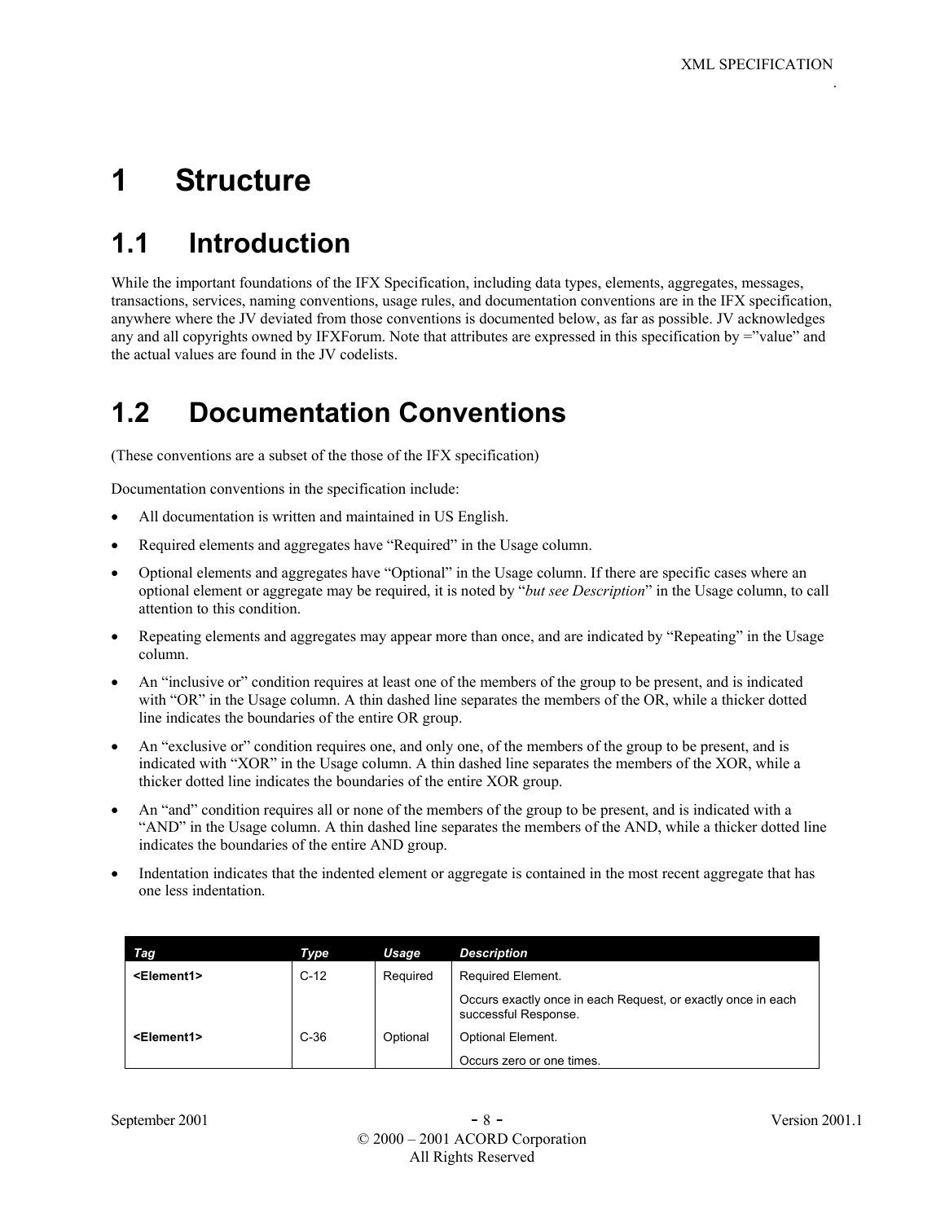# 1 Structure

## 1.1 Introduction

While the important foundations of the IFX Specification, including data types, elements, aggregates, messages, transactions, services, naming conventions, usage rules, and documentation conventions are in the IFX specification, anywhere where the JV deviated from those conventions is documented below, as far as possible. JV acknowledges any and all copyrights owned by IFXForum. Note that attributes are expressed in this specification by =”value” and the actual values are found in the JV codelists.

## 1.2 Documentation Conventions

(These conventions are a subset of the those of the IFX specification)

Documentation conventions in the specification include:

- All documentation is written and maintained in US English.
- Required elements and aggregates have “Required” in the Usage column.
- Optional elements and aggregates have “Optional” in the Usage column. If there are specific cases where an optional element or aggregate may be required, it is noted by “*but see Description*” in the Usage column, to call attention to this condition.
- Repeating elements and aggregates may appear more than once, and are indicated by “Repeating” in the Usage column.
- An “inclusive or” condition requires at least one of the members of the group to be present, and is indicated with “OR” in the Usage column. A thin dashed line separates the members of the OR, while a thicker dotted line indicates the boundaries of the entire OR group.
- An “exclusive or” condition requires one, and only one, of the members of the group to be present, and is indicated with “XOR” in the Usage column. A thin dashed line separates the members of the XOR, while a thicker dotted line indicates the boundaries of the entire XOR group.
- An “and” condition requires all or none of the members of the group to be present, and is indicated with a “AND” in the Usage column. A thin dashed line separates the members of the AND, while a thicker dotted line indicates the boundaries of the entire AND group.
- Indentation indicates that the indented element or aggregate is contained in the most recent aggregate that has one less indentation.

| *Tag* | *Type* | *Usage* | *Description* |
|---|---|---|---|
| **<Element1>** | C-12 | Required | Required Element.<br><br>Occurs exactly once in each Request, or exactly once in each successful Response. |
| **<Element1>** | C-36 | Optional | Optional Element.<br><br>Occurs zero or one times. |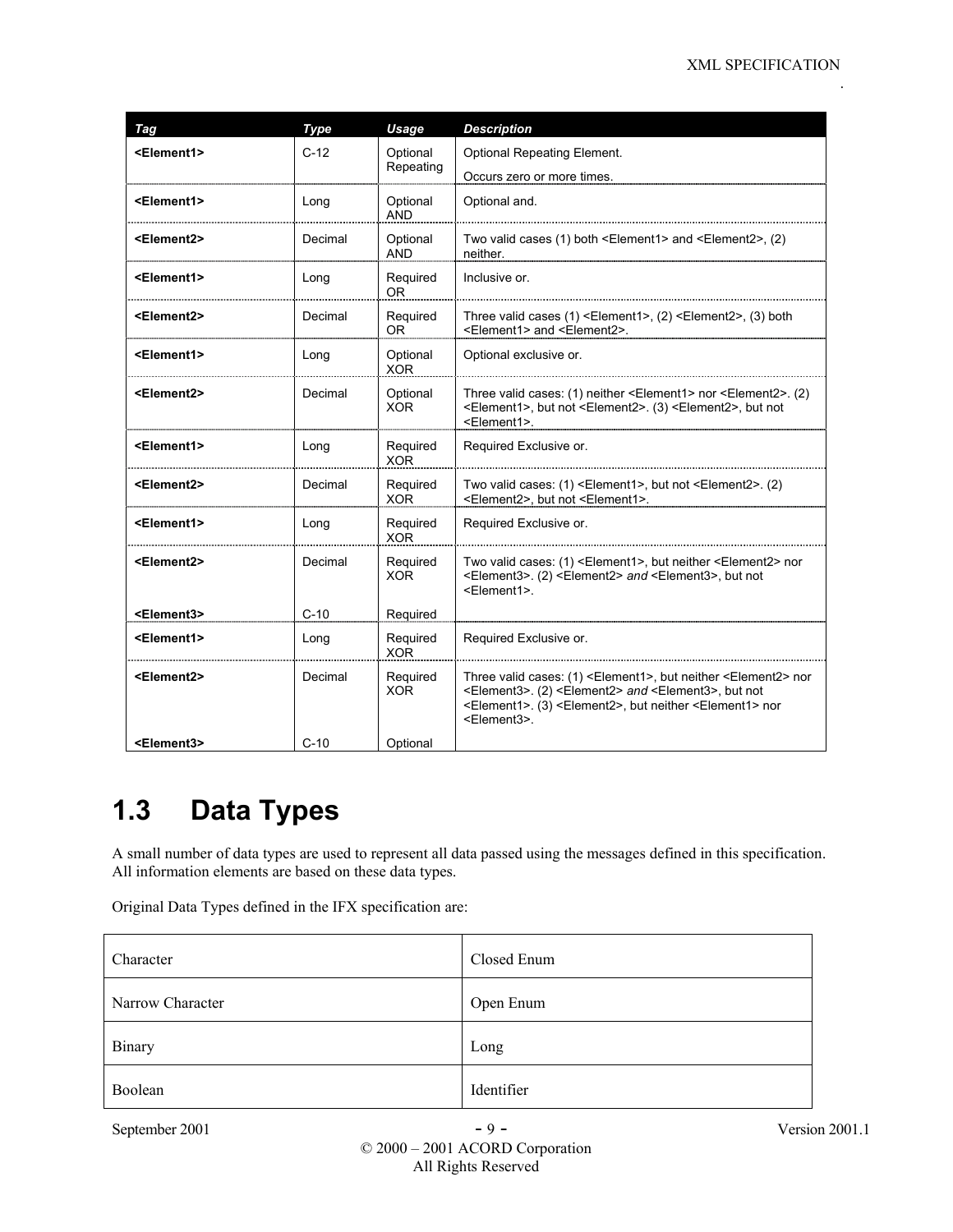| Tag | Type | Usage | Description |
| --- | --- | --- | --- |
| **<Element1>** | C-12 | Optional Repeating | Optional Repeating Element.<br>Occurs zero or more times. |
| **<Element1>** | Long | Optional AND | Optional and. |
| **<Element2>** | Decimal | Optional AND | Two valid cases (1) both <Element1> and <Element2>, (2) neither. |
| **<Element1>** | Long | Required OR | Inclusive or. |
| **<Element2>** | Decimal | Required OR | Three valid cases (1) <Element1>, (2) <Element2>, (3) both <Element1> and <Element2>. |
| **<Element1>** | Long | Optional XOR | Optional exclusive or. |
| **<Element2>** | Decimal | Optional XOR | Three valid cases: (1) neither <Element1> nor <Element2>. (2) <Element1>, but not <Element2>. (3) <Element2>, but not <Element1>. |
| **<Element1>** | Long | Required XOR | Required Exclusive or. |
| **<Element2>** | Decimal | Required XOR | Two valid cases: (1) <Element1>, but not <Element2>. (2) <Element2>, but not <Element1>. |
| **<Element1>** | Long | Required XOR | Required Exclusive or. |
| **<Element2>**<br>**<Element3>** | Decimal<br>C-10 | Required XOR<br>Required | Two valid cases: (1) <Element1>, but neither <Element2> nor <Element3>. (2) <Element2> *and* <Element3>, but not <Element1>. |
| **<Element1>** | Long | Required XOR | Required Exclusive or. |
| **<Element2>**<br>**<Element3>** | Decimal<br>C-10 | Required XOR<br>Optional | Three valid cases: (1) <Element1>, but neither <Element2> nor <Element3>. (2) <Element2> *and* <Element3>, but not <Element1>. (3) <Element2>, but neither <Element1> nor <Element3>. |

## 1.3 Data Types

A small number of data types are used to represent all data passed using the messages defined in this specification. All information elements are based on these data types.

Original Data Types defined in the IFX specification are:

| | |
| --- | --- |
| Character | Closed Enum |
| Narrow Character | Open Enum |
| Binary | Long |
| Boolean | Identifier |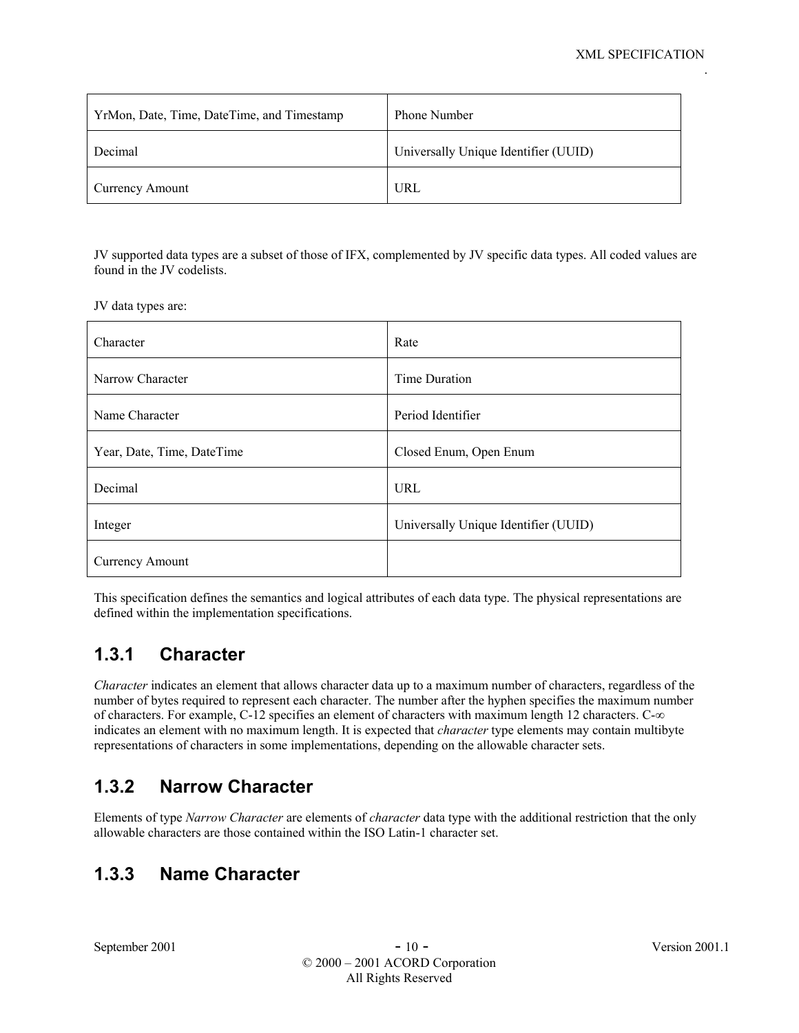| | |
|---|---|
| YrMon, Date, Time, DateTime, and Timestamp | Phone Number |
| Decimal | Universally Unique Identifier (UUID) |
| Currency Amount | URL |

JV supported data types are a subset of those of IFX, complemented by JV specific data types. All coded values are found in the JV codelists.

JV data types are:

| | |
|---|---|
| Character | Rate |
| Narrow Character | Time Duration |
| Name Character | Period Identifier |
| Year, Date, Time, DateTime | Closed Enum, Open Enum |
| Decimal | URL |
| Integer | Universally Unique Identifier (UUID) |
| Currency Amount | |

This specification defines the semantics and logical attributes of each data type. The physical representations are defined within the implementation specifications.

### 1.3.1 Character

*Character* indicates an element that allows character data up to a maximum number of characters, regardless of the number of bytes required to represent each character. The number after the hyphen specifies the maximum number of characters. For example, C-12 specifies an element of characters with maximum length 12 characters. C-∞ indicates an element with no maximum length. It is expected that *character* type elements may contain multibyte representations of characters in some implementations, depending on the allowable character sets.

### 1.3.2 Narrow Character

Elements of type *Narrow Character* are elements of *character* data type with the additional restriction that the only allowable characters are those contained within the ISO Latin-1 character set.

### 1.3.3 Name Character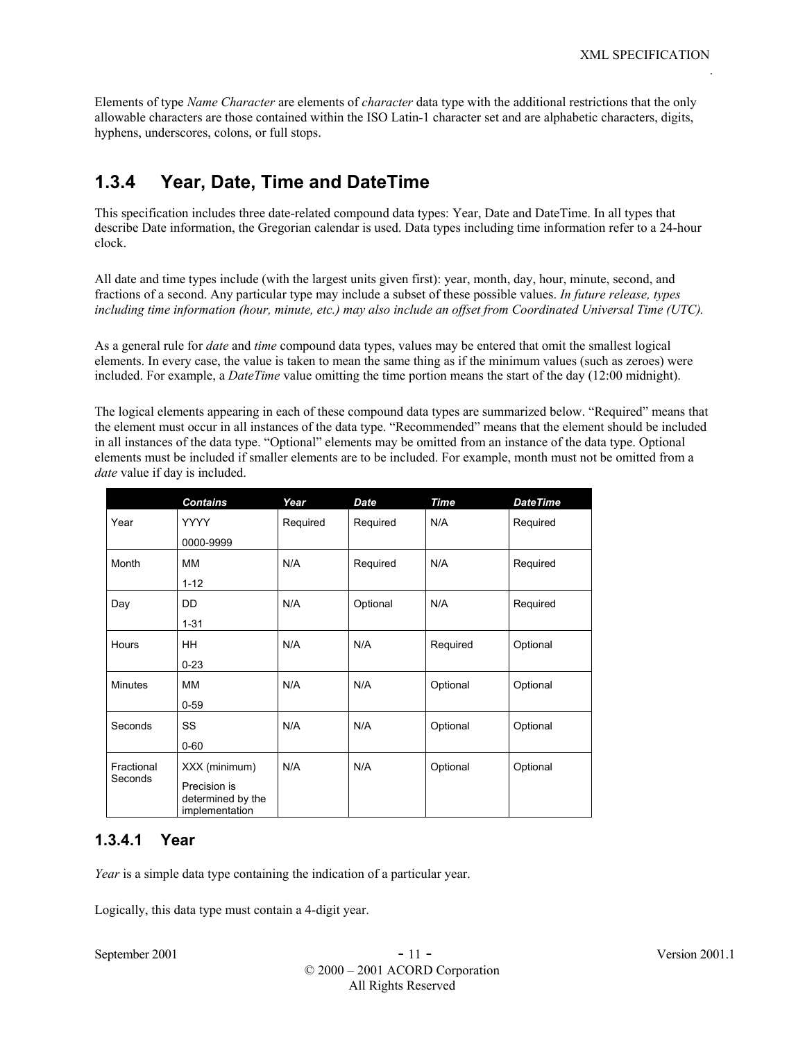Elements of type *Name Character* are elements of *character* data type with the additional restrictions that the only allowable characters are those contained within the ISO Latin-1 character set and are alphabetic characters, digits, hyphens, underscores, colons, or full stops.

## 1.3.4 Year, Date, Time and DateTime

This specification includes three date-related compound data types: Year, Date and DateTime. In all types that describe Date information, the Gregorian calendar is used. Data types including time information refer to a 24-hour clock.

All date and time types include (with the largest units given first): year, month, day, hour, minute, second, and fractions of a second. Any particular type may include a subset of these possible values. *In future release, types including time information (hour, minute, etc.) may also include an offset from Coordinated Universal Time (UTC).*

As a general rule for *date* and *time* compound data types, values may be entered that omit the smallest logical elements. In every case, the value is taken to mean the same thing as if the minimum values (such as zeroes) were included. For example, a *DateTime* value omitting the time portion means the start of the day (12:00 midnight).

The logical elements appearing in each of these compound data types are summarized below. "Required" means that the element must occur in all instances of the data type. "Recommended" means that the element should be included in all instances of the data type. "Optional" elements may be omitted from an instance of the data type. Optional elements must be included if smaller elements are to be included. For example, month must not be omitted from a *date* value if day is included.

| | ***Contains*** | ***Year*** | ***Date*** | ***Time*** | ***DateTime*** |
|---|---|---|---|---|---|
| Year | YYYY<br>0000-9999 | Required | Required | N/A | Required |
| Month | MM<br>1-12 | N/A | Required | N/A | Required |
| Day | DD<br>1-31 | N/A | Optional | N/A | Required |
| Hours | HH<br>0-23 | N/A | N/A | Required | Optional |
| Minutes | MM<br>0-59 | N/A | N/A | Optional | Optional |
| Seconds | SS<br>0-60 | N/A | N/A | Optional | Optional |
| Fractional Seconds | XXX (minimum)<br>Precision is determined by the implementation | N/A | N/A | Optional | Optional |

### 1.3.4.1 Year

*Year* is a simple data type containing the indication of a particular year.

Logically, this data type must contain a 4-digit year.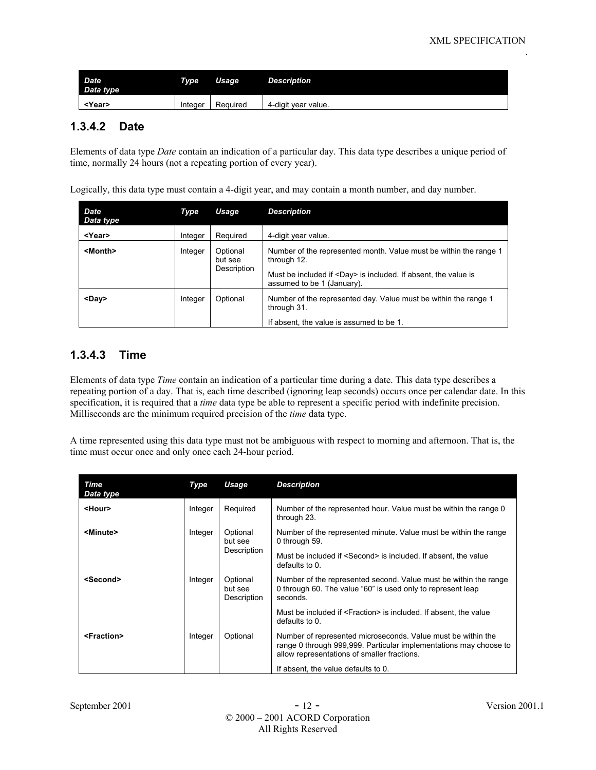| Date Data type | Type | Usage | Description |
|---|---|---|---|
| **<Year>** | Integer | Required | 4-digit year value. |

### 1.3.4.2 Date

Elements of data type *Date* contain an indication of a particular day. This data type describes a unique period of time, normally 24 hours (not a repeating portion of every year).

Logically, this data type must contain a 4-digit year, and may contain a month number, and day number.

| Date Data type | Type | Usage | Description |
|---|---|---|---|
| **<Year>** | Integer | Required | 4-digit year value. |
| **<Month>** | Integer | Optional but see Description | Number of the represented month. Value must be within the range 1 through 12. Must be included if <Day> is included. If absent, the value is assumed to be 1 (January). |
| **<Day>** | Integer | Optional | Number of the represented day. Value must be within the range 1 through 31. If absent, the value is assumed to be 1. |

### 1.3.4.3 Time

Elements of data type *Time* contain an indication of a particular time during a date. This data type describes a repeating portion of a day. That is, each time described (ignoring leap seconds) occurs once per calendar date. In this specification, it is required that a *time* data type be able to represent a specific period with indefinite precision. Milliseconds are the minimum required precision of the *time* data type.

A time represented using this data type must not be ambiguous with respect to morning and afternoon. That is, the time must occur once and only once each 24-hour period.

| Time Data type | Type | Usage | Description |
|---|---|---|---|
| **<Hour>** | Integer | Required | Number of the represented hour. Value must be within the range 0 through 23. |
| **<Minute>** | Integer | Optional but see Description | Number of the represented minute. Value must be within the range 0 through 59. Must be included if <Second> is included. If absent, the value defaults to 0. |
| **<Second>** | Integer | Optional but see Description | Number of the represented second. Value must be within the range 0 through 60. The value "60" is used only to represent leap seconds. Must be included if <Fraction> is included. If absent, the value defaults to 0. |
| **<Fraction>** | Integer | Optional | Number of represented microseconds. Value must be within the range 0 through 999,999. Particular implementations may choose to allow representations of smaller fractions. If absent, the value defaults to 0. |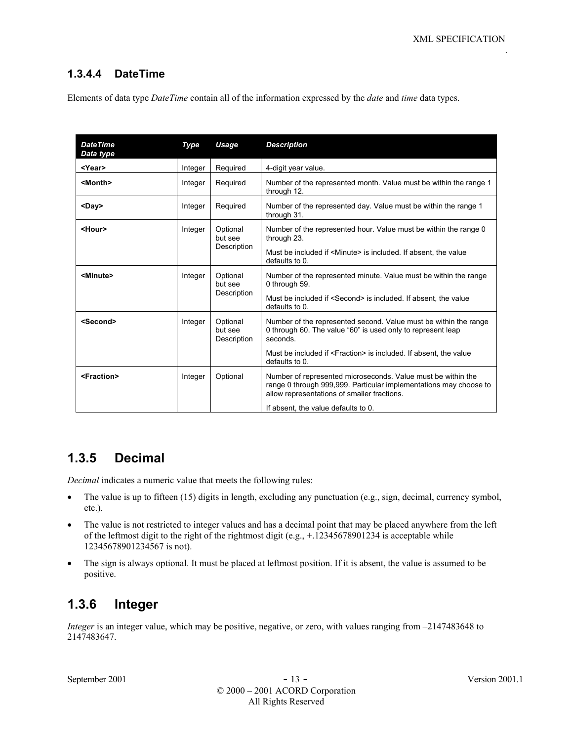#### 1.3.4.4 DateTime

Elements of data type *DateTime* contain all of the information expressed by the *date* and *time* data types.

| ***DateTime Data type*** | ***Type*** | ***Usage*** | ***Description*** |
|---|---|---|---|
| **<Year>** | Integer | Required | 4-digit year value. |
| **<Month>** | Integer | Required | Number of the represented month. Value must be within the range 1 through 12. |
| **<Day>** | Integer | Required | Number of the represented day. Value must be within the range 1 through 31. |
| **<Hour>** | Integer | Optional but see Description | Number of the represented hour. Value must be within the range 0 through 23.<br><br>Must be included if <Minute> is included. If absent, the value defaults to 0. |
| **<Minute>** | Integer | Optional but see Description | Number of the represented minute. Value must be within the range 0 through 59.<br><br>Must be included if <Second> is included. If absent, the value defaults to 0. |
| **<Second>** | Integer | Optional but see Description | Number of the represented second. Value must be within the range 0 through 60. The value "60" is used only to represent leap seconds.<br><br>Must be included if <Fraction> is included. If absent, the value defaults to 0. |
| **<Fraction>** | Integer | Optional | Number of represented microseconds. Value must be within the range 0 through 999,999. Particular implementations may choose to allow representations of smaller fractions.<br><br>If absent, the value defaults to 0. |

## 1.3.5 Decimal

*Decimal* indicates a numeric value that meets the following rules:

- The value is up to fifteen (15) digits in length, excluding any punctuation (e.g., sign, decimal, currency symbol, etc.).
- The value is not restricted to integer values and has a decimal point that may be placed anywhere from the left of the leftmost digit to the right of the rightmost digit (e.g., +.12345678901234 is acceptable while 12345678901234567 is not).
- The sign is always optional. It must be placed at leftmost position. If it is absent, the value is assumed to be positive.

## 1.3.6 Integer

*Integer* is an integer value, which may be positive, negative, or zero, with values ranging from –2147483648 to 2147483647.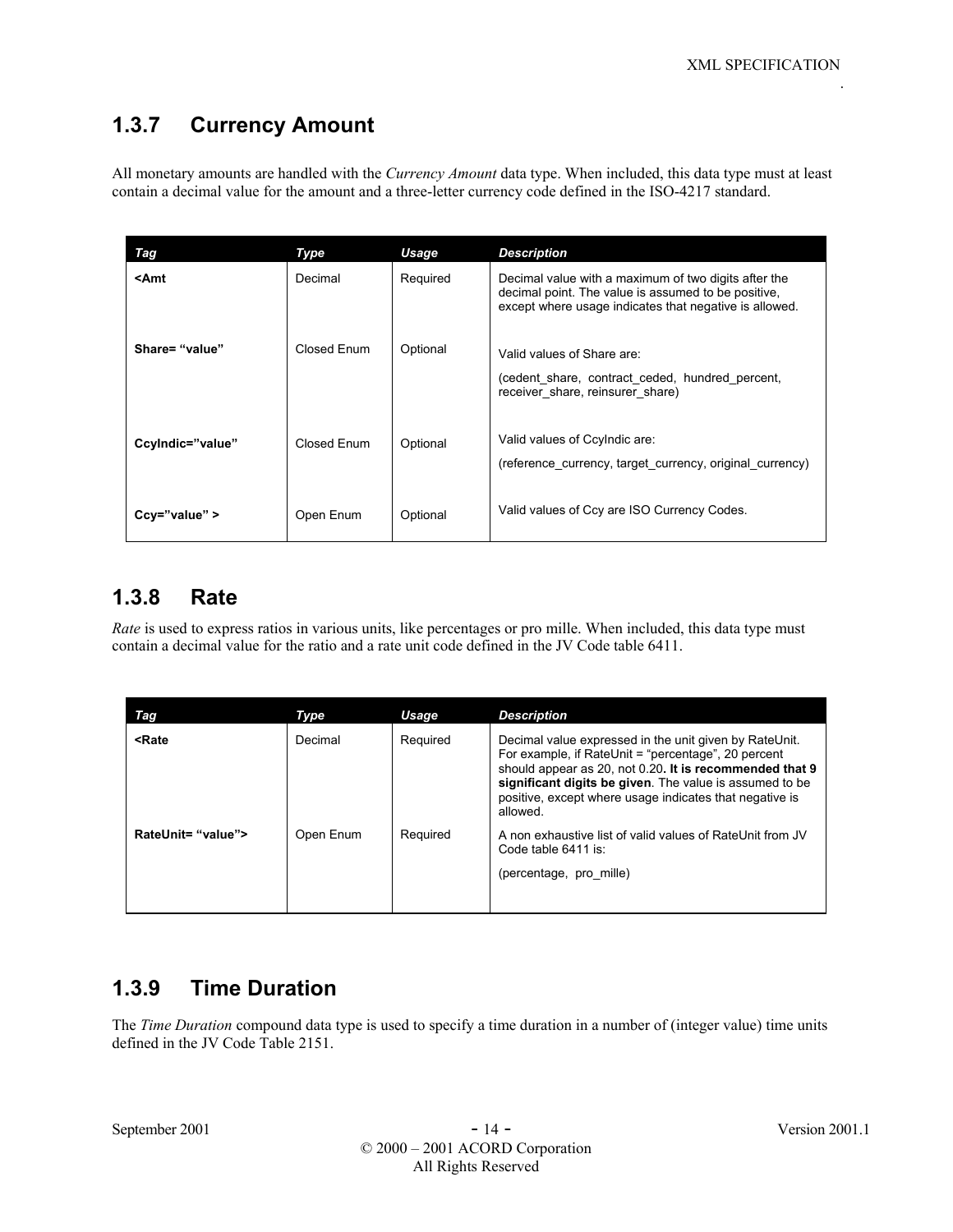## 1.3.7 Currency Amount

All monetary amounts are handled with the *Currency Amount* data type. When included, this data type must at least contain a decimal value for the amount and a three-letter currency code defined in the ISO-4217 standard.

| Tag | Type | Usage | Description |
|---|---|---|---|
| **<Amt** | Decimal | Required | Decimal value with a maximum of two digits after the decimal point. The value is assumed to be positive, except where usage indicates that negative is allowed. |
| **Share= "value"** | Closed Enum | Optional | Valid values of Share are: (cedent_share, contract_ceded, hundred_percent, receiver_share, reinsurer_share) |
| **CcyIndic="value"** | Closed Enum | Optional | Valid values of CcyIndic are: (reference_currency, target_currency, original_currency) |
| **Ccy="value" >** | Open Enum | Optional | Valid values of Ccy are ISO Currency Codes. |

## 1.3.8 Rate

*Rate* is used to express ratios in various units, like percentages or pro mille. When included, this data type must contain a decimal value for the ratio and a rate unit code defined in the JV Code table 6411.

| Tag | Type | Usage | Description |
|---|---|---|---|
| **<Rate** | Decimal | Required | Decimal value expressed in the unit given by RateUnit. For example, if RateUnit = "percentage", 20 percent should appear as 20, not 0.20**. It is recommended that 9 significant digits be given**. The value is assumed to be positive, except where usage indicates that negative is allowed. |
| **RateUnit= "value">** | Open Enum | Required | A non exhaustive list of valid values of RateUnit from JV Code table 6411 is: (percentage, pro_mille) |

## 1.3.9 Time Duration

The *Time Duration* compound data type is used to specify a time duration in a number of (integer value) time units defined in the JV Code Table 2151.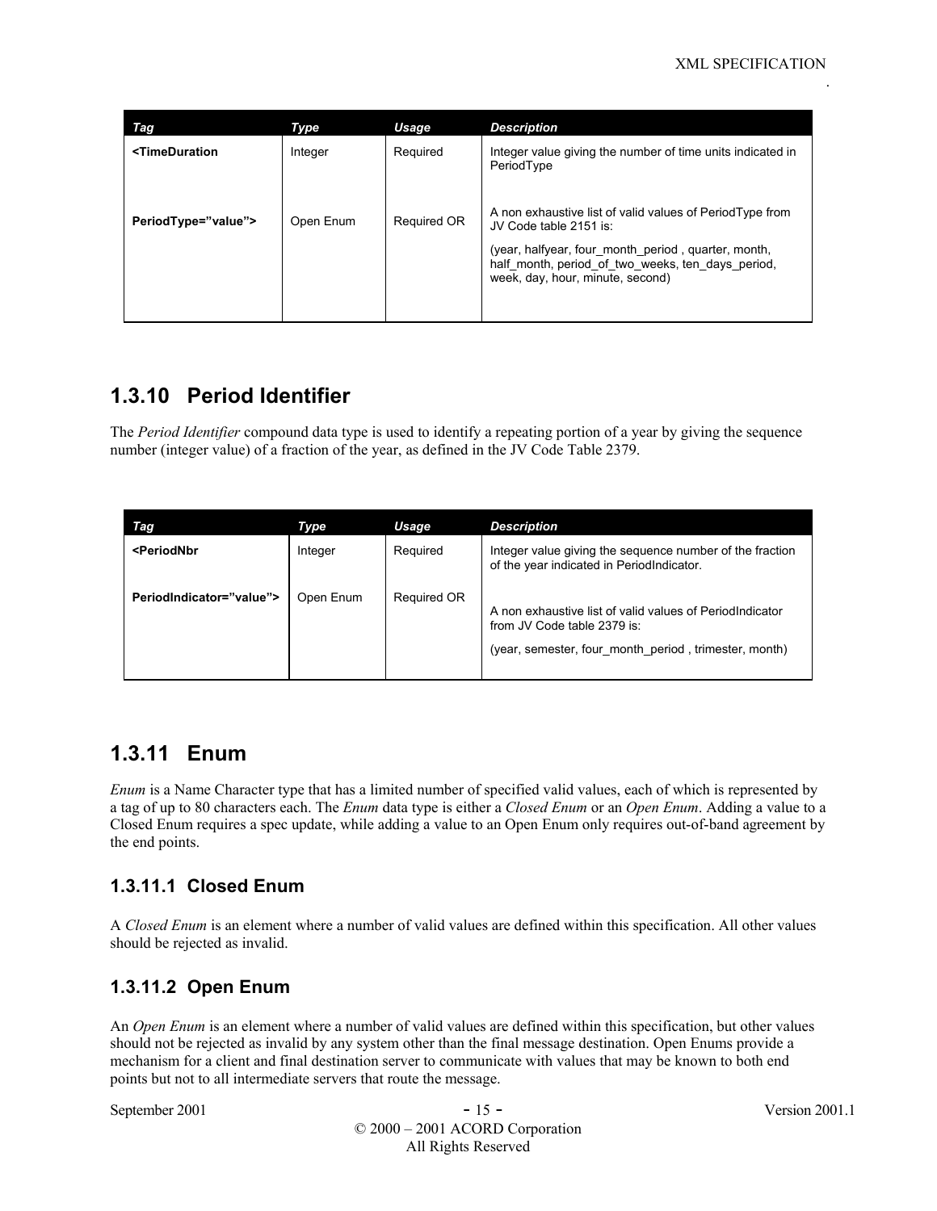| Tag | Type | Usage | Description |
|---|---|---|---|
| **<TimeDuration** | Integer | Required | Integer value giving the number of time units indicated in PeriodType |
| **PeriodType=”value”>** | Open Enum | Required OR | A non exhaustive list of valid values of PeriodType from JV Code table 2151 is: (year, halfyear, four_month_period , quarter, month, half_month, period_of_two_weeks, ten_days_period, week, day, hour, minute, second) |

## 1.3.10 Period Identifier

The *Period Identifier* compound data type is used to identify a repeating portion of a year by giving the sequence number (integer value) of a fraction of the year, as defined in the JV Code Table 2379.

| Tag | Type | Usage | Description |
|---|---|---|---|
| **<PeriodNbr** | Integer | Required | Integer value giving the sequence number of the fraction of the year indicated in PeriodIndicator. |
| **PeriodIndicator=”value”>** | Open Enum | Required OR | A non exhaustive list of valid values of PeriodIndicator from JV Code table 2379 is: (year, semester, four_month_period , trimester, month) |

## 1.3.11 Enum

*Enum* is a Name Character type that has a limited number of specified valid values, each of which is represented by a tag of up to 80 characters each. The *Enum* data type is either a *Closed Enum* or an *Open Enum*. Adding a value to a Closed Enum requires a spec update, while adding a value to an Open Enum only requires out-of-band agreement by the end points.

### 1.3.11.1 Closed Enum

A *Closed Enum* is an element where a number of valid values are defined within this specification. All other values should be rejected as invalid.

### 1.3.11.2 Open Enum

An *Open Enum* is an element where a number of valid values are defined within this specification, but other values should not be rejected as invalid by any system other than the final message destination. Open Enums provide a mechanism for a client and final destination server to communicate with values that may be known to both end points but not to all intermediate servers that route the message.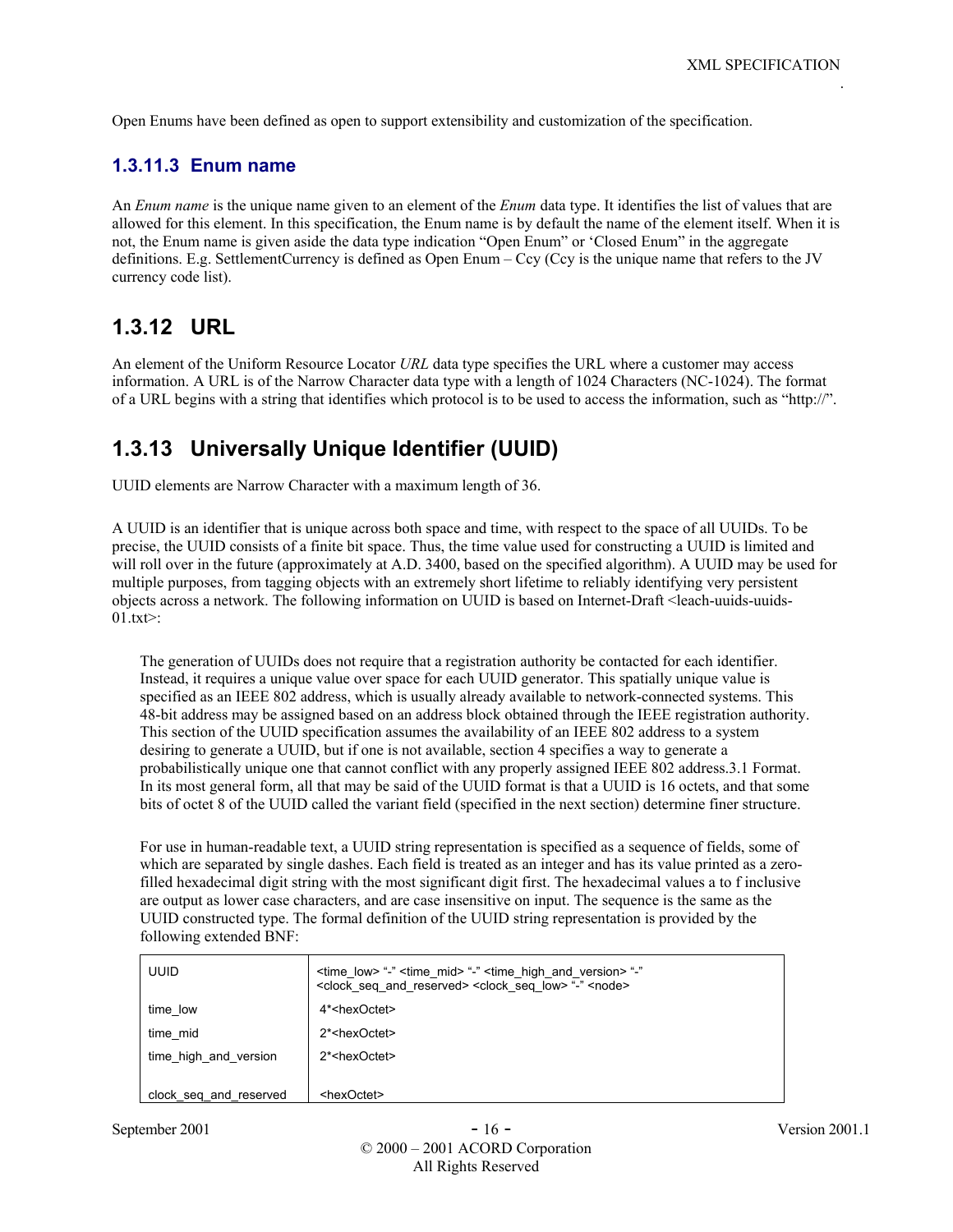Open Enums have been defined as open to support extensibility and customization of the specification.

#### 1.3.11.3 Enum name

An *Enum name* is the unique name given to an element of the *Enum* data type. It identifies the list of values that are allowed for this element. In this specification, the Enum name is by default the name of the element itself. When it is not, the Enum name is given aside the data type indication “Open Enum” or ‘Closed Enum” in the aggregate definitions. E.g. SettlementCurrency is defined as Open Enum – Ccy (Ccy is the unique name that refers to the JV currency code list).

### 1.3.12 URL

An element of the Uniform Resource Locator *URL* data type specifies the URL where a customer may access information. A URL is of the Narrow Character data type with a length of 1024 Characters (NC-1024). The format of a URL begins with a string that identifies which protocol is to be used to access the information, such as “http://”.

### 1.3.13 Universally Unique Identifier (UUID)

UUID elements are Narrow Character with a maximum length of 36.

A UUID is an identifier that is unique across both space and time, with respect to the space of all UUIDs. To be precise, the UUID consists of a finite bit space. Thus, the time value used for constructing a UUID is limited and will roll over in the future (approximately at A.D. 3400, based on the specified algorithm). A UUID may be used for multiple purposes, from tagging objects with an extremely short lifetime to reliably identifying very persistent objects across a network. The following information on UUID is based on Internet-Draft <leach-uuids-uuids-01.txt>:

> The generation of UUIDs does not require that a registration authority be contacted for each identifier. Instead, it requires a unique value over space for each UUID generator. This spatially unique value is specified as an IEEE 802 address, which is usually already available to network-connected systems. This 48-bit address may be assigned based on an address block obtained through the IEEE registration authority. This section of the UUID specification assumes the availability of an IEEE 802 address to a system desiring to generate a UUID, but if one is not available, section 4 specifies a way to generate a probabilistically unique one that cannot conflict with any properly assigned IEEE 802 address.3.1 Format. In its most general form, all that may be said of the UUID format is that a UUID is 16 octets, and that some bits of octet 8 of the UUID called the variant field (specified in the next section) determine finer structure.
>
> For use in human-readable text, a UUID string representation is specified as a sequence of fields, some of which are separated by single dashes. Each field is treated as an integer and has its value printed as a zero-filled hexadecimal digit string with the most significant digit first. The hexadecimal values a to f inclusive are output as lower case characters, and are case insensitive on input. The sequence is the same as the UUID constructed type. The formal definition of the UUID string representation is provided by the following extended BNF:

| | |
|---|---|
| UUID | <time_low> “-” <time_mid> “-” <time_high_and_version> “-” <clock_seq_and_reserved> <clock_seq_low> “-” <node> |
| time_low | 4*<hexOctet> |
| time_mid | 2*<hexOctet> |
| time_high_and_version | 2*<hexOctet> |
| clock_seq_and_reserved | <hexOctet> |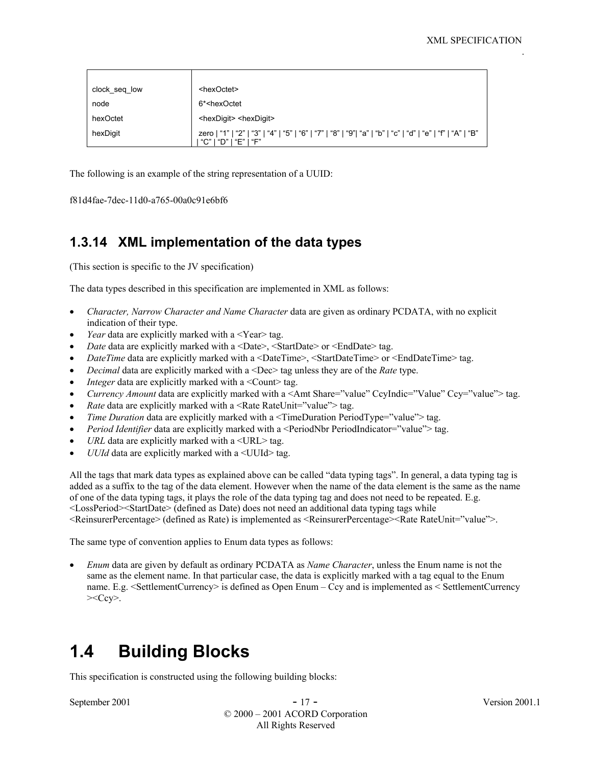| | |
|---|---|
| clock_seq_low | <hexOctet> |
| node | 6*<hexOctet |
| hexOctet | <hexDigit> <hexDigit> |
| hexDigit | zero \| "1" \| "2" \| "3" \| "4" \| "5" \| "6" \| "7" \| "8" \| "9"\| "a" \| "b" \| "c" \| "d" \| "e" \| "f" \| "A" \| "B" \| "C" \| "D" \| "E" \| "F" |

The following is an example of the string representation of a UUID:

f81d4fae-7dec-11d0-a765-00a0c91e6bf6

### 1.3.14 XML implementation of the data types

(This section is specific to the JV specification)

The data types described in this specification are implemented in XML as follows:

- *Character, Narrow Character and Name Character* data are given as ordinary PCDATA, with no explicit indication of their type.
- *Year* data are explicitly marked with a <Year> tag.
- *Date* data are explicitly marked with a <Date>, <StartDate> or <EndDate> tag.
- *DateTime* data are explicitly marked with a <DateTime>, <StartDateTime> or <EndDateTime> tag.
- *Decimal* data are explicitly marked with a <Dec> tag unless they are of the *Rate* type.
- *Integer* data are explicitly marked with a <Count> tag.
- *Currency Amount* data are explicitly marked with a <Amt Share="value" CcyIndic="Value" Ccy="value"> tag.
- *Rate* data are explicitly marked with a <Rate RateUnit="value"> tag.
- *Time Duration* data are explicitly marked with a <TimeDuration PeriodType="value"> tag.
- *Period Identifier* data are explicitly marked with a <PeriodNbr PeriodIndicator="value"> tag.
- *URL* data are explicitly marked with a <URL> tag.
- *UUId* data are explicitly marked with a <UUId> tag.

All the tags that mark data types as explained above can be called "data typing tags". In general, a data typing tag is added as a suffix to the tag of the data element. However when the name of the data element is the same as the name of one of the data typing tags, it plays the role of the data typing tag and does not need to be repeated. E.g. <LossPeriod><StartDate> (defined as Date) does not need an additional data typing tags while <ReinsurerPercentage> (defined as Rate) is implemented as <ReinsurerPercentage><Rate RateUnit="value">.

The same type of convention applies to Enum data types as follows:

- *Enum* data are given by default as ordinary PCDATA as *Name Character*, unless the Enum name is not the same as the element name. In that particular case, the data is explicitly marked with a tag equal to the Enum name. E.g. <SettlementCurrency> is defined as Open Enum – Ccy and is implemented as < SettlementCurrency ><Ccy>.

## 1.4 Building Blocks

This specification is constructed using the following building blocks: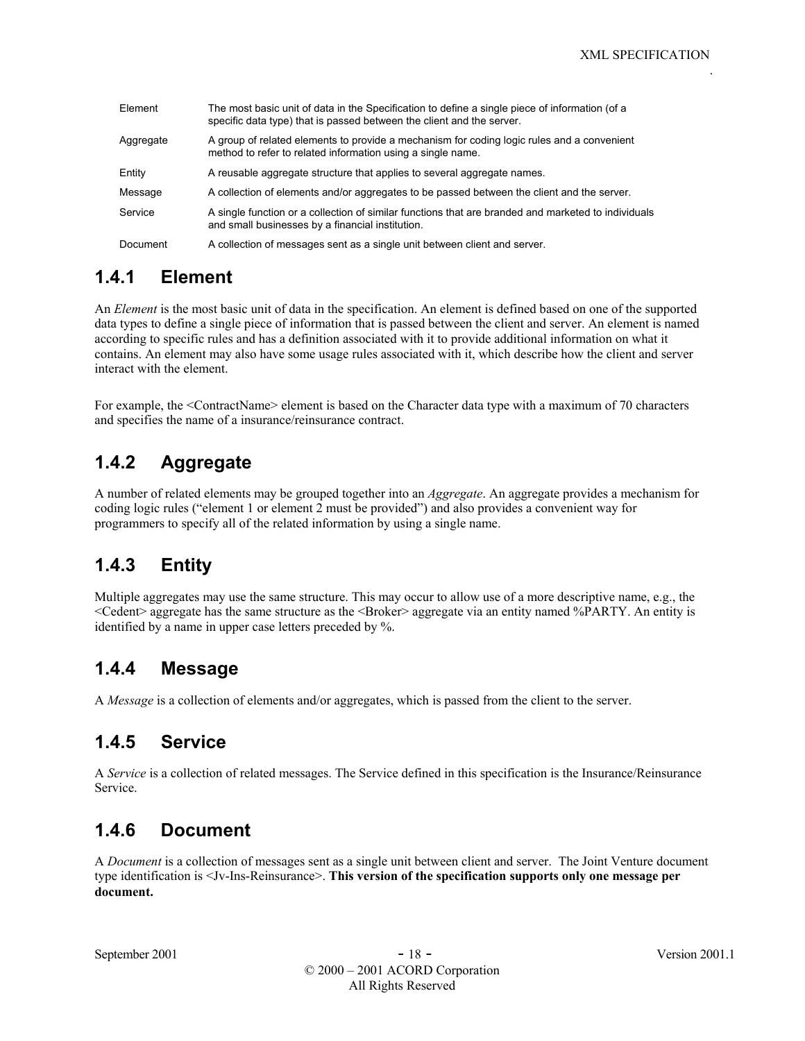| Term | Definition |
| --- | --- |
| Element | The most basic unit of data in the Specification to define a single piece of information (of a specific data type) that is passed between the client and the server. |
| Aggregate | A group of related elements to provide a mechanism for coding logic rules and a convenient method to refer to related information using a single name. |
| Entity | A reusable aggregate structure that applies to several aggregate names. |
| Message | A collection of elements and/or aggregates to be passed between the client and the server. |
| Service | A single function or a collection of similar functions that are branded and marketed to individuals and small businesses by a financial institution. |
| Document | A collection of messages sent as a single unit between client and server. |

### 1.4.1 Element

An *Element* is the most basic unit of data in the specification. An element is defined based on one of the supported data types to define a single piece of information that is passed between the client and server. An element is named according to specific rules and has a definition associated with it to provide additional information on what it contains. An element may also have some usage rules associated with it, which describe how the client and server interact with the element.

For example, the <ContractName> element is based on the Character data type with a maximum of 70 characters and specifies the name of a insurance/reinsurance contract.

### 1.4.2 Aggregate

A number of related elements may be grouped together into an *Aggregate*. An aggregate provides a mechanism for coding logic rules ("element 1 or element 2 must be provided") and also provides a convenient way for programmers to specify all of the related information by using a single name.

### 1.4.3 Entity

Multiple aggregates may use the same structure. This may occur to allow use of a more descriptive name, e.g., the <Cedent> aggregate has the same structure as the <Broker> aggregate via an entity named %PARTY. An entity is identified by a name in upper case letters preceded by %.

### 1.4.4 Message

A *Message* is a collection of elements and/or aggregates, which is passed from the client to the server.

### 1.4.5 Service

A *Service* is a collection of related messages. The Service defined in this specification is the Insurance/Reinsurance Service.

### 1.4.6 Document

A *Document* is a collection of messages sent as a single unit between client and server. The Joint Venture document type identification is <Jv-Ins-Reinsurance>. **This version of the specification supports only one message per document.**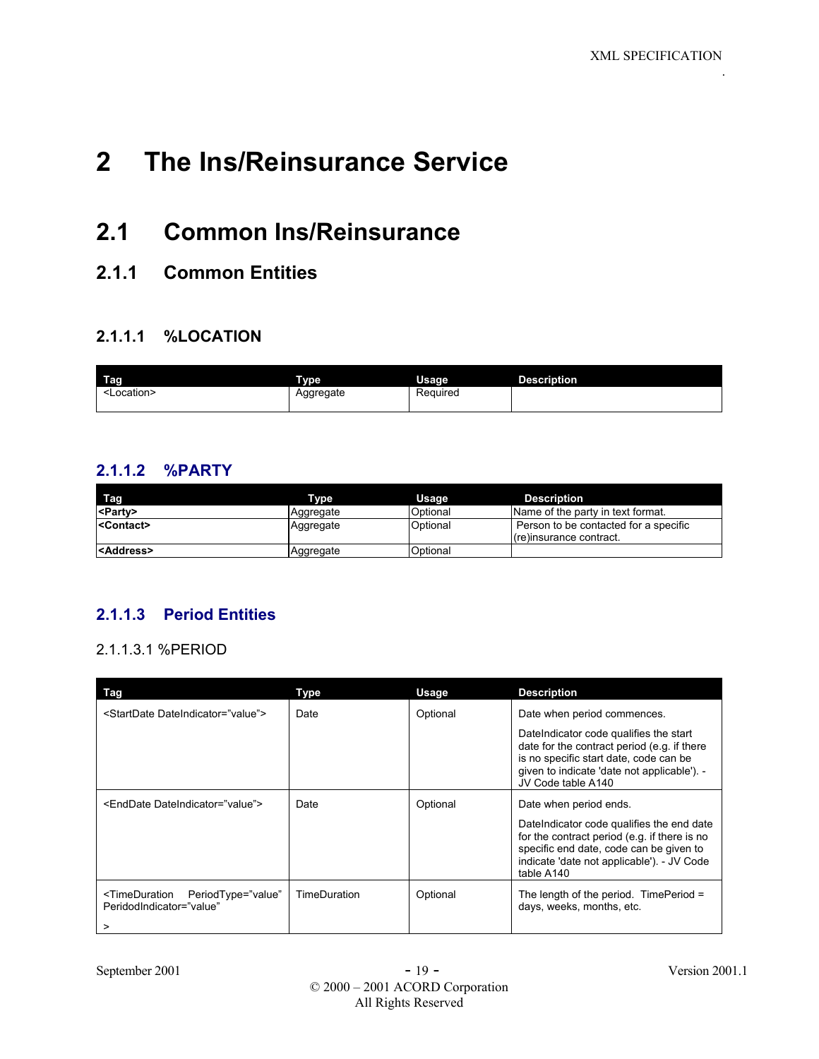# 2 The Ins/Reinsurance Service

## 2.1 Common Ins/Reinsurance

### 2.1.1 Common Entities

#### 2.1.1.1 %LOCATION

| Tag | Type | Usage | Description |
|---|---|---|---|
| <Location> | Aggregate | Required | |

#### 2.1.1.2 %PARTY

| Tag | Type | Usage | Description |
|---|---|---|---|
| **<Party>** | Aggregate | Optional | Name of the party in text format. |
| **<Contact>** | Aggregate | Optional | Person to be contacted for a specific (re)insurance contract. |
| **<Address>** | Aggregate | Optional | |

#### 2.1.1.3 Period Entities

2.1.1.3.1 %PERIOD

| Tag | Type | Usage | Description |
|---|---|---|---|
| <StartDate DateIndicator="value"> | Date | Optional | Date when period commences.<br><br>DateIndicator code qualifies the start date for the contract period (e.g. if there is no specific start date, code can be given to indicate 'date not applicable'). - JV Code table A140 |
| <EndDate DateIndicator="value"> | Date | Optional | Date when period ends.<br><br>DateIndicator code qualifies the end date for the contract period (e.g. if there is no specific end date, code can be given to indicate 'date not applicable'). - JV Code table A140 |
| <TimeDuration PeriodType="value" PeridodIndicator="value"<br><br>> | TimeDuration | Optional | The length of the period. TimePeriod = days, weeks, months, etc. |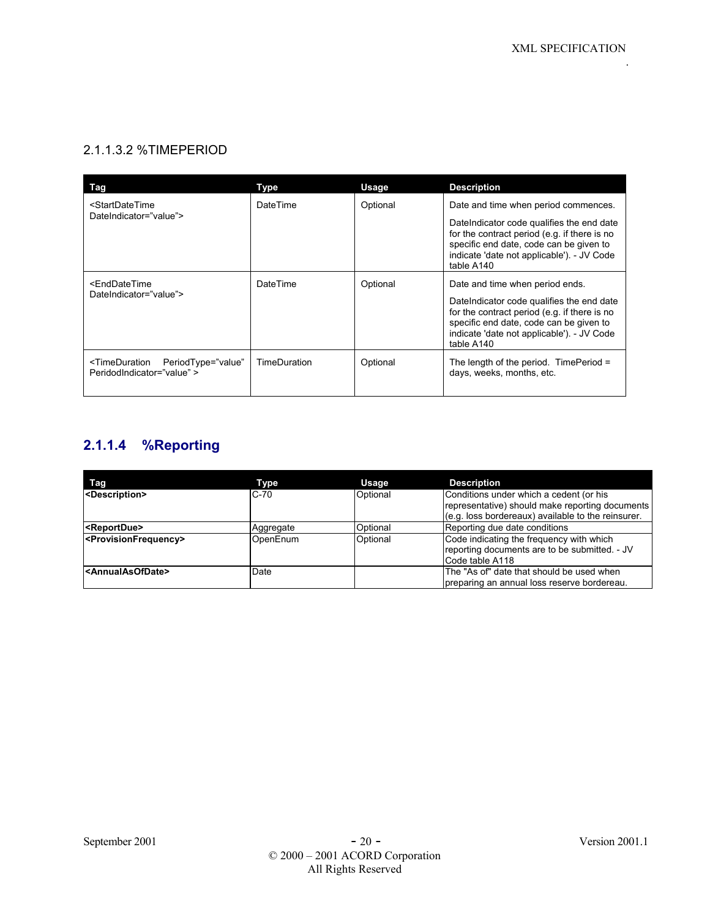#### 2.1.1.3.2 %TIMEPERIOD

| Tag | Type | Usage | Description |
|---|---|---|---|
| <StartDateTime DateIndicator="value"> | DateTime | Optional | Date and time when period commences. DateIndicator code qualifies the end date for the contract period (e.g. if there is no specific end date, code can be given to indicate 'date not applicable'). - JV Code table A140 |
| <EndDateTime DateIndicator="value"> | DateTime | Optional | Date and time when period ends. DateIndicator code qualifies the end date for the contract period (e.g. if there is no specific end date, code can be given to indicate 'date not applicable'). - JV Code table A140 |
| <TimeDuration PeriodType="value" PeridodIndicator="value" > | TimeDuration | Optional | The length of the period. TimePeriod = days, weeks, months, etc. |

### 2.1.1.4 %Reporting

| Tag | Type | Usage | Description |
|---|---|---|---|
| **<Description>** | C-70 | Optional | Conditions under which a cedent (or his representative) should make reporting documents (e.g. loss bordereaux) available to the reinsurer. |
| **<ReportDue>** | Aggregate | Optional | Reporting due date conditions |
| **<ProvisionFrequency>** | OpenEnum | Optional | Code indicating the frequency with which reporting documents are to be submitted. - JV Code table A118 |
| **<AnnualAsOfDate>** | Date | | The "As of" date that should be used when preparing an annual loss reserve bordereau. |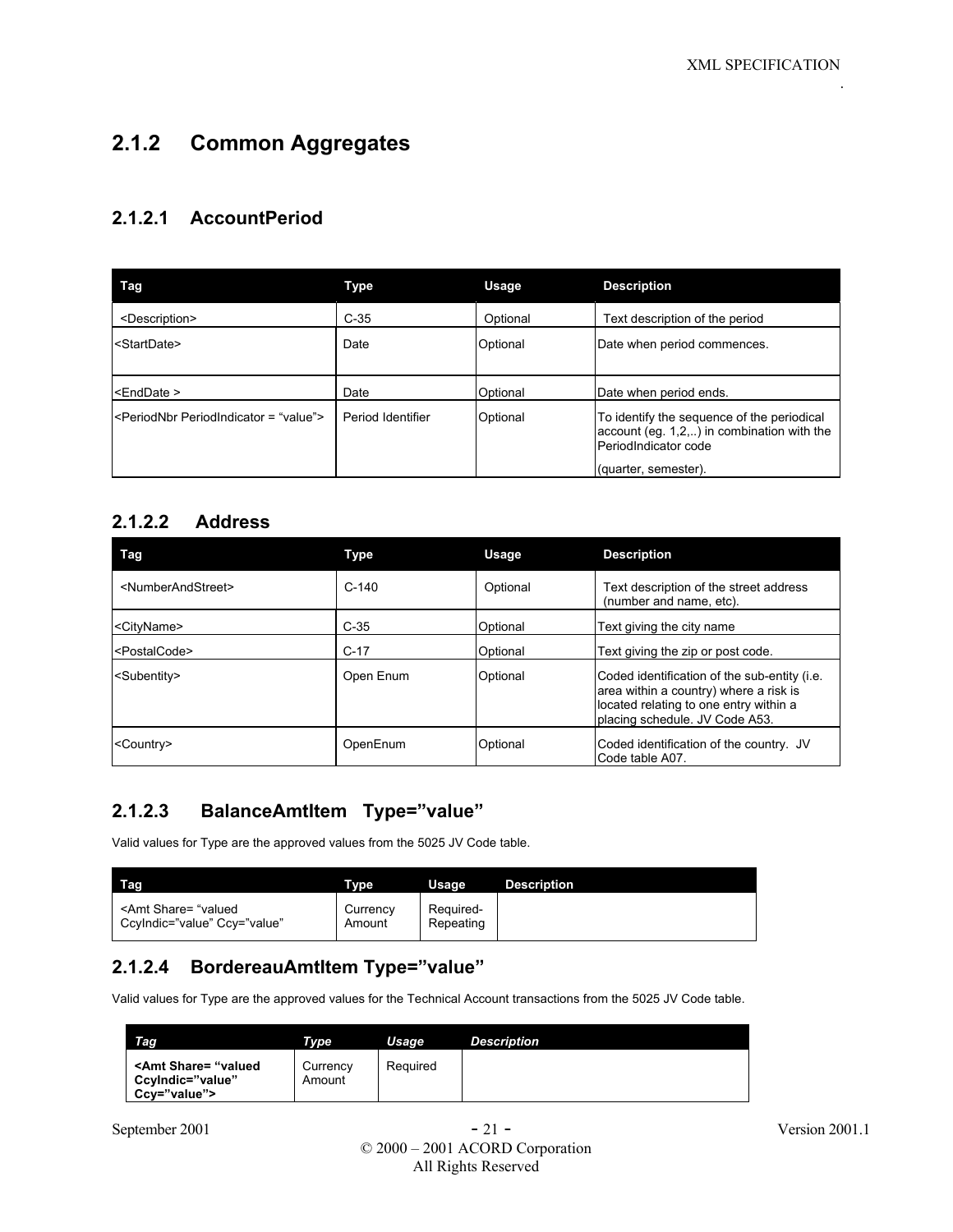## 2.1.2 Common Aggregates

### 2.1.2.1 AccountPeriod

| Tag | Type | Usage | Description |
|---|---|---|---|
| <Description> | C-35 | Optional | Text description of the period |
| <StartDate> | Date | Optional | Date when period commences. |
| <EndDate > | Date | Optional | Date when period ends. |
| <PeriodNbr PeriodIndicator = "value"> | Period Identifier | Optional | To identify the sequence of the periodical account (eg. 1,2,..) in combination with the PeriodIndicator code (quarter, semester). |

### 2.1.2.2 Address

| Tag | Type | Usage | Description |
|---|---|---|---|
| <NumberAndStreet> | C-140 | Optional | Text description of the street address (number and name, etc). |
| <CityName> | C-35 | Optional | Text giving the city name |
| <PostalCode> | C-17 | Optional | Text giving the zip or post code. |
| <Subentity> | Open Enum | Optional | Coded identification of the sub-entity (i.e. area within a country) where a risk is located relating to one entry within a placing schedule. JV Code A53. |
| <Country> | OpenEnum | Optional | Coded identification of the country. JV Code table A07. |

### 2.1.2.3 BalanceAmtItem Type="value"

Valid values for Type are the approved values from the 5025 JV Code table.

| Tag | Type | Usage | Description |
|---|---|---|---|
| <Amt Share= "valued CcyIndic="value" Ccy="value" | Currency Amount | Required-Repeating | |

### 2.1.2.4 BordereauAmtItem Type="value"

Valid values for Type are the approved values for the Technical Account transactions from the 5025 JV Code table.

| *Tag* | *Type* | *Usage* | *Description* |
|---|---|---|---|
| **<Amt Share= "valued CcyIndic="value" Ccy="value">** | Currency Amount | Required | |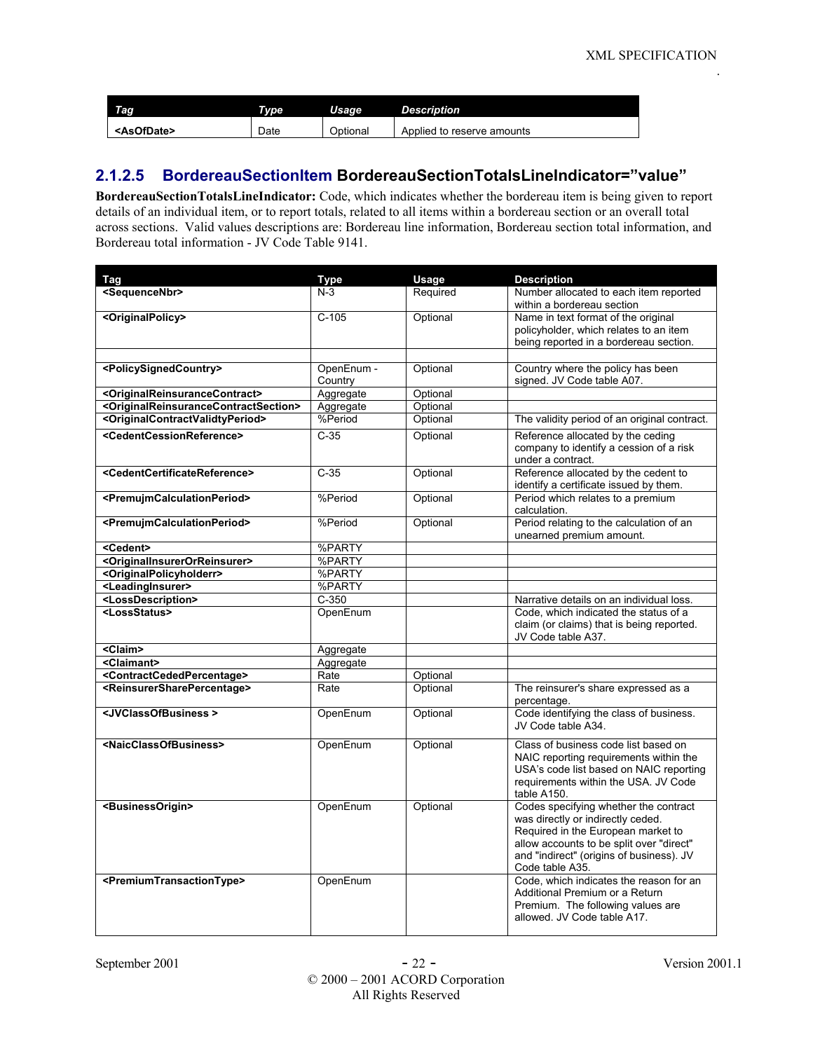| Tag | Type | Usage | Description |
| --- | --- | --- | --- |
| <AsOfDate> | Date | Optional | Applied to reserve amounts |

### 2.1.2.5 BordereauSectionItem BordereauSectionTotalsLineIndicator="value"

**BordereauSectionTotalsLineIndicator:** Code, which indicates whether the bordereau item is being given to report details of an individual item, or to report totals, related to all items within a bordereau section or an overall total across sections. Valid values descriptions are: Bordereau line information, Bordereau section total information, and Bordereau total information - JV Code Table 9141.

| Tag | Type | Usage | Description |
| --- | --- | --- | --- |
| <SequenceNbr> | N-3 | Required | Number allocated to each item reported within a bordereau section |
| <OriginalPolicy> | C-105 | Optional | Name in text format of the original policyholder, which relates to an item being reported in a bordereau section. |
| | | | |
| <PolicySignedCountry> | OpenEnum - Country | Optional | Country where the policy has been signed. JV Code table A07. |
| <OriginalReinsuranceContract> | Aggregate | Optional | |
| <OriginalReinsuranceContractSection> | Aggregate | Optional | |
| <OriginalContractValidtyPeriod> | %Period | Optional | The validity period of an original contract. |
| <CedentCessionReference> | C-35 | Optional | Reference allocated by the ceding company to identify a cession of a risk under a contract. |
| <CedentCertificateReference> | C-35 | Optional | Reference allocated by the cedent to identify a certificate issued by them. |
| <PremujmCalculationPeriod> | %Period | Optional | Period which relates to a premium calculation. |
| <PremujmCalculationPeriod> | %Period | Optional | Period relating to the calculation of an unearned premium amount. |
| <Cedent> | %PARTY | | |
| <OriginalInsurerOrReinsurer> | %PARTY | | |
| <OriginalPolicyholderr> | %PARTY | | |
| <LeadingInsurer> | %PARTY | | |
| <LossDescription> | C-350 | | Narrative details on an individual loss. |
| <LossStatus> | OpenEnum | | Code, which indicated the status of a claim (or claims) that is being reported. JV Code table A37. |
| <Claim> | Aggregate | | |
| <Claimant> | Aggregate | | |
| <ContractCededPercentage> | Rate | Optional | |
| <ReinsurerSharePercentage> | Rate | Optional | The reinsurer's share expressed as a percentage. |
| <JVClassOfBusiness > | OpenEnum | Optional | Code identifying the class of business. JV Code table A34. |
| <NaicClassOfBusiness> | OpenEnum | Optional | Class of business code list based on NAIC reporting requirements within the USA's code list based on NAIC reporting requirements within the USA. JV Code table A150. |
| <BusinessOrigin> | OpenEnum | Optional | Codes specifying whether the contract was directly or indirectly ceded. Required in the European market to allow accounts to be split over "direct" and "indirect" (origins of business). JV Code table A35. |
| <PremiumTransactionType> | OpenEnum | | Code, which indicates the reason for an Additional Premium or a Return Premium. The following values are allowed. JV Code table A17. |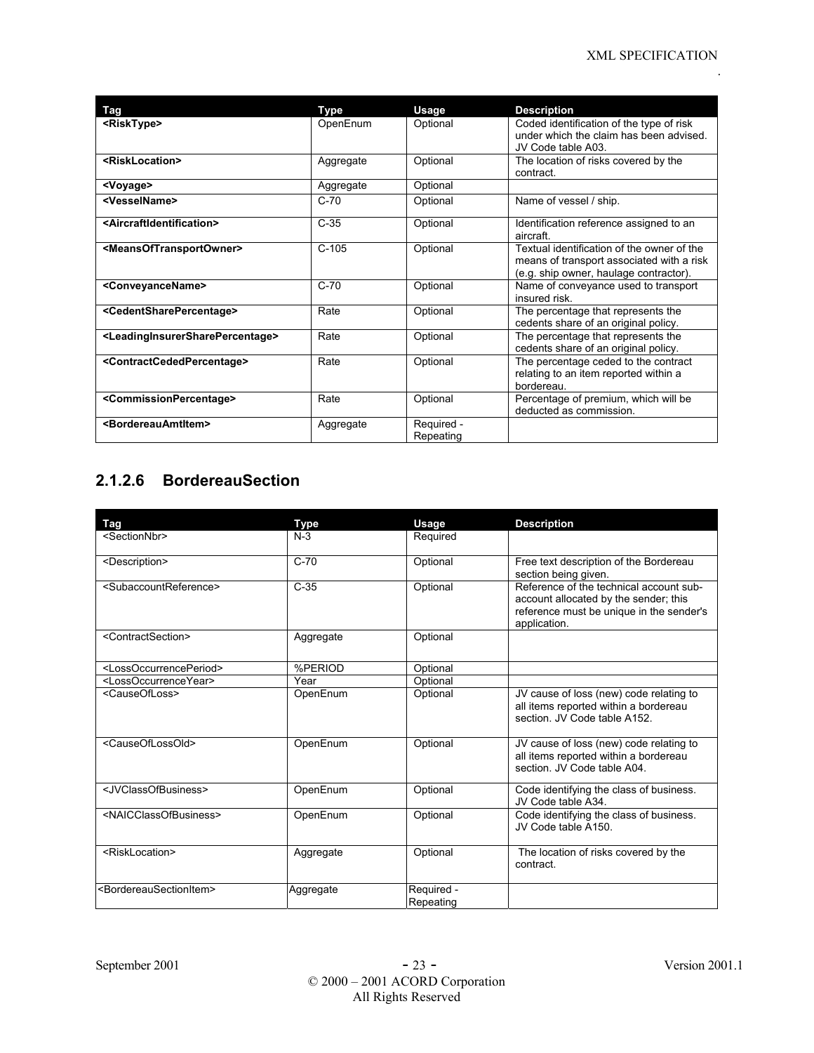| Tag | Type | Usage | Description |
|---|---|---|---|
| **<RiskType>** | OpenEnum | Optional | Coded identification of the type of risk under which the claim has been advised. JV Code table A03. |
| **<RiskLocation>** | Aggregate | Optional | The location of risks covered by the contract. |
| **<Voyage>** | Aggregate | Optional | |
| **<VesselName>** | C-70 | Optional | Name of vessel / ship. |
| **<AircraftIdentification>** | C-35 | Optional | Identification reference assigned to an aircraft. |
| **<MeansOfTransportOwner>** | C-105 | Optional | Textual identification of the owner of the means of transport associated with a risk (e.g. ship owner, haulage contractor). |
| **<ConveyanceName>** | C-70 | Optional | Name of conveyance used to transport insured risk. |
| **<CedentSharePercentage>** | Rate | Optional | The percentage that represents the cedents share of an original policy. |
| **<LeadingInsurerSharePercentage>** | Rate | Optional | The percentage that represents the cedents share of an original policy. |
| **<ContractCededPercentage>** | Rate | Optional | The percentage ceded to the contract relating to an item reported within a bordereau. |
| **<CommissionPercentage>** | Rate | Optional | Percentage of premium, which will be deducted as commission. |
| **<BordereauAmtItem>** | Aggregate | Required - Repeating | |

### 2.1.2.6 BordereauSection

| Tag | Type | Usage | Description |
|---|---|---|---|
| <SectionNbr> | N-3 | Required | |
| <Description> | C-70 | Optional | Free text description of the Bordereau section being given. |
| <SubaccountReference> | C-35 | Optional | Reference of the technical account sub-account allocated by the sender; this reference must be unique in the sender's application. |
| <ContractSection> | Aggregate | Optional | |
| <LossOccurrencePeriod> | %PERIOD | Optional | |
| <LossOccurrenceYear> | Year | Optional | |
| <CauseOfLoss> | OpenEnum | Optional | JV cause of loss (new) code relating to all items reported within a bordereau section. JV Code table A152. |
| <CauseOfLossOld> | OpenEnum | Optional | JV cause of loss (new) code relating to all items reported within a bordereau section. JV Code table A04. |
| <JVClassOfBusiness> | OpenEnum | Optional | Code identifying the class of business. JV Code table A34. |
| <NAICClassOfBusiness> | OpenEnum | Optional | Code identifying the class of business. JV Code table A150. |
| <RiskLocation> | Aggregate | Optional | The location of risks covered by the contract. |
| <BordereauSectionItem> | Aggregate | Required - Repeating | |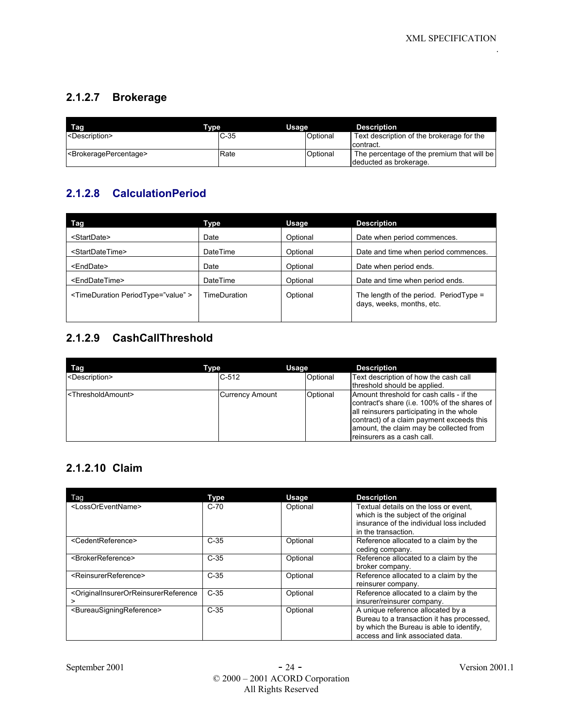### 2.1.2.7 Brokerage

| Tag | Type | Usage | Description |
|---|---|---|---|
| <Description> | C-35 | Optional | Text description of the brokerage for the contract. |
| <BrokeragePercentage> | Rate | Optional | The percentage of the premium that will be deducted as brokerage. |

### 2.1.2.8 CalculationPeriod

| Tag | Type | Usage | Description |
|---|---|---|---|
| <StartDate> | Date | Optional | Date when period commences. |
| <StartDateTime> | DateTime | Optional | Date and time when period commences. |
| <EndDate> | Date | Optional | Date when period ends. |
| <EndDateTime> | DateTime | Optional | Date and time when period ends. |
| <TimeDuration PeriodType="value" > | TimeDuration | Optional | The length of the period. PeriodType = days, weeks, months, etc. |

### 2.1.2.9 CashCallThreshold

| Tag | Type | Usage | Description |
|---|---|---|---|
| <Description> | C-512 | Optional | Text description of how the cash call threshold should be applied. |
| <ThresholdAmount> | Currency Amount | Optional | Amount threshold for cash calls - if the contract's share (i.e. 100% of the shares of all reinsurers participating in the whole contract) of a claim payment exceeds this amount, the claim may be collected from reinsurers as a cash call. |

### 2.1.2.10 Claim

| Tag | Type | Usage | Description |
|---|---|---|---|
| <LossOrEventName> | C-70 | Optional | Textual details on the loss or event, which is the subject of the original insurance of the individual loss included in the transaction. |
| <CedentReference> | C-35 | Optional | Reference allocated to a claim by the ceding company. |
| <BrokerReference> | C-35 | Optional | Reference allocated to a claim by the broker company. |
| <ReinsurerReference> | C-35 | Optional | Reference allocated to a claim by the reinsurer company. |
| <OriginalInsurerOrReinsurerReference > | C-35 | Optional | Reference allocated to a claim by the insurer/reinsurer company. |
| <BureauSigningReference> | C-35 | Optional | A unique reference allocated by a Bureau to a transaction it has processed, by which the Bureau is able to identify, access and link associated data. |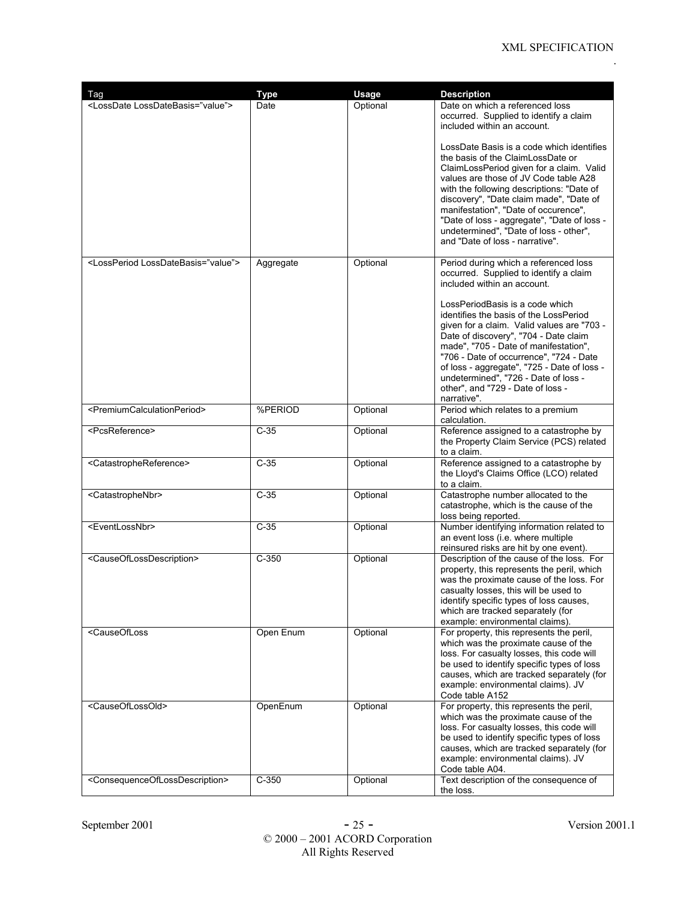| Tag | Type | Usage | Description |
|---|---|---|---|
| <LossDate LossDateBasis="value"> | Date | Optional | Date on which a referenced loss occurred. Supplied to identify a claim included within an account.<br><br>LossDate Basis is a code which identifies the basis of the ClaimLossDate or ClaimLossPeriod given for a claim. Valid values are those of JV Code table A28 with the following descriptions: "Date of discovery", "Date claim made", "Date of manifestation", "Date of occurence", "Date of loss - aggregate", "Date of loss - undetermined", "Date of loss - other", and "Date of loss - narrative". |
| <LossPeriod LossDateBasis="value"> | Aggregate | Optional | Period during which a referenced loss occurred. Supplied to identify a claim included within an account.<br><br>LossPeriodBasis is a code which identifies the basis of the LossPeriod given for a claim. Valid values are "703 - Date of discovery", "704 - Date claim made", "705 - Date of manifestation", "706 - Date of occurrence", "724 - Date of loss - aggregate", "725 - Date of loss - undetermined", "726 - Date of loss - other", and "729 - Date of loss - narrative". |
| <PremiumCalculationPeriod> | %PERIOD | Optional | Period which relates to a premium calculation. |
| <PcsReference> | C-35 | Optional | Reference assigned to a catastrophe by the Property Claim Service (PCS) related to a claim. |
| <CatastropheReference> | C-35 | Optional | Reference assigned to a catastrophe by the Lloyd's Claims Office (LCO) related to a claim. |
| <CatastropheNbr> | C-35 | Optional | Catastrophe number allocated to the catastrophe, which is the cause of the loss being reported. |
| <EventLossNbr> | C-35 | Optional | Number identifying information related to an event loss (i.e. where multiple reinsured risks are hit by one event). |
| <CauseOfLossDescription> | C-350 | Optional | Description of the cause of the loss. For property, this represents the peril, which was the proximate cause of the loss. For casualty losses, this will be used to identify specific types of loss causes, which are tracked separately (for example: environmental claims). |
| <CauseOfLoss | Open Enum | Optional | For property, this represents the peril, which was the proximate cause of the loss. For casualty losses, this code will be used to identify specific types of loss causes, which are tracked separately (for example: environmental claims). JV Code table A152 |
| <CauseOfLossOld> | OpenEnum | Optional | For property, this represents the peril, which was the proximate cause of the loss. For casualty losses, this code will be used to identify specific types of loss causes, which are tracked separately (for example: environmental claims). JV Code table A04. |
| <ConsequenceOfLossDescription> | C-350 | Optional | Text description of the consequence of the loss. |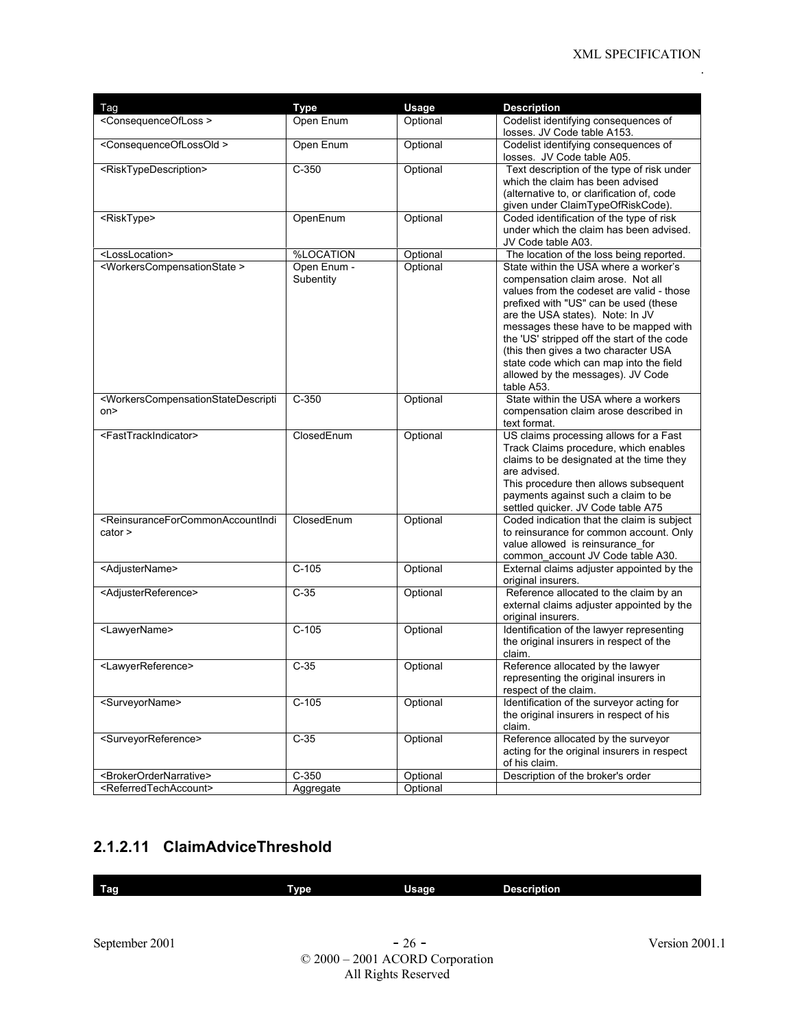| Tag | Type | Usage | Description |
|---|---|---|---|
| <ConsequenceOfLoss > | Open Enum | Optional | Codelist identifying consequences of losses. JV Code table A153. |
| <ConsequenceOfLossOld > | Open Enum | Optional | Codelist identifying consequences of losses. JV Code table A05. |
| <RiskTypeDescription> | C-350 | Optional | Text description of the type of risk under which the claim has been advised (alternative to, or clarification of, code given under ClaimTypeOfRiskCode). |
| <RiskType> | OpenEnum | Optional | Coded identification of the type of risk under which the claim has been advised. JV Code table A03. |
| <LossLocation> | %LOCATION | Optional | The location of the loss being reported. |
| <WorkersCompensationState > | Open Enum - Subentity | Optional | State within the USA where a worker's compensation claim arose. Not all values from the codeset are valid - those prefixed with "US" can be used (these are the USA states). Note: In JV messages these have to be mapped with the 'US' stripped off the start of the code (this then gives a two character USA state code which can map into the field allowed by the messages). JV Code table A53. |
| <WorkersCompensationStateDescription> | C-350 | Optional | State within the USA where a workers compensation claim arose described in text format. |
| <FastTrackIndicator> | ClosedEnum | Optional | US claims processing allows for a Fast Track Claims procedure, which enables claims to be designated at the time they are advised. This procedure then allows subsequent payments against such a claim to be settled quicker. JV Code table A75 |
| <ReinsuranceForCommonAccountIndicator > | ClosedEnum | Optional | Coded indication that the claim is subject to reinsurance for common account. Only value allowed is reinsurance_for common_account JV Code table A30. |
| <AdjusterName> | C-105 | Optional | External claims adjuster appointed by the original insurers. |
| <AdjusterReference> | C-35 | Optional | Reference allocated to the claim by an external claims adjuster appointed by the original insurers. |
| <LawyerName> | C-105 | Optional | Identification of the lawyer representing the original insurers in respect of the claim. |
| <LawyerReference> | C-35 | Optional | Reference allocated by the lawyer representing the original insurers in respect of the claim. |
| <SurveyorName> | C-105 | Optional | Identification of the surveyor acting for the original insurers in respect of his claim. |
| <SurveyorReference> | C-35 | Optional | Reference allocated by the surveyor acting for the original insurers in respect of his claim. |
| <BrokerOrderNarrative> | C-350 | Optional | Description of the broker's order |
| <ReferredTechAccount> | Aggregate | Optional | |

### 2.1.2.11 ClaimAdviceThreshold

| Tag | Type | Usage | Description |
|---|---|---|---|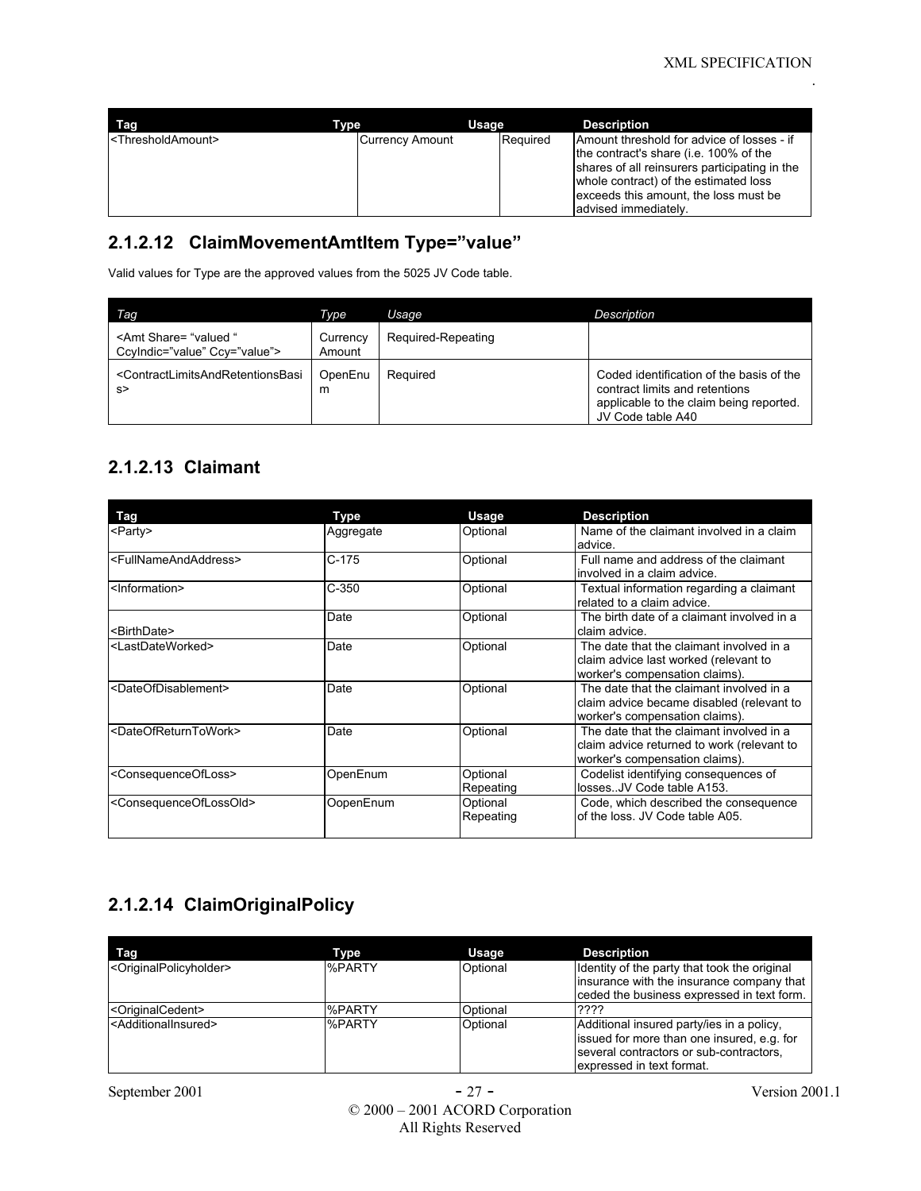| Tag | Type | Usage | Description |
|---|---|---|---|
| <ThresholdAmount> | Currency Amount | Required | Amount threshold for advice of losses - if the contract's share (i.e. 100% of the shares of all reinsurers participating in the whole contract) of the estimated loss exceeds this amount, the loss must be advised immediately. |

### 2.1.2.12 ClaimMovementAmtItem Type="value"

Valid values for Type are the approved values from the 5025 JV Code table.

| *Tag* | *Type* | *Usage* | *Description* |
|---|---|---|---|
| <Amt Share= "valued " CcyIndic="value" Ccy="value"> | Currency Amount | Required-Repeating | |
| <ContractLimitsAndRetentionsBasis> | OpenEnum | Required | Coded identification of the basis of the contract limits and retentions applicable to the claim being reported. JV Code table A40 |

### 2.1.2.13 Claimant

| Tag | Type | Usage | Description |
|---|---|---|---|
| <Party> | Aggregate | Optional | Name of the claimant involved in a claim advice. |
| <FullNameAndAddress> | C-175 | Optional | Full name and address of the claimant involved in a claim advice. |
| <Information> | C-350 | Optional | Textual information regarding a claimant related to a claim advice. |
| <BirthDate> | Date | Optional | The birth date of a claimant involved in a claim advice. |
| <LastDateWorked> | Date | Optional | The date that the claimant involved in a claim advice last worked (relevant to worker's compensation claims). |
| <DateOfDisablement> | Date | Optional | The date that the claimant involved in a claim advice became disabled (relevant to worker's compensation claims). |
| <DateOfReturnToWork> | Date | Optional | The date that the claimant involved in a claim advice returned to work (relevant to worker's compensation claims). |
| <ConsequenceOfLoss> | OpenEnum | Optional Repeating | Codelist identifying consequences of losses..JV Code table A153. |
| <ConsequenceOfLossOld> | OopenEnum | Optional Repeating | Code, which described the consequence of the loss. JV Code table A05. |

### 2.1.2.14 ClaimOriginalPolicy

| Tag | Type | Usage | Description |
|---|---|---|---|
| <OriginalPolicyholder> | %PARTY | Optional | Identity of the party that took the original insurance with the insurance company that ceded the business expressed in text form. |
| <OriginalCedent> | %PARTY | Optional | ???? |
| <AdditionalInsured> | %PARTY | Optional | Additional insured party/ies in a policy, issued for more than one insured, e.g. for several contractors or sub-contractors, expressed in text format. |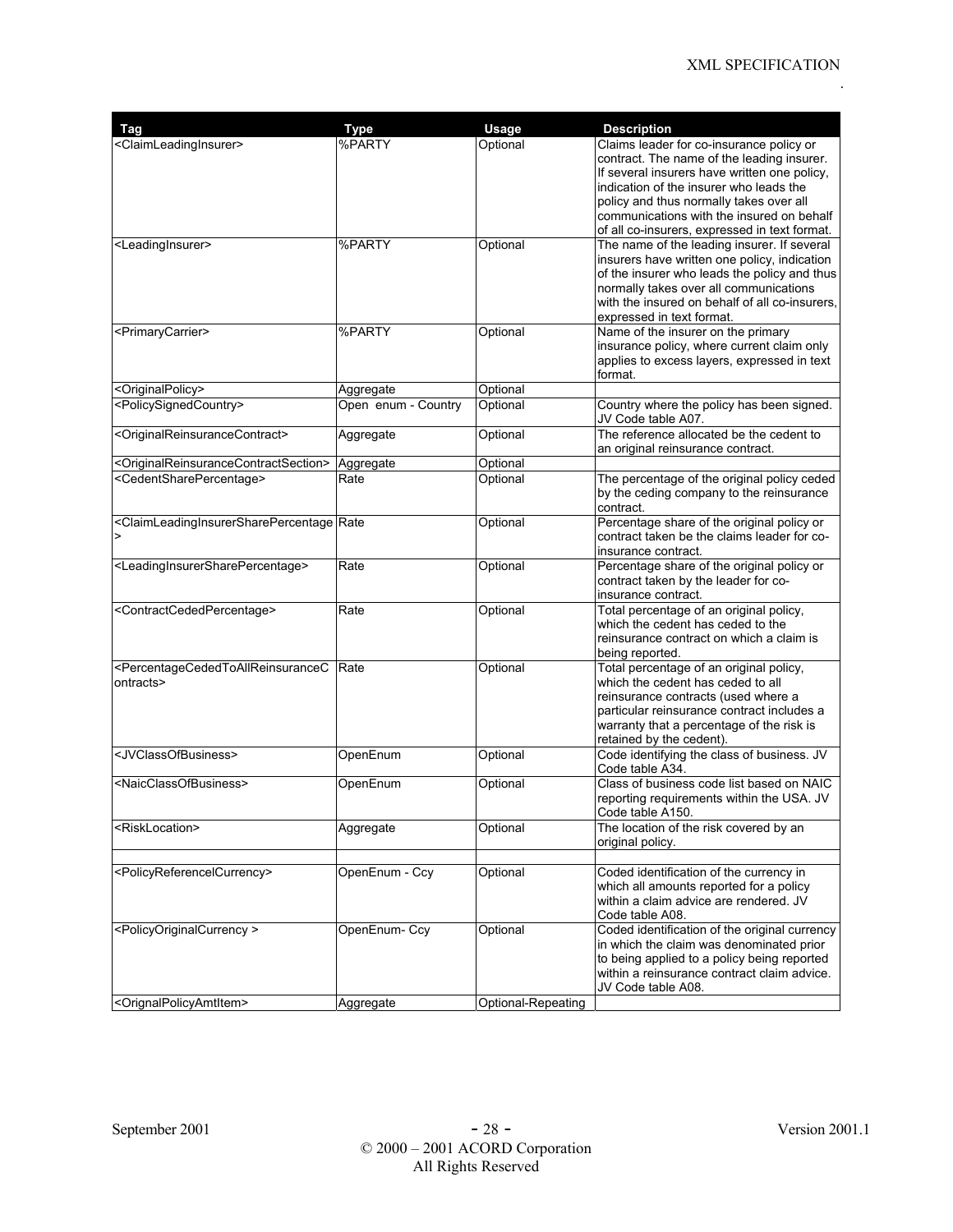| Tag | Type | Usage | Description |
|---|---|---|---|
| <ClaimLeadingInsurer> | %PARTY | Optional | Claims leader for co-insurance policy or contract. The name of the leading insurer. If several insurers have written one policy, indication of the insurer who leads the policy and thus normally takes over all communications with the insured on behalf of all co-insurers, expressed in text format. |
| <LeadingInsurer> | %PARTY | Optional | The name of the leading insurer. If several insurers have written one policy, indication of the insurer who leads the policy and thus normally takes over all communications with the insured on behalf of all co-insurers, expressed in text format. |
| <PrimaryCarrier> | %PARTY | Optional | Name of the insurer on the primary insurance policy, where current claim only applies to excess layers, expressed in text format. |
| <OriginalPolicy> | Aggregate | Optional | |
| <PolicySignedCountry> | Open enum - Country | Optional | Country where the policy has been signed. JV Code table A07. |
| <OriginalReinsuranceContract> | Aggregate | Optional | The reference allocated be the cedent to an original reinsurance contract. |
| <OriginalReinsuranceContractSection> | Aggregate | Optional | |
| <CedentSharePercentage> | Rate | Optional | The percentage of the original policy ceded by the ceding company to the reinsurance contract. |
| <ClaimLeadingInsurerSharePercentage> | Rate | Optional | Percentage share of the original policy or contract taken be the claims leader for co-insurance contract. |
| <LeadingInsurerSharePercentage> | Rate | Optional | Percentage share of the original policy or contract taken by the leader for co-insurance contract. |
| <ContractCededPercentage> | Rate | Optional | Total percentage of an original policy, which the cedent has ceded to the reinsurance contract on which a claim is being reported. |
| <PercentageCededToAllReinsuranceContracts> | Rate | Optional | Total percentage of an original policy, which the cedent has ceded to all reinsurance contracts (used where a particular reinsurance contract includes a warranty that a percentage of the risk is retained by the cedent). |
| <JVClassOfBusiness> | OpenEnum | Optional | Code identifying the class of business. JV Code table A34. |
| <NaicClassOfBusiness> | OpenEnum | Optional | Class of business code list based on NAIC reporting requirements within the USA. JV Code table A150. |
| <RiskLocation> | Aggregate | Optional | The location of the risk covered by an original policy. |
| | | | |
| <PolicyReferencelCurrency> | OpenEnum - Ccy | Optional | Coded identification of the currency in which all amounts reported for a policy within a claim advice are rendered. JV Code table A08. |
| <PolicyOriginalCurrency > | OpenEnum- Ccy | Optional | Coded identification of the original currency in which the claim was denominated prior to being applied to a policy being reported within a reinsurance contract claim advice. JV Code table A08. |
| <OrignalPolicyAmtItem> | Aggregate | Optional-Repeating | |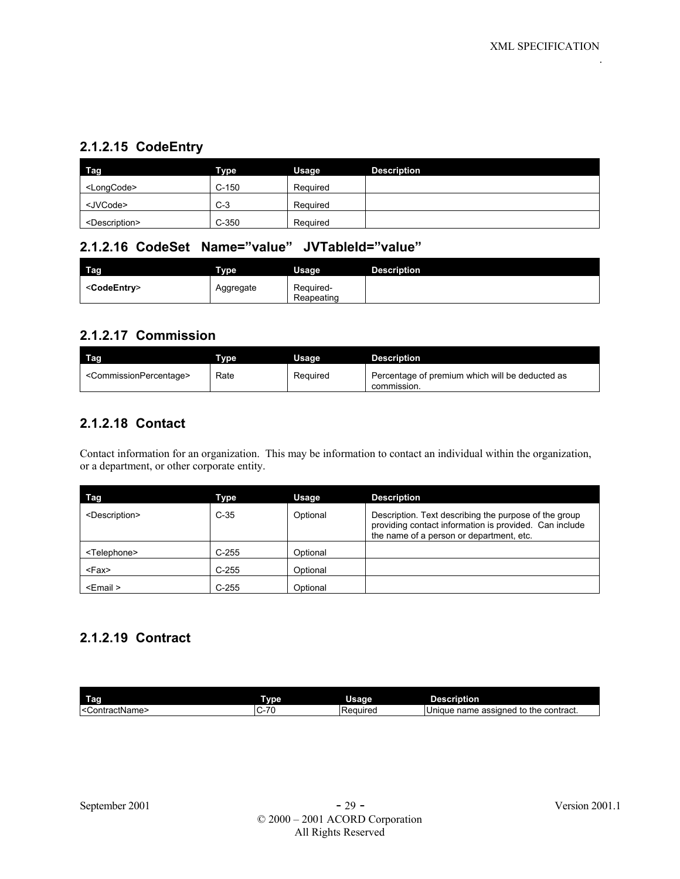### 2.1.2.15 CodeEntry

| Tag | Type | Usage | Description |
|---|---|---|---|
| <LongCode> | C-150 | Required | |
| <JVCode> | C-3 | Required | |
| <Description> | C-350 | Required | |

### 2.1.2.16 CodeSet Name=”value” JVTableId=”value”

| Tag | Type | Usage | Description |
|---|---|---|---|
| <**CodeEntry**> | Aggregate | Required-Reapeating | |

### 2.1.2.17 Commission

| Tag | Type | Usage | Description |
|---|---|---|---|
| <CommissionPercentage> | Rate | Required | Percentage of premium which will be deducted as commission. |

### 2.1.2.18 Contact

Contact information for an organization. This may be information to contact an individual within the organization, or a department, or other corporate entity.

| Tag | Type | Usage | Description |
|---|---|---|---|
| <Description> | C-35 | Optional | Description. Text describing the purpose of the group providing contact information is provided. Can include the name of a person or department, etc. |
| <Telephone> | C-255 | Optional | |
| <Fax> | C-255 | Optional | |
| <Email > | C-255 | Optional | |

### 2.1.2.19 Contract

| Tag | Type | Usage | Description |
|---|---|---|---|
| <ContractName> | C-70 | Required | Unique name assigned to the contract. |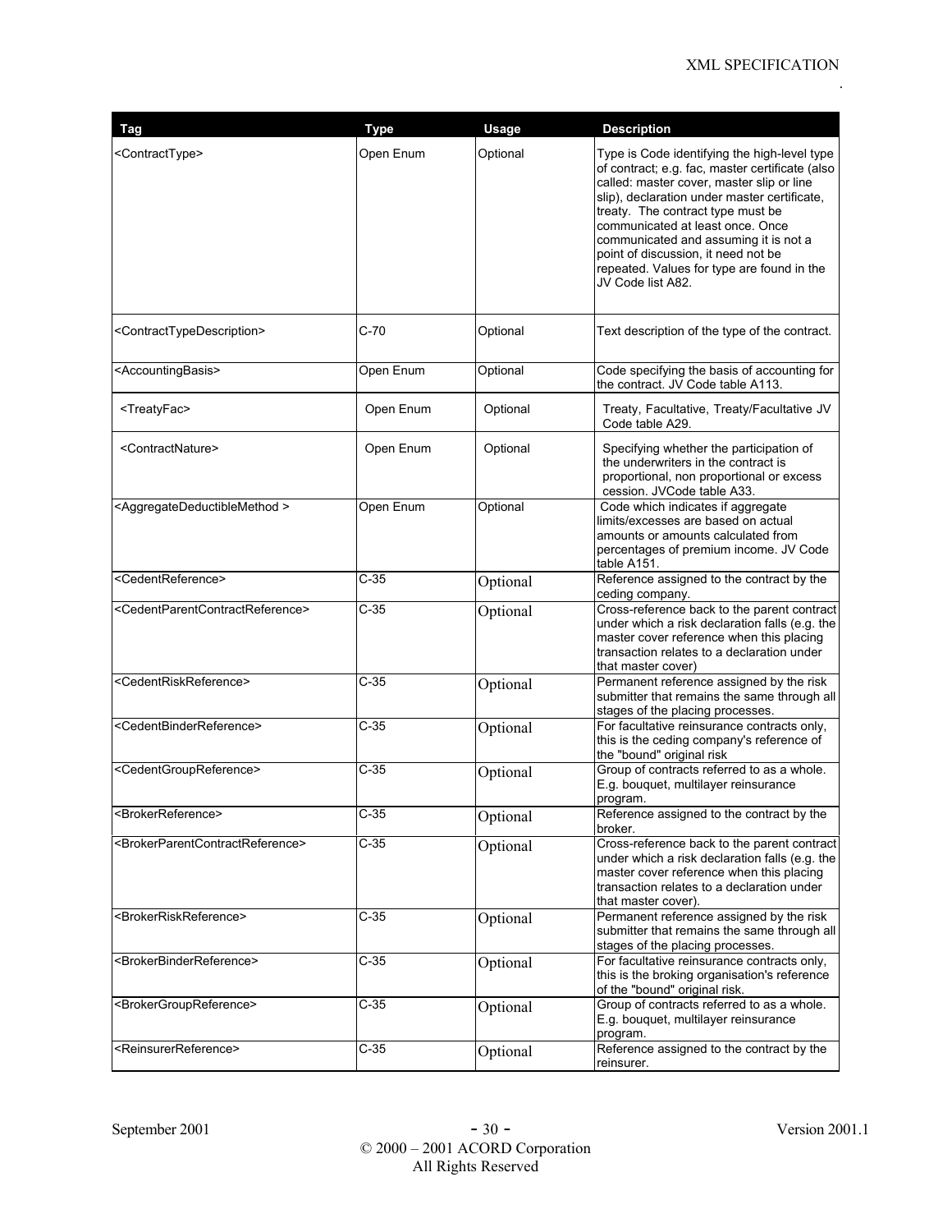| Tag | Type | Usage | Description |
|---|---|---|---|
| <ContractType> | Open Enum | Optional | Type is Code identifying the high-level type of contract; e.g. fac, master certificate (also called: master cover, master slip or line slip), declaration under master certificate, treaty. The contract type must be communicated at least once. Once communicated and assuming it is not a point of discussion, it need not be repeated. Values for type are found in the JV Code list A82. |
| <ContractTypeDescription> | C-70 | Optional | Text description of the type of the contract. |
| <AccountingBasis> | Open Enum | Optional | Code specifying the basis of accounting for the contract. JV Code table A113. |
| <TreatyFac> | Open Enum | Optional | Treaty, Facultative, Treaty/Facultative JV Code table A29. |
| <ContractNature> | Open Enum | Optional | Specifying whether the participation of the underwriters in the contract is proportional, non proportional or excess cession. JVCode table A33. |
| <AggregateDeductibleMethod > | Open Enum | Optional | Code which indicates if aggregate limits/excesses are based on actual amounts or amounts calculated from percentages of premium income. JV Code table A151. |
| <CedentReference> | C-35 | Optional | Reference assigned to the contract by the ceding company. |
| <CedentParentContractReference> | C-35 | Optional | Cross-reference back to the parent contract under which a risk declaration falls (e.g. the master cover reference when this placing transaction relates to a declaration under that master cover) |
| <CedentRiskReference> | C-35 | Optional | Permanent reference assigned by the risk submitter that remains the same through all stages of the placing processes. |
| <CedentBinderReference> | C-35 | Optional | For facultative reinsurance contracts only, this is the ceding company's reference of the "bound" original risk |
| <CedentGroupReference> | C-35 | Optional | Group of contracts referred to as a whole. E.g. bouquet, multilayer reinsurance program. |
| <BrokerReference> | C-35 | Optional | Reference assigned to the contract by the broker. |
| <BrokerParentContractReference> | C-35 | Optional | Cross-reference back to the parent contract under which a risk declaration falls (e.g. the master cover reference when this placing transaction relates to a declaration under that master cover). |
| <BrokerRiskReference> | C-35 | Optional | Permanent reference assigned by the risk submitter that remains the same through all stages of the placing processes. |
| <BrokerBinderReference> | C-35 | Optional | For facultative reinsurance contracts only, this is the broking organisation's reference of the "bound" original risk. |
| <BrokerGroupReference> | C-35 | Optional | Group of contracts referred to as a whole. E.g. bouquet, multilayer reinsurance program. |
| <ReinsurerReference> | C-35 | Optional | Reference assigned to the contract by the reinsurer. |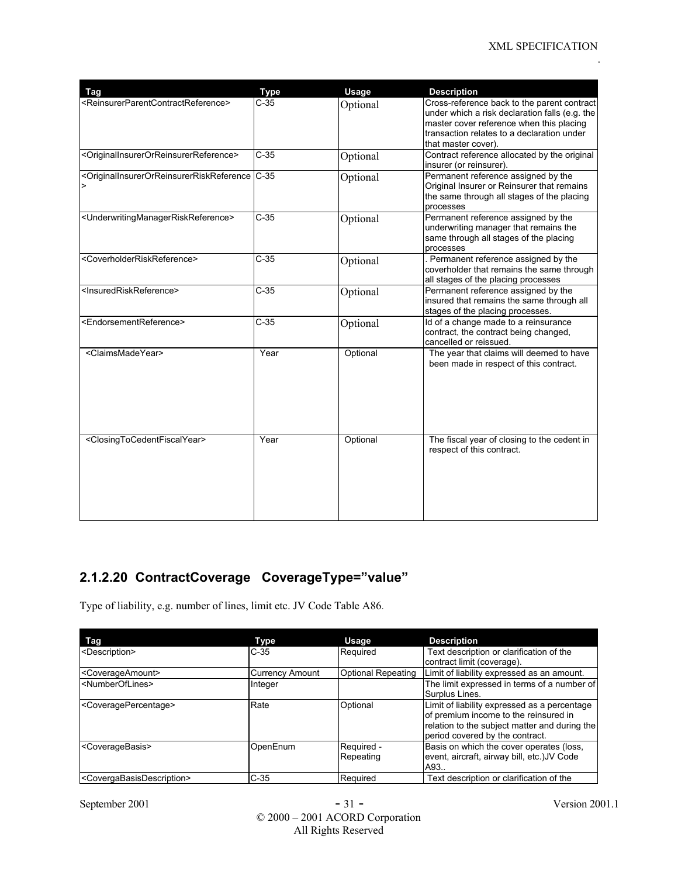| Tag | Type | Usage | Description |
|---|---|---|---|
| <ReinsurerParentContractReference> | C-35 | Optional | Cross-reference back to the parent contract under which a risk declaration falls (e.g. the master cover reference when this placing transaction relates to a declaration under that master cover). |
| <OriginalInsurerOrReinsurerReference> | C-35 | Optional | Contract reference allocated by the original insurer (or reinsurer). |
| <OriginalInsurerOrReinsurerRiskReference> | C-35 | Optional | Permanent reference assigned by the Original Insurer or Reinsurer that remains the same through all stages of the placing processes |
| <UnderwritingManagerRiskReference> | C-35 | Optional | Permanent reference assigned by the underwriting manager that remains the same through all stages of the placing processes |
| <CoverholderRiskReference> | C-35 | Optional | . Permanent reference assigned by the coverholder that remains the same through all stages of the placing processes |
| <InsuredRiskReference> | C-35 | Optional | Permanent reference assigned by the insured that remains the same through all stages of the placing processes. |
| <EndorsementReference> | C-35 | Optional | Id of a change made to a reinsurance contract, the contract being changed, cancelled or reissued. |
| <ClaimsMadeYear> | Year | Optional | The year that claims will deemed to have been made in respect of this contract. |
| <ClosingToCedentFiscalYear> | Year | Optional | The fiscal year of closing to the cedent in respect of this contract. |

### 2.1.2.20 ContractCoverage CoverageType=”value”

Type of liability, e.g. number of lines, limit etc. JV Code Table A86.

| Tag | Type | Usage | Description |
|---|---|---|---|
| <Description> | C-35 | Required | Text description or clarification of the contract limit (coverage). |
| <CoverageAmount> | Currency Amount | Optional Repeating | Limit of liability expressed as an amount. |
| <NumberOfLines> | Integer | | The limit expressed in terms of a number of Surplus Lines. |
| <CoveragePercentage> | Rate | Optional | Limit of liability expressed as a percentage of premium income to the reinsured in relation to the subject matter and during the period covered by the contract. |
| <CoverageBasis> | OpenEnum | Required - Repeating | Basis on which the cover operates (loss, event, aircraft, airway bill, etc.)JV Code A93.. |
| <CovergaBasisDescription> | C-35 | Required | Text description or clarification of the |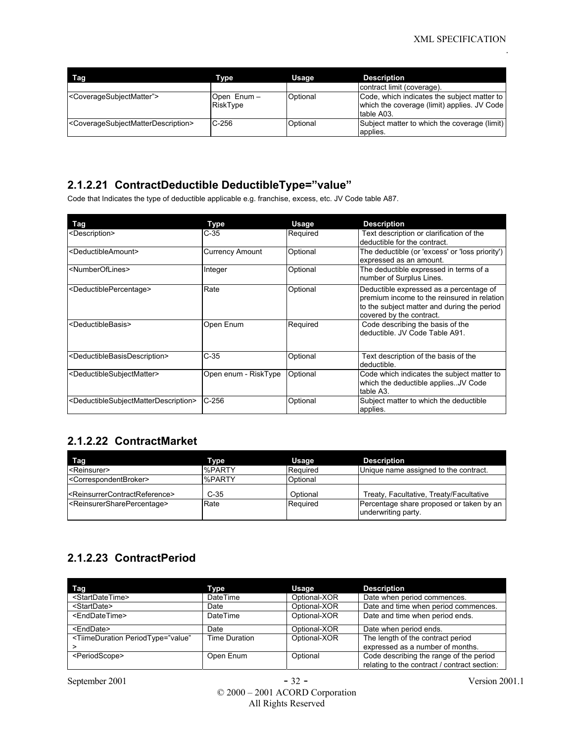| Tag | Type | Usage | Description |
|---|---|---|---|
| | | | contract limit (coverage). |
| <CoverageSubjectMatter”> | Open Enum – RiskType | Optional | Code, which indicates the subject matter to which the coverage (limit) applies. JV Code table A03. |
| <CoverageSubjectMatterDescription> | C-256 | Optional | Subject matter to which the coverage (limit) applies. |

## 2.1.2.21 ContractDeductible DeductibleType=”value”

Code that Indicates the type of deductible applicable e.g. franchise, excess, etc. JV Code table A87.

| Tag | Type | Usage | Description |
|---|---|---|---|
| <Description> | C-35 | Required | Text description or clarification of the deductible for the contract. |
| <DeductibleAmount> | Currency Amount | Optional | The deductible (or 'excess' or 'loss priority') expressed as an amount. |
| <NumberOfLines> | Integer | Optional | The deductible expressed in terms of a number of Surplus Lines. |
| <DeductiblePercentage> | Rate | Optional | Deductible expressed as a percentage of premium income to the reinsured in relation to the subject matter and during the period covered by the contract. |
| <DeductibleBasis> | Open Enum | Required | Code describing the basis of the deductible. JV Code Table A91. |
| <DeductibleBasisDescription> | C-35 | Optional | Text description of the basis of the deductible. |
| <DeductibleSubjectMatter> | Open enum - RiskType | Optional | Code which indicates the subject matter to which the deductible applies..JV Code table A3. |
| <DeductibleSubjectMatterDescription> | C-256 | Optional | Subject matter to which the deductible applies. |

## 2.1.2.22 ContractMarket

| Tag | Type | Usage | Description |
|---|---|---|---|
| <Reinsurer> | %PARTY | Required | Unique name assigned to the contract. |
| <CorrespondentBroker> | %PARTY | Optional | |
| <ReinsurrerContractReference> | C-35 | Optional | Treaty, Facultative, Treaty/Facultative |
| <ReinsurerSharePercentage> | Rate | Required | Percentage share proposed or taken by an underwriting party. |

## 2.1.2.23 ContractPeriod

| Tag | Type | Usage | Description |
|---|---|---|---|
| <StartDateTime> | DateTime | Optional-XOR | Date when period commences. |
| <StartDate> | Date | Optional-XOR | Date and time when period commences. |
| <EndDateTime> | DateTime | Optional-XOR | Date and time when period ends. |
| <EndDate> | Date | Optional-XOR | Date when period ends. |
| <TiimeDuration PeriodType=”value” > | Time Duration | Optional-XOR | The length of the contract period expressed as a number of months. |
| <PeriodScope> | Open Enum | Optional | Code describing the range of the period relating to the contract / contract section: |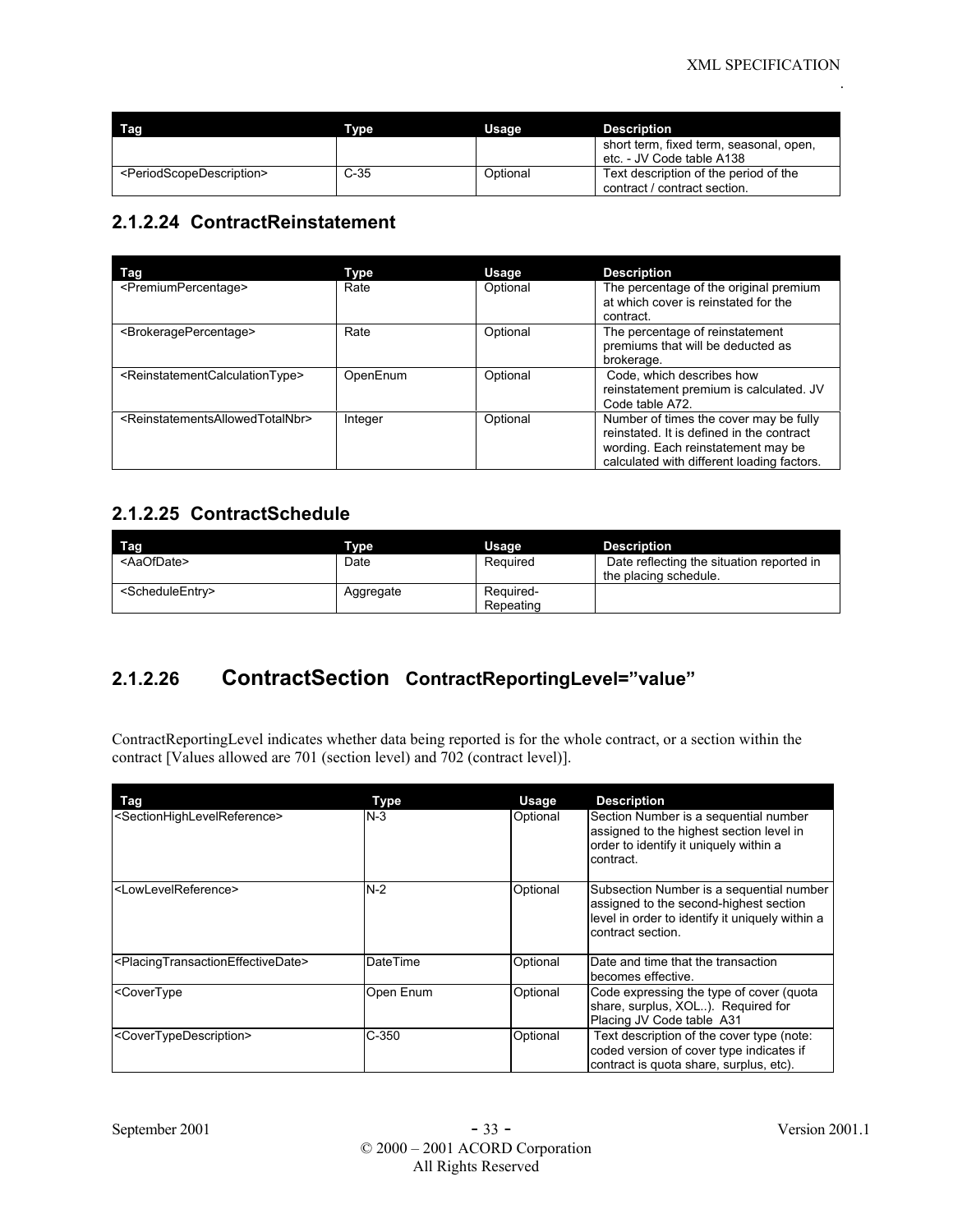| Tag | Type | Usage | Description |
|---|---|---|---|
| | | | short term, fixed term, seasonal, open, etc. - JV Code table A138 |
| <PeriodScopeDescription> | C-35 | Optional | Text description of the period of the contract / contract section. |

### 2.1.2.24 ContractReinstatement

| Tag | Type | Usage | Description |
|---|---|---|---|
| <PremiumPercentage> | Rate | Optional | The percentage of the original premium at which cover is reinstated for the contract. |
| <BrokeragePercentage> | Rate | Optional | The percentage of reinstatement premiums that will be deducted as brokerage. |
| <ReinstatementCalculationType> | OpenEnum | Optional | Code, which describes how reinstatement premium is calculated. JV Code table A72. |
| <ReinstatementsAllowedTotalNbr> | Integer | Optional | Number of times the cover may be fully reinstated. It is defined in the contract wording. Each reinstatement may be calculated with different loading factors. |

### 2.1.2.25 ContractSchedule

| Tag | Type | Usage | Description |
|---|---|---|---|
| <AaOfDate> | Date | Required | Date reflecting the situation reported in the placing schedule. |
| <ScheduleEntry> | Aggregate | Required-Repeating | |

### 2.1.2.26 ContractSection ContractReportingLevel=”value”

ContractReportingLevel indicates whether data being reported is for the whole contract, or a section within the contract [Values allowed are 701 (section level) and 702 (contract level)].

| Tag | Type | Usage | Description |
|---|---|---|---|
| <SectionHighLevelReference> | N-3 | Optional | Section Number is a sequential number assigned to the highest section level in order to identify it uniquely within a contract. |
| <LowLevelReference> | N-2 | Optional | Subsection Number is a sequential number assigned to the second-highest section level in order to identify it uniquely within a contract section. |
| <PlacingTransactionEffectiveDate> | DateTime | Optional | Date and time that the transaction becomes effective. |
| <CoverType | Open Enum | Optional | Code expressing the type of cover (quota share, surplus, XOL..). Required for Placing JV Code table A31 |
| <CoverTypeDescription> | C-350 | Optional | Text description of the cover type (note: coded version of cover type indicates if contract is quota share, surplus, etc). |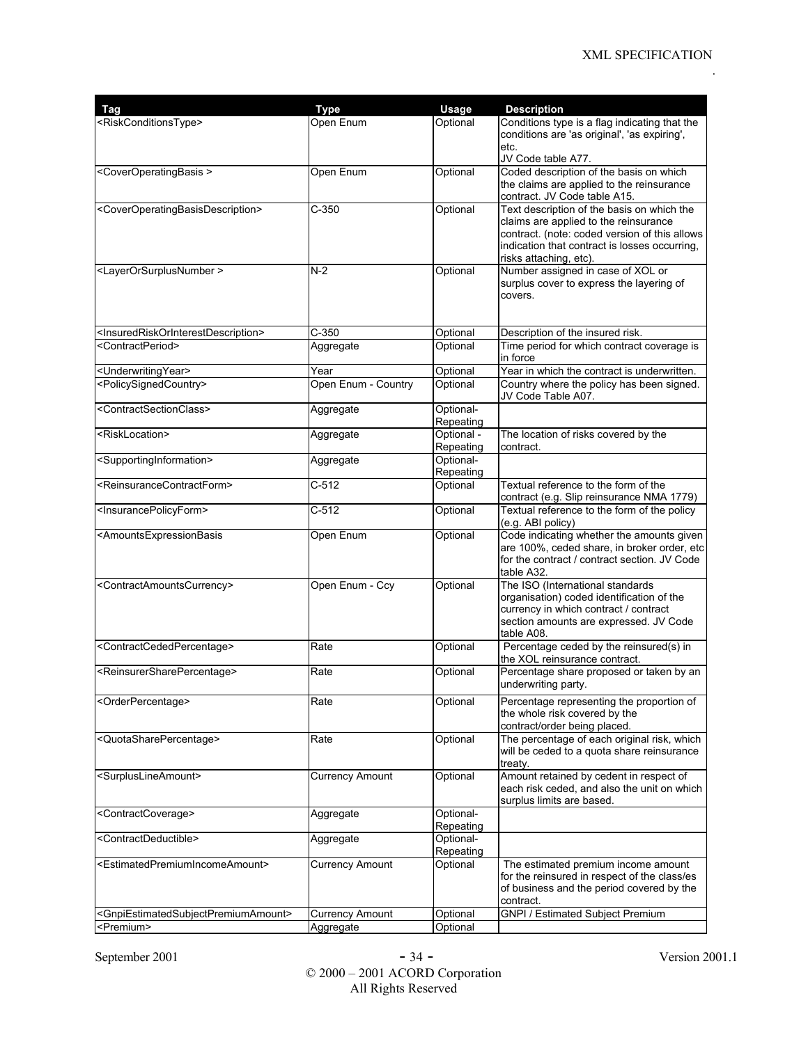| Tag | Type | Usage | Description |
|---|---|---|---|
| <RiskConditionsType> | Open Enum | Optional | Conditions type is a flag indicating that the conditions are 'as original', 'as expiring', etc. JV Code table A77. |
| <CoverOperatingBasis > | Open Enum | Optional | Coded description of the basis on which the claims are applied to the reinsurance contract. JV Code table A15. |
| <CoverOperatingBasisDescription> | C-350 | Optional | Text description of the basis on which the claims are applied to the reinsurance contract. (note: coded version of this allows indication that contract is losses occurring, risks attaching, etc). |
| <LayerOrSurplusNumber > | N-2 | Optional | Number assigned in case of XOL or surplus cover to express the layering of covers. |
| <InsuredRiskOrInterestDescription> | C-350 | Optional | Description of the insured risk. |
| <ContractPeriod> | Aggregate | Optional | Time period for which contract coverage is in force |
| <UnderwritingYear> | Year | Optional | Year in which the contract is underwritten. |
| <PolicySignedCountry> | Open Enum - Country | Optional | Country where the policy has been signed. JV Code Table A07. |
| <ContractSectionClass> | Aggregate | Optional-Repeating | |
| <RiskLocation> | Aggregate | Optional - Repeating | The location of risks covered by the contract. |
| <SupportingInformation> | Aggregate | Optional-Repeating | |
| <ReinsuranceContractForm> | C-512 | Optional | Textual reference to the form of the contract (e.g. Slip reinsurance NMA 1779) |
| <InsurancePolicyForm> | C-512 | Optional | Textual reference to the form of the policy (e.g. ABI policy) |
| <AmountsExpressionBasis | Open Enum | Optional | Code indicating whether the amounts given are 100%, ceded share, in broker order, etc for the contract / contract section. JV Code table A32. |
| <ContractAmountsCurrency> | Open Enum - Ccy | Optional | The ISO (International standards organisation) coded identification of the currency in which contract / contract section amounts are expressed. JV Code table A08. |
| <ContractCededPercentage> | Rate | Optional | Percentage ceded by the reinsured(s) in the XOL reinsurance contract. |
| <ReinsurerSharePercentage> | Rate | Optional | Percentage share proposed or taken by an underwriting party. |
| <OrderPercentage> | Rate | Optional | Percentage representing the proportion of the whole risk covered by the contract/order being placed. |
| <QuotaSharePercentage> | Rate | Optional | The percentage of each original risk, which will be ceded to a quota share reinsurance treaty. |
| <SurplusLineAmount> | Currency Amount | Optional | Amount retained by cedent in respect of each risk ceded, and also the unit on which surplus limits are based. |
| <ContractCoverage> | Aggregate | Optional-Repeating | |
| <ContractDeductible> | Aggregate | Optional-Repeating | |
| <EstimatedPremiumIncomeAmount> | Currency Amount | Optional | The estimated premium income amount for the reinsured in respect of the class/es of business and the period covered by the contract. |
| <GnpiEstimatedSubjectPremiumAmount> | Currency Amount | Optional | GNPI / Estimated Subject Premium |
| <Premium> | Aggregate | Optional | |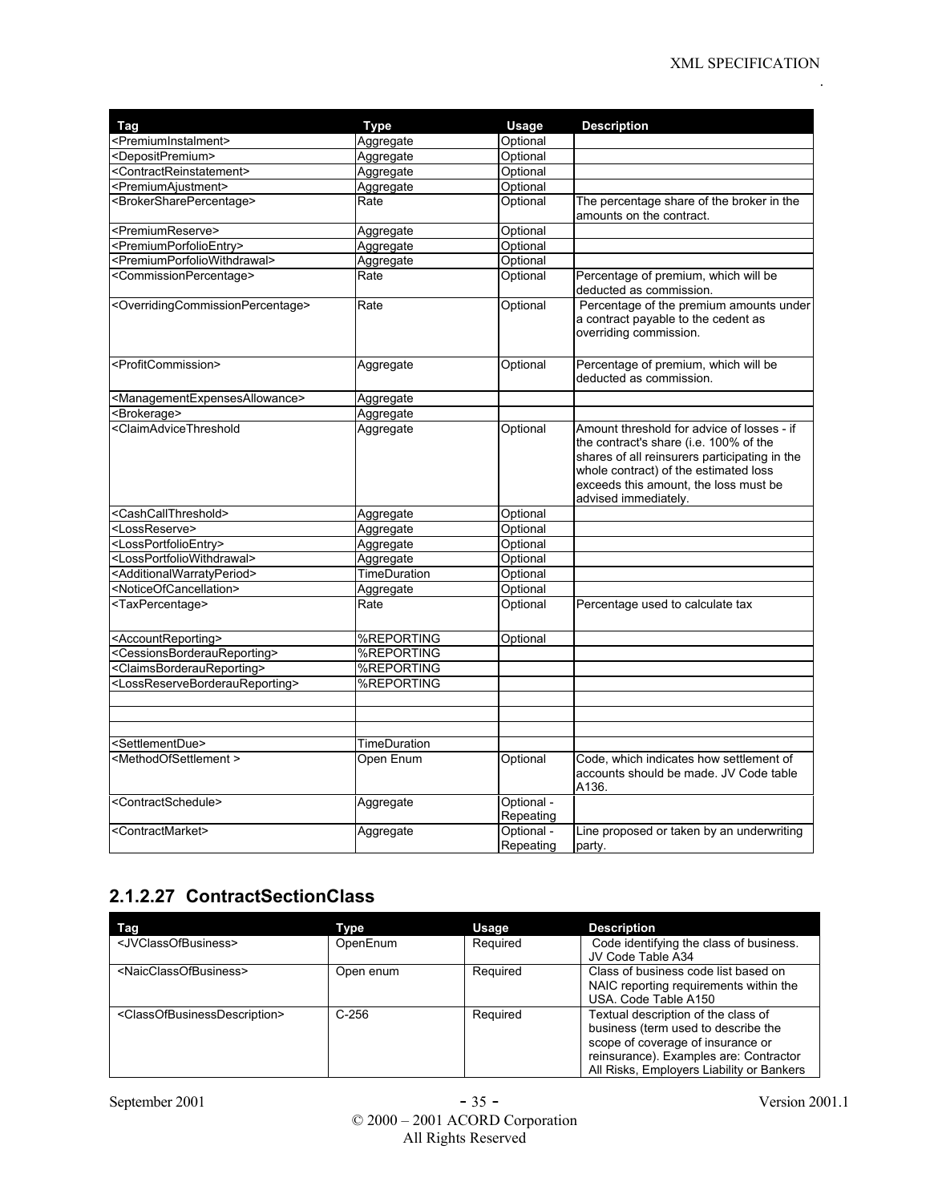| Tag | Type | Usage | Description |
|---|---|---|---|
| <PremiumInstalment> | Aggregate | Optional | |
| <DepositPremium> | Aggregate | Optional | |
| <ContractReinstatement> | Aggregate | Optional | |
| <PremiumAjustment> | Aggregate | Optional | |
| <BrokerSharePercentage> | Rate | Optional | The percentage share of the broker in the amounts on the contract. |
| <PremiumReserve> | Aggregate | Optional | |
| <PremiumPorfolioEntry> | Aggregate | Optional | |
| <PremiumPorfolioWithdrawal> | Aggregate | Optional | |
| <CommissionPercentage> | Rate | Optional | Percentage of premium, which will be deducted as commission. |
| <OverridingCommissionPercentage> | Rate | Optional | Percentage of the premium amounts under a contract payable to the cedent as overriding commission. |
| <ProfitCommission> | Aggregate | Optional | Percentage of premium, which will be deducted as commission. |
| <ManagementExpensesAllowance> | Aggregate | | |
| <Brokerage> | Aggregate | | |
| <ClaimAdviceThreshold | Aggregate | Optional | Amount threshold for advice of losses - if the contract's share (i.e. 100% of the shares of all reinsurers participating in the whole contract) of the estimated loss exceeds this amount, the loss must be advised immediately. |
| <CashCallThreshold> | Aggregate | Optional | |
| <LossReserve> | Aggregate | Optional | |
| <LossPortfolioEntry> | Aggregate | Optional | |
| <LossPortfolioWithdrawal> | Aggregate | Optional | |
| <AdditionalWarratyPeriod> | TimeDuration | Optional | |
| <NoticeOfCancellation> | Aggregate | Optional | |
| <TaxPercentage> | Rate | Optional | Percentage used to calculate tax |
| <AccountReporting> | %REPORTING | Optional | |
| <CessionsBorderauReporting> | %REPORTING | | |
| <ClaimsBorderauReporting> | %REPORTING | | |
| <LossReserveBorderauReporting> | %REPORTING | | |
| | | | |
| | | | |
| | | | |
| <SettlementDue> | TimeDuration | | |
| <MethodOfSettlement > | Open Enum | Optional | Code, which indicates how settlement of accounts should be made. JV Code table A136. |
| <ContractSchedule> | Aggregate | Optional - Repeating | |
| <ContractMarket> | Aggregate | Optional - Repeating | Line proposed or taken by an underwriting party. |

## 2.1.2.27 ContractSectionClass

| Tag | Type | Usage | Description |
|---|---|---|---|
| <JVClassOfBusiness> | OpenEnum | Required | Code identifying the class of business. JV Code Table A34 |
| <NaicClassOfBusiness> | Open enum | Required | Class of business code list based on NAIC reporting requirements within the USA. Code Table A150 |
| <ClassOfBusinessDescription> | C-256 | Required | Textual description of the class of business (term used to describe the scope of coverage of insurance or reinsurance). Examples are: Contractor All Risks, Employers Liability or Bankers |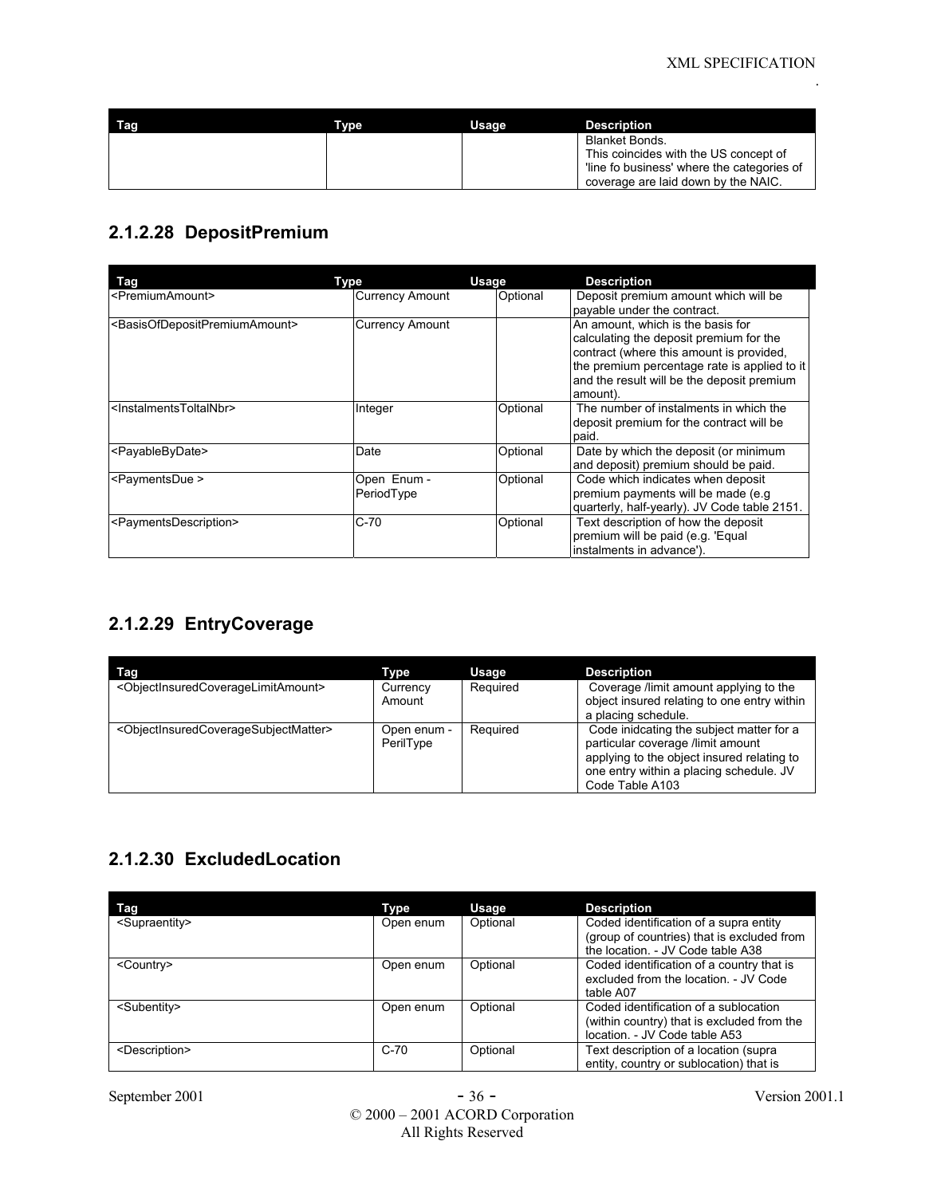| Tag | Type | Usage | Description |
| --- | --- | --- | --- |
| | | | Blanket Bonds. This coincides with the US concept of 'line fo business' where the categories of coverage are laid down by the NAIC. |

## 2.1.2.28 DepositPremium

| Tag | Type | Usage | Description |
| --- | --- | --- | --- |
| <PremiumAmount> | Currency Amount | Optional | Deposit premium amount which will be payable under the contract. |
| <BasisOfDepositPremiumAmount> | Currency Amount | | An amount, which is the basis for calculating the deposit premium for the contract (where this amount is provided, the premium percentage rate is applied to it and the result will be the deposit premium amount). |
| <InstalmentsToltalNbr> | Integer | Optional | The number of instalments in which the deposit premium for the contract will be paid. |
| <PayableByDate> | Date | Optional | Date by which the deposit (or minimum and deposit) premium should be paid. |
| <PaymentsDue > | Open Enum - PeriodType | Optional | Code which indicates when deposit premium payments will be made (e.g quarterly, half-yearly). JV Code table 2151. |
| <PaymentsDescription> | C-70 | Optional | Text description of how the deposit premium will be paid (e.g. 'Equal instalments in advance'). |

## 2.1.2.29 EntryCoverage

| Tag | Type | Usage | Description |
| --- | --- | --- | --- |
| <ObjectInsuredCoverageLimitAmount> | Currency Amount | Required | Coverage /limit amount applying to the object insured relating to one entry within a placing schedule. |
| <ObjectInsuredCoverageSubjectMatter> | Open enum - PerilType | Required | Code inidcating the subject matter for a particular coverage /limit amount applying to the object insured relating to one entry within a placing schedule. JV Code Table A103 |

## 2.1.2.30 ExcludedLocation

| Tag | Type | Usage | Description |
| --- | --- | --- | --- |
| <Supraentity> | Open enum | Optional | Coded identification of a supra entity (group of countries) that is excluded from the location. - JV Code table A38 |
| <Country> | Open enum | Optional | Coded identification of a country that is excluded from the location. - JV Code table A07 |
| <Subentity> | Open enum | Optional | Coded identification of a sublocation (within country) that is excluded from the location. - JV Code table A53 |
| <Description> | C-70 | Optional | Text description of a location (supra entity, country or sublocation) that is |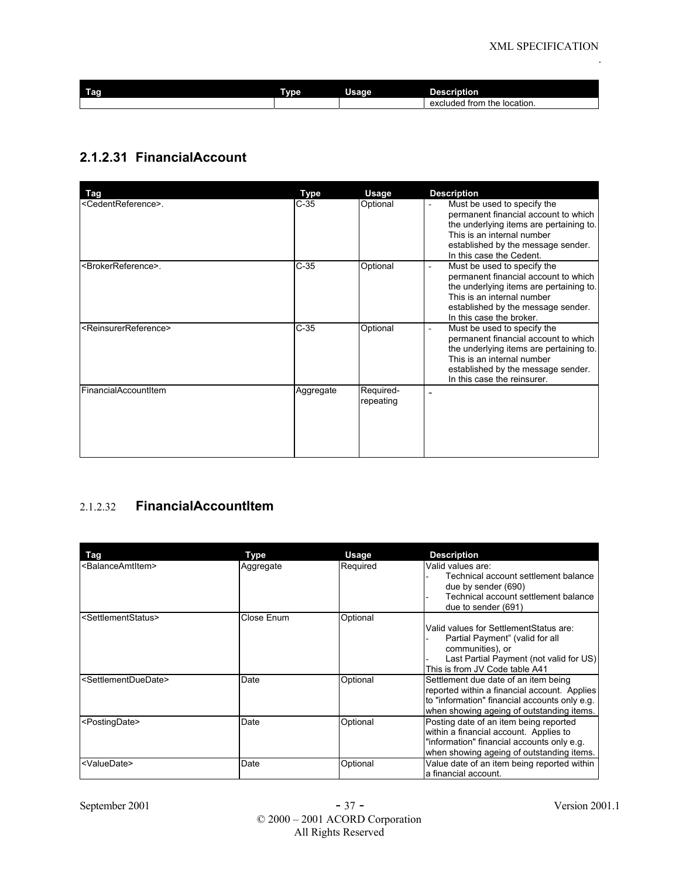| Tag | Type | Usage | Description |
|---|---|---|---|
| | | | excluded from the location. |

### 2.1.2.31 FinancialAccount

| Tag | Type | Usage | Description |
|---|---|---|---|
| <CedentReference>. | C-35 | Optional | - Must be used to specify the permanent financial account to which the underlying items are pertaining to. This is an internal number established by the message sender. In this case the Cedent. |
| <BrokerReference>. | C-35 | Optional | - Must be used to specify the permanent financial account to which the underlying items are pertaining to. This is an internal number established by the message sender. In this case the broker. |
| <ReinsurerReference> | C-35 | Optional | - Must be used to specify the permanent financial account to which the underlying items are pertaining to. This is an internal number established by the message sender. In this case the reinsurer. |
| FinancialAccountItem | Aggregate | Required-repeating | - |

### 2.1.2.32 FinancialAccountItem

| Tag | Type | Usage | Description |
|---|---|---|---|
| <BalanceAmtItem> | Aggregate | Required | Valid values are:<br>- Technical account settlement balance due by sender (690)<br>- Technical account settlement balance due to sender (691) |
| <SettlementStatus> | Close Enum | Optional | Valid values for SettlementStatus are:<br>- Partial Payment" (valid for all communities), or<br>- Last Partial Payment (not valid for US)<br>This is from JV Code table A41 |
| <SettlementDueDate> | Date | Optional | Settlement due date of an item being reported within a financial account. Applies to "information" financial accounts only e.g. when showing ageing of outstanding items. |
| <PostingDate> | Date | Optional | Posting date of an item being reported within a financial account. Applies to "information" financial accounts only e.g. when showing ageing of outstanding items. |
| <ValueDate> | Date | Optional | Value date of an item being reported within a financial account. |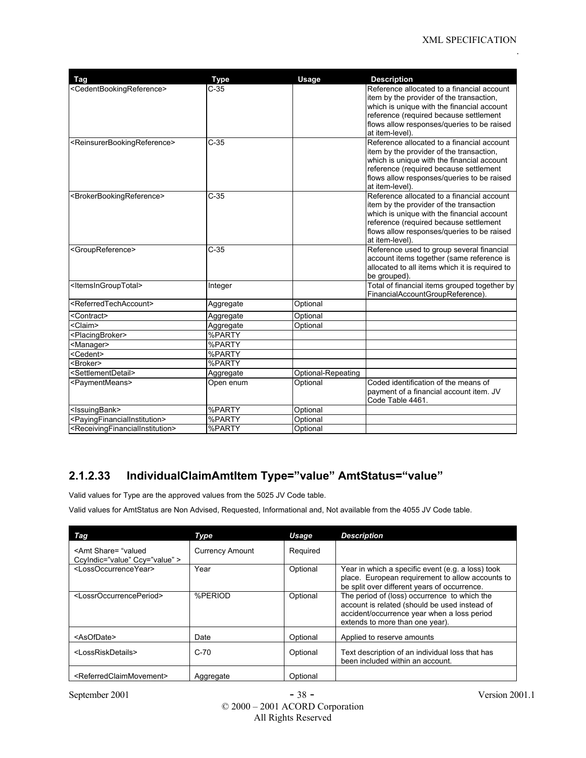| Tag | Type | Usage | Description |
|---|---|---|---|
| <CedentBookingReference> | C-35 | | Reference allocated to a financial account item by the provider of the transaction, which is unique with the financial account reference (required because settlement flows allow responses/queries to be raised at item-level). |
| <ReinsurerBookingReference> | C-35 | | Reference allocated to a financial account item by the provider of the transaction, which is unique with the financial account reference (required because settlement flows allow responses/queries to be raised at item-level). |
| <BrokerBookingReference> | C-35 | | Reference allocated to a financial account item by the provider of the transaction which is unique with the financial account reference (required because settlement flows allow responses/queries to be raised at item-level). |
| <GroupReference> | C-35 | | Reference used to group several financial account items together (same reference is allocated to all items which it is required to be grouped). |
| <ItemsInGroupTotal> | Integer | | Total of financial items grouped together by FinancialAccountGroupReference). |
| <ReferredTechAccount> | Aggregate | Optional | |
| <Contract> | Aggregate | Optional | |
| <Claim> | Aggregate | Optional | |
| <PlacingBroker> | %PARTY | | |
| <Manager> | %PARTY | | |
| <Cedent> | %PARTY | | |
| <Broker> | %PARTY | | |
| <SettlementDetail> | Aggregate | Optional-Repeating | |
| <PaymentMeans> | Open enum | Optional | Coded identification of the means of payment of a financial account item. JV Code Table 4461. |
| <IssuingBank> | %PARTY | Optional | |
| <PayingFinancialInstitution> | %PARTY | Optional | |
| <ReceivingFinancialInstitution> | %PARTY | Optional | |

### 2.1.2.33 IndividualClaimAmtItem Type=”value” AmtStatus=“value”

Valid values for Type are the approved values from the 5025 JV Code table.

Valid values for AmtStatus are Non Advised, Requested, Informational and, Not available from the 4055 JV Code table.

| *Tag* | *Type* | *Usage* | *Description* |
|---|---|---|---|
| <Amt Share= “valued CcyIndic="value" Ccy="value" > | Currency Amount | Required | |
| <LossOccurrenceYear> | Year | Optional | Year in which a specific event (e.g. a loss) took place. European requirement to allow accounts to be split over different years of occurrence. |
| <LossrOccurrencePeriod> | %PERIOD | Optional | The period of (loss) occurrence to which the account is related (should be used instead of accident/occurrence year when a loss period extends to more than one year). |
| <AsOfDate> | Date | Optional | Applied to reserve amounts |
| <LossRiskDetails> | C-70 | Optional | Text description of an individual loss that has been included within an account. |
| <ReferredClaimMovement> | Aggregate | Optional | |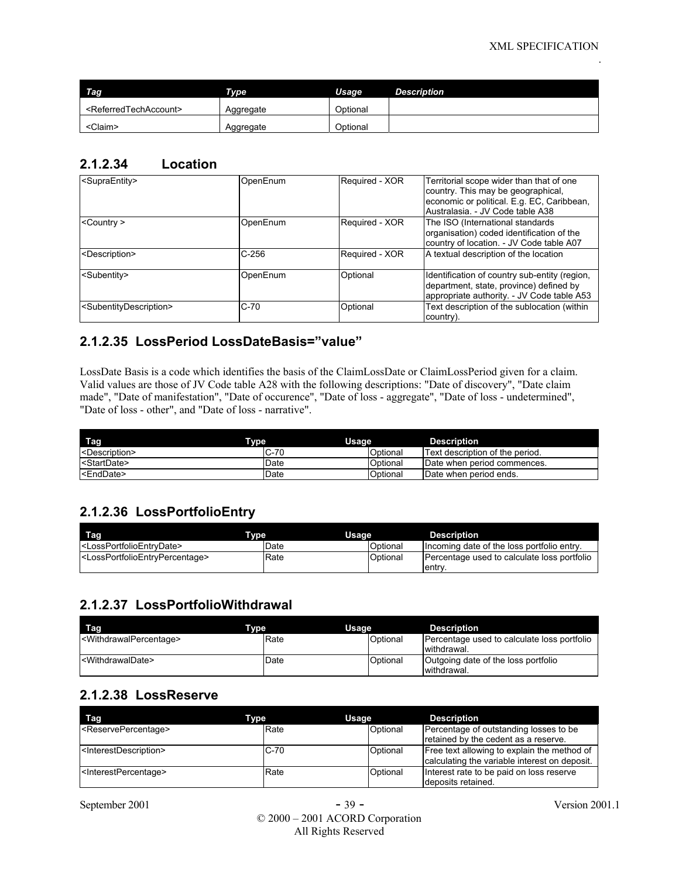| Tag | Type | Usage | Description |
|---|---|---|---|
| <ReferredTechAccount> | Aggregate | Optional | |
| <Claim> | Aggregate | Optional | |

### 2.1.2.34 Location

| Tag | Type | Usage | Description |
|---|---|---|---|
| <SupraEntity> | OpenEnum | Required - XOR | Territorial scope wider than that of one country. This may be geographical, economic or political. E.g. EC, Caribbean, Australasia. - JV Code table A38 |
| <Country > | OpenEnum | Required - XOR | The ISO (International standards organisation) coded identification of the country of location. - JV Code table A07 |
| <Description> | C-256 | Required - XOR | A textual description of the location |
| <Subentity> | OpenEnum | Optional | Identification of country sub-entity (region, department, state, province) defined by appropriate authority. - JV Code table A53 |
| <SubentityDescription> | C-70 | Optional | Text description of the sublocation (within country). |

### 2.1.2.35 LossPeriod LossDateBasis=”value”

LossDate Basis is a code which identifies the basis of the ClaimLossDate or ClaimLossPeriod given for a claim. Valid values are those of JV Code table A28 with the following descriptions: "Date of discovery", "Date claim made", "Date of manifestation", "Date of occurence", "Date of loss - aggregate", "Date of loss - undetermined", "Date of loss - other", and "Date of loss - narrative".

| Tag | Type | Usage | Description |
|---|---|---|---|
| <Description> | C-70 | Optional | Text description of the period. |
| <StartDate> | Date | Optional | Date when period commences. |
| <EndDate> | Date | Optional | Date when period ends. |

### 2.1.2.36 LossPortfolioEntry

| Tag | Type | Usage | Description |
|---|---|---|---|
| <LossPortfolioEntryDate> | Date | Optional | Incoming date of the loss portfolio entry. |
| <LossPortfolioEntryPercentage> | Rate | Optional | Percentage used to calculate loss portfolio entry. |

### 2.1.2.37 LossPortfolioWithdrawal

| Tag | Type | Usage | Description |
|---|---|---|---|
| <WithdrawalPercentage> | Rate | Optional | Percentage used to calculate loss portfolio withdrawal. |
| <WithdrawalDate> | Date | Optional | Outgoing date of the loss portfolio withdrawal. |

### 2.1.2.38 LossReserve

| Tag | Type | Usage | Description |
|---|---|---|---|
| <ReservePercentage> | Rate | Optional | Percentage of outstanding losses to be retained by the cedent as a reserve. |
| <InterestDescription> | C-70 | Optional | Free text allowing to explain the method of calculating the variable interest on deposit. |
| <InterestPercentage> | Rate | Optional | Interest rate to be paid on loss reserve deposits retained. |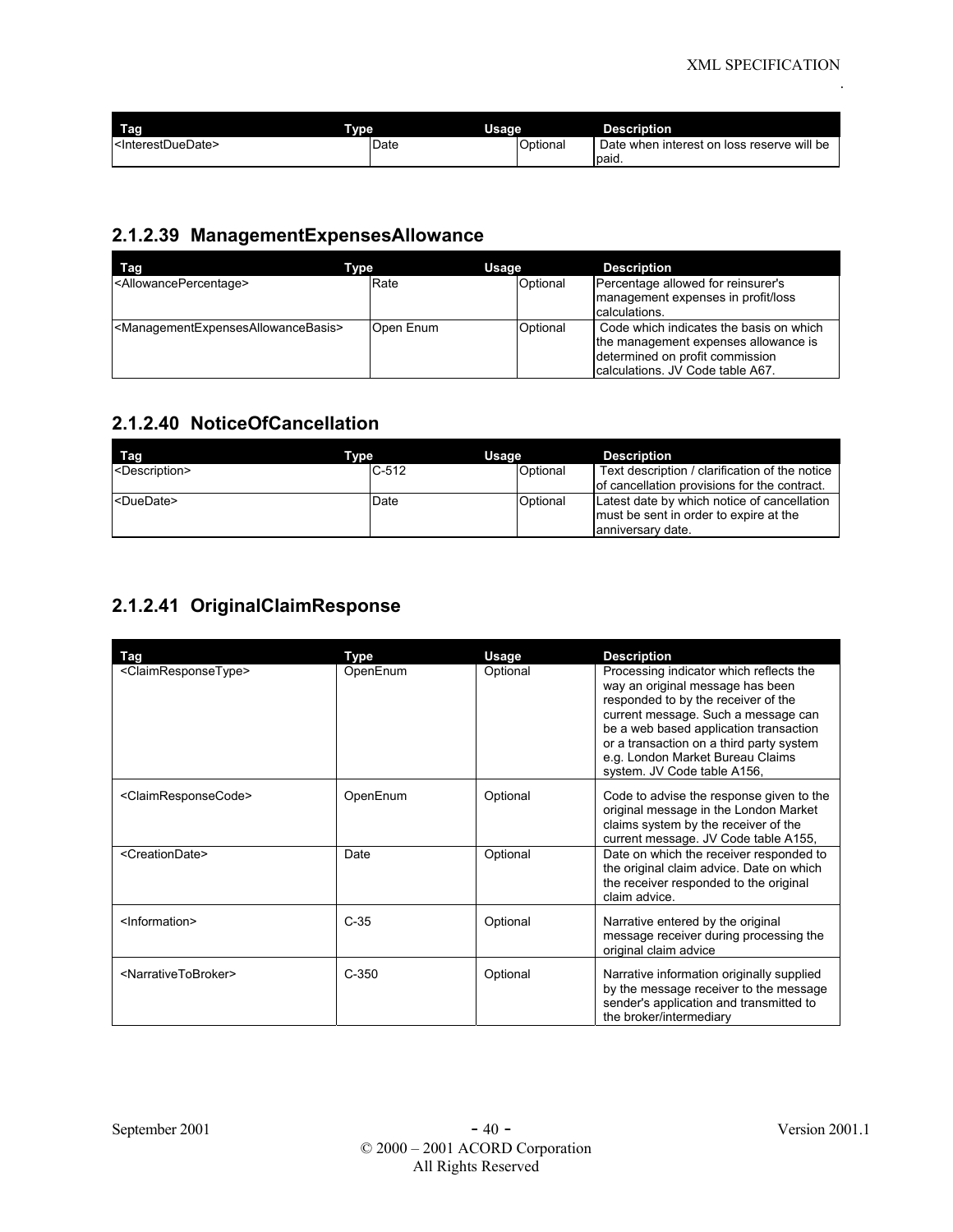| Tag | Type | Usage | Description |
|---|---|---|---|
| <InterestDueDate> | Date | Optional | Date when interest on loss reserve will be paid. |

### 2.1.2.39 ManagementExpensesAllowance

| Tag | Type | Usage | Description |
|---|---|---|---|
| <AllowancePercentage> | Rate | Optional | Percentage allowed for reinsurer's management expenses in profit/loss calculations. |
| <ManagementExpensesAllowanceBasis> | Open Enum | Optional | Code which indicates the basis on which the management expenses allowance is determined on profit commission calculations. JV Code table A67. |

### 2.1.2.40 NoticeOfCancellation

| Tag | Type | Usage | Description |
|---|---|---|---|
| <Description> | C-512 | Optional | Text description / clarification of the notice of cancellation provisions for the contract. |
| <DueDate> | Date | Optional | Latest date by which notice of cancellation must be sent in order to expire at the anniversary date. |

### 2.1.2.41 OriginalClaimResponse

| Tag | Type | Usage | Description |
|---|---|---|---|
| <ClaimResponseType> | OpenEnum | Optional | Processing indicator which reflects the way an original message has been responded to by the receiver of the current message. Such a message can be a web based application transaction or a transaction on a third party system e.g. London Market Bureau Claims system. JV Code table A156, |
| <ClaimResponseCode> | OpenEnum | Optional | Code to advise the response given to the original message in the London Market claims system by the receiver of the current message. JV Code table A155, |
| <CreationDate> | Date | Optional | Date on which the receiver responded to the original claim advice. Date on which the receiver responded to the original claim advice. |
| <Information> | C-35 | Optional | Narrative entered by the original message receiver during processing the original claim advice |
| <NarrativeToBroker> | C-350 | Optional | Narrative information originally supplied by the message receiver to the message sender's application and transmitted to the broker/intermediary |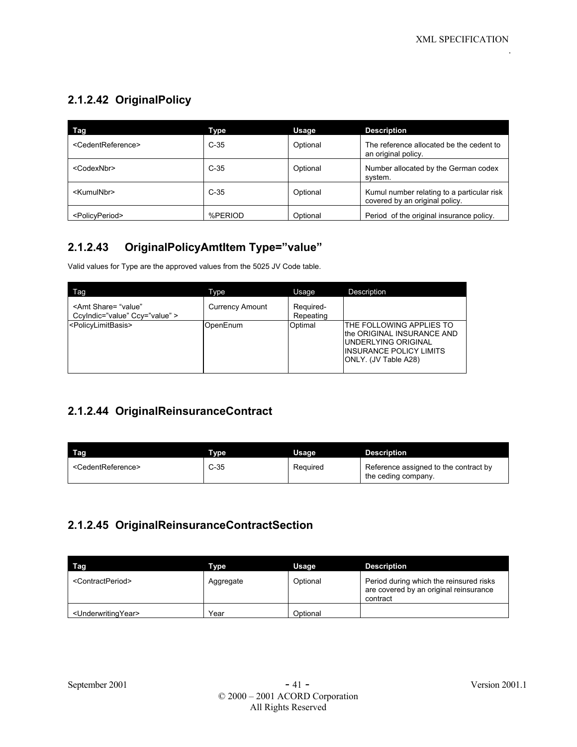## 2.1.2.42 OriginalPolicy

| Tag | Type | Usage | Description |
|---|---|---|---|
| <CedentReference> | C-35 | Optional | The reference allocated be the cedent to an original policy. |
| <CodexNbr> | C-35 | Optional | Number allocated by the German codex system. |
| <KumulNbr> | C-35 | Optional | Kumul number relating to a particular risk covered by an original policy. |
| <PolicyPeriod> | %PERIOD | Optional | Period of the original insurance policy. |

## 2.1.2.43 OriginalPolicyAmtItem Type="value"

Valid values for Type are the approved values from the 5025 JV Code table.

| Tag | Type | Usage | Description |
|---|---|---|---|
| <Amt Share= "value" CcyIndic="value" Ccy="value" > | Currency Amount | Required-Repeating | |
| <PolicyLimitBasis> | OpenEnum | Optimal | THE FOLLOWING APPLIES TO the ORIGINAL INSURANCE AND UNDERLYING ORIGINAL INSURANCE POLICY LIMITS ONLY. (JV Table A28) |

## 2.1.2.44 OriginalReinsuranceContract

| Tag | Type | Usage | Description |
|---|---|---|---|
| <CedentReference> | C-35 | Required | Reference assigned to the contract by the ceding company. |

## 2.1.2.45 OriginalReinsuranceContractSection

| Tag | Type | Usage | Description |
|---|---|---|---|
| <ContractPeriod> | Aggregate | Optional | Period during which the reinsured risks are covered by an original reinsurance contract |
| <UnderwritingYear> | Year | Optional | |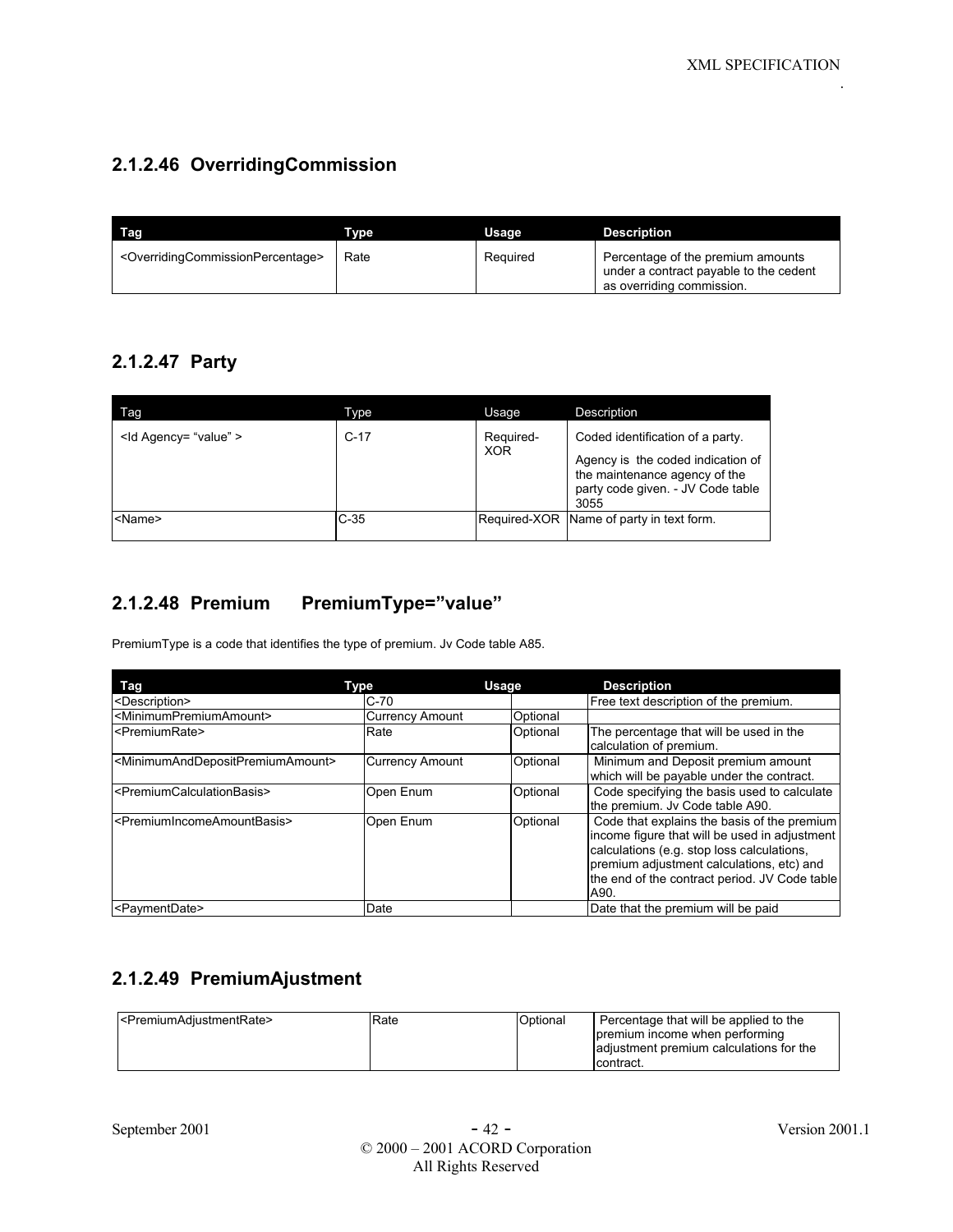### 2.1.2.46 OverridingCommission

| Tag | Type | Usage | Description |
|---|---|---|---|
| <OverridingCommissionPercentage> | Rate | Required | Percentage of the premium amounts under a contract payable to the cedent as overriding commission. |

### 2.1.2.47 Party

| Tag | Type | Usage | Description |
|---|---|---|---|
| <Id Agency= "value" > | C-17 | Required-XOR | Coded identification of a party.<br><br>Agency is the coded indication of the maintenance agency of the party code given. - JV Code table 3055 |
| <Name> | C-35 | Required-XOR | Name of party in text form. |

### 2.1.2.48 Premium PremiumType="value"

PremiumType is a code that identifies the type of premium. Jv Code table A85.

| Tag | Type | Usage | Description |
|---|---|---|---|
| <Description> | C-70 | | Free text description of the premium. |
| <MinimumPremiumAmount> | Currency Amount | Optional | |
| <PremiumRate> | Rate | Optional | The percentage that will be used in the calculation of premium. |
| <MinimumAndDepositPremiumAmount> | Currency Amount | Optional | Minimum and Deposit premium amount which will be payable under the contract. |
| <PremiumCalculationBasis> | Open Enum | Optional | Code specifying the basis used to calculate the premium. Jv Code table A90. |
| <PremiumIncomeAmountBasis> | Open Enum | Optional | Code that explains the basis of the premium income figure that will be used in adjustment calculations (e.g. stop loss calculations, premium adjustment calculations, etc) and the end of the contract period. JV Code table A90. |
| <PaymentDate> | Date | | Date that the premium will be paid |

### 2.1.2.49 PremiumAjustment

| | | | |
|---|---|---|---|
| <PremiumAdjustmentRate> | Rate | Optional | Percentage that will be applied to the premium income when performing adjustment premium calculations for the contract. |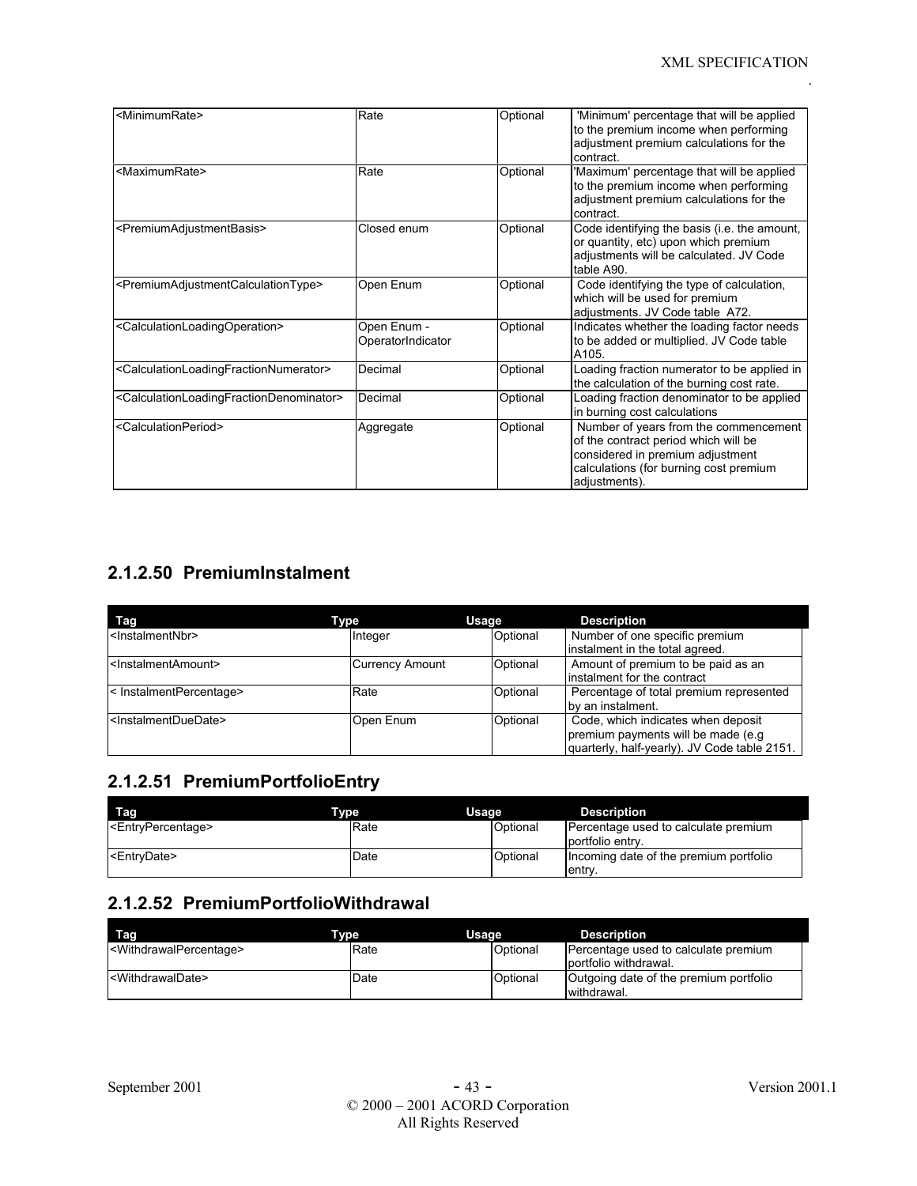| | | | |
|---|---|---|---|
| <MinimumRate> | Rate | Optional | 'Minimum' percentage that will be applied to the premium income when performing adjustment premium calculations for the contract. |
| <MaximumRate> | Rate | Optional | 'Maximum' percentage that will be applied to the premium income when performing adjustment premium calculations for the contract. |
| <PremiumAdjustmentBasis> | Closed enum | Optional | Code identifying the basis (i.e. the amount, or quantity, etc) upon which premium adjustments will be calculated. JV Code table A90. |
| <PremiumAdjustmentCalculationType> | Open Enum | Optional | Code identifying the type of calculation, which will be used for premium adjustments. JV Code table A72. |
| <CalculationLoadingOperation> | Open Enum - OperatorIndicator | Optional | Indicates whether the loading factor needs to be added or multiplied. JV Code table A105. |
| <CalculationLoadingFractionNumerator> | Decimal | Optional | Loading fraction numerator to be applied in the calculation of the burning cost rate. |
| <CalculationLoadingFractionDenominator> | Decimal | Optional | Loading fraction denominator to be applied in burning cost calculations |
| <CalculationPeriod> | Aggregate | Optional | Number of years from the commencement of the contract period which will be considered in premium adjustment calculations (for burning cost premium adjustments). |

## 2.1.2.50 PremiumInstalment

| Tag | Type | Usage | Description |
|---|---|---|---|
| <InstalmentNbr> | Integer | Optional | Number of one specific premium instalment in the total agreed. |
| <InstalmentAmount> | Currency Amount | Optional | Amount of premium to be paid as an instalment for the contract |
| < InstalmentPercentage> | Rate | Optional | Percentage of total premium represented by an instalment. |
| <InstalmentDueDate> | Open Enum | Optional | Code, which indicates when deposit premium payments will be made (e.g quarterly, half-yearly). JV Code table 2151. |

## 2.1.2.51 PremiumPortfolioEntry

| Tag | Type | Usage | Description |
|---|---|---|---|
| <EntryPercentage> | Rate | Optional | Percentage used to calculate premium portfolio entry. |
| <EntryDate> | Date | Optional | Incoming date of the premium portfolio entry. |

## 2.1.2.52 PremiumPortfolioWithdrawal

| Tag | Type | Usage | Description |
|---|---|---|---|
| <WithdrawalPercentage> | Rate | Optional | Percentage used to calculate premium portfolio withdrawal. |
| <WithdrawalDate> | Date | Optional | Outgoing date of the premium portfolio withdrawal. |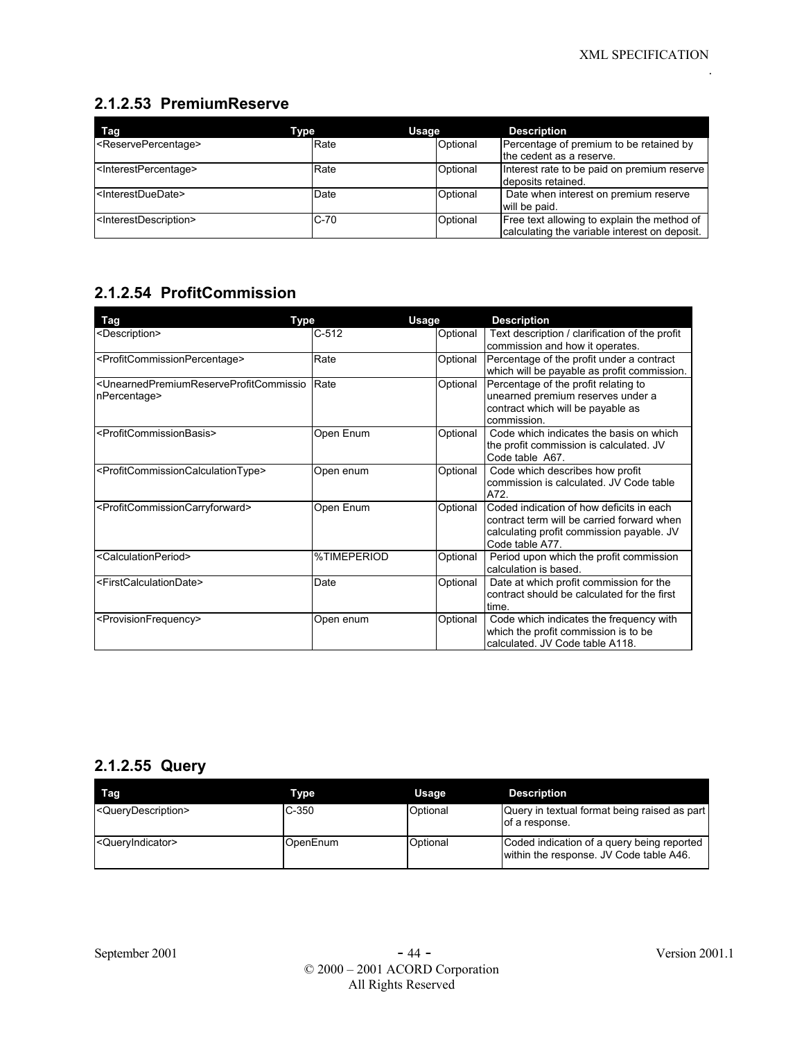### 2.1.2.53 PremiumReserve

| Tag | Type | Usage | Description |
|---|---|---|---|
| <ReservePercentage> | Rate | Optional | Percentage of premium to be retained by the cedent as a reserve. |
| <InterestPercentage> | Rate | Optional | Interest rate to be paid on premium reserve deposits retained. |
| <InterestDueDate> | Date | Optional | Date when interest on premium reserve will be paid. |
| <InterestDescription> | C-70 | Optional | Free text allowing to explain the method of calculating the variable interest on deposit. |

### 2.1.2.54 ProfitCommission

| Tag | Type | Usage | Description |
|---|---|---|---|
| <Description> | C-512 | Optional | Text description / clarification of the profit commission and how it operates. |
| <ProfitCommissionPercentage> | Rate | Optional | Percentage of the profit under a contract which will be payable as profit commission. |
| <UnearnedPremiumReserveProfitCommissionPercentage> | Rate | Optional | Percentage of the profit relating to unearned premium reserves under a contract which will be payable as commission. |
| <ProfitCommissionBasis> | Open Enum | Optional | Code which indicates the basis on which the profit commission is calculated. JV Code table A67. |
| <ProfitCommissionCalculationType> | Open enum | Optional | Code which describes how profit commission is calculated. JV Code table A72. |
| <ProfitCommissionCarryforward> | Open Enum | Optional | Coded indication of how deficits in each contract term will be carried forward when calculating profit commission payable. JV Code table A77. |
| <CalculationPeriod> | %TIMEPERIOD | Optional | Period upon which the profit commission calculation is based. |
| <FirstCalculationDate> | Date | Optional | Date at which profit commission for the contract should be calculated for the first time. |
| <ProvisionFrequency> | Open enum | Optional | Code which indicates the frequency with which the profit commission is to be calculated. JV Code table A118. |

### 2.1.2.55 Query

| Tag | Type | Usage | Description |
|---|---|---|---|
| <QueryDescription> | C-350 | Optional | Query in textual format being raised as part of a response. |
| <QueryIndicator> | OpenEnum | Optional | Coded indication of a query being reported within the response. JV Code table A46. |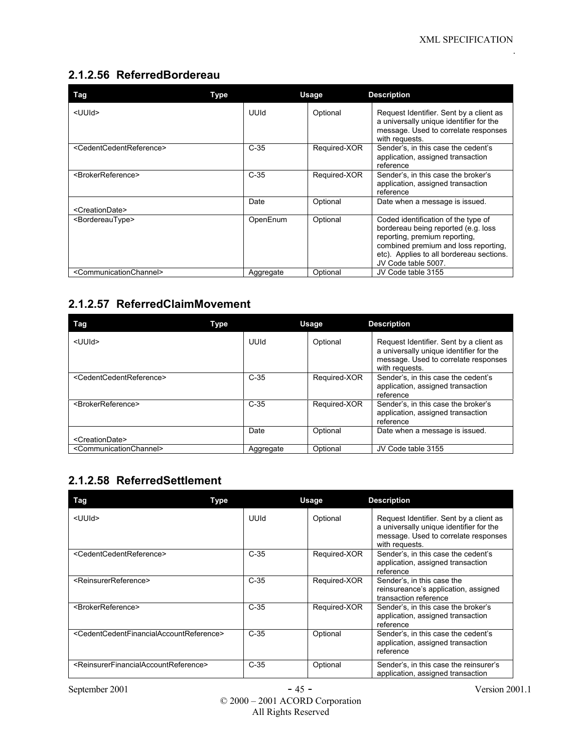### 2.1.2.56 ReferredBordereau

| Tag | Type | Usage | Description |
|---|---|---|---|
| <UUId> | UUId | Optional | Request Identifier. Sent by a client as a universally unique identifier for the message. Used to correlate responses with requests. |
| <CedentCedentReference> | C-35 | Required-XOR | Sender's, in this case the cedent's application, assigned transaction reference |
| <BrokerReference> | C-35 | Required-XOR | Sender's, in this case the broker's application, assigned transaction reference |
| <CreationDate> | Date | Optional | Date when a message is issued. |
| <BordereauType> | OpenEnum | Optional | Coded identification of the type of bordereau being reported (e.g. loss reporting, premium reporting, combined premium and loss reporting, etc). Applies to all bordereau sections. JV Code table 5007. |
| <CommunicationChannel> | Aggregate | Optional | JV Code table 3155 |

### 2.1.2.57 ReferredClaimMovement

| Tag | Type | Usage | Description |
|---|---|---|---|
| <UUId> | UUId | Optional | Request Identifier. Sent by a client as a universally unique identifier for the message. Used to correlate responses with requests. |
| <CedentCedentReference> | C-35 | Required-XOR | Sender's, in this case the cedent's application, assigned transaction reference |
| <BrokerReference> | C-35 | Required-XOR | Sender's, in this case the broker's application, assigned transaction reference |
| <CreationDate> | Date | Optional | Date when a message is issued. |
| <CommunicationChannel> | Aggregate | Optional | JV Code table 3155 |

### 2.1.2.58 ReferredSettlement

| Tag | Type | Usage | Description |
|---|---|---|---|
| <UUId> | UUId | Optional | Request Identifier. Sent by a client as a universally unique identifier for the message. Used to correlate responses with requests. |
| <CedentCedentReference> | C-35 | Required-XOR | Sender's, in this case the cedent's application, assigned transaction reference |
| <ReinsurerReference> | C-35 | Required-XOR | Sender's, in this case the reinsureance's application, assigned transaction reference |
| <BrokerReference> | C-35 | Required-XOR | Sender's, in this case the broker's application, assigned transaction reference |
| <CedentCedentFinancialAccountReference> | C-35 | Optional | Sender's, in this case the cedent's application, assigned transaction reference |
| <ReinsurerFinancialAccountReference> | C-35 | Optional | Sender's, in this case the reinsurer's application, assigned transaction |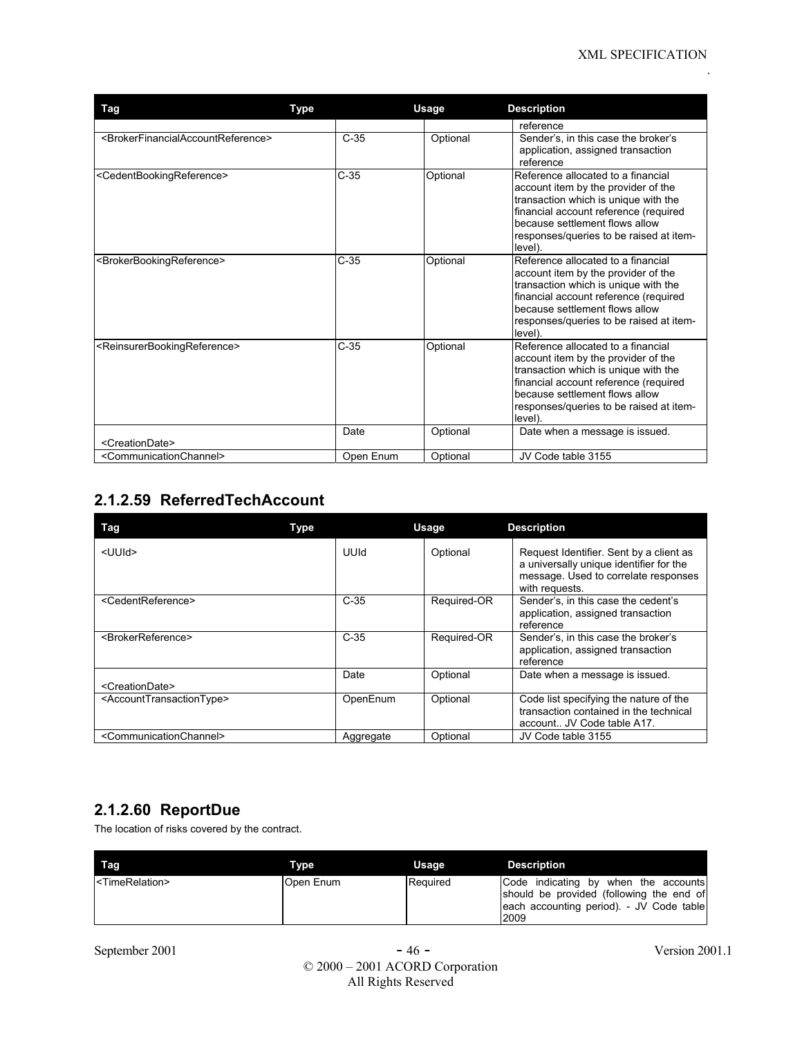| Tag | Type | Usage | Description |
|---|---|---|---|
| | | | reference |
| <BrokerFinancialAccountReference> | C-35 | Optional | Sender's, in this case the broker's application, assigned transaction reference |
| <CedentBookingReference> | C-35 | Optional | Reference allocated to a financial account item by the provider of the transaction which is unique with the financial account reference (required because settlement flows allow responses/queries to be raised at item-level). |
| <BrokerBookingReference> | C-35 | Optional | Reference allocated to a financial account item by the provider of the transaction which is unique with the financial account reference (required because settlement flows allow responses/queries to be raised at item-level). |
| <ReinsurerBookingReference> | C-35 | Optional | Reference allocated to a financial account item by the provider of the transaction which is unique with the financial account reference (required because settlement flows allow responses/queries to be raised at item-level). |
| <CreationDate> | Date | Optional | Date when a message is issued. |
| <CommunicationChannel> | Open Enum | Optional | JV Code table 3155 |

## 2.1.2.59 ReferredTechAccount

| Tag | Type | Usage | Description |
|---|---|---|---|
| <UUId> | UUId | Optional | Request Identifier. Sent by a client as a universally unique identifier for the message. Used to correlate responses with requests. |
| <CedentReference> | C-35 | Required-OR | Sender's, in this case the cedent's application, assigned transaction reference |
| <BrokerReference> | C-35 | Required-OR | Sender's, in this case the broker's application, assigned transaction reference |
| <CreationDate> | Date | Optional | Date when a message is issued. |
| <AccountTransactionType> | OpenEnum | Optional | Code list specifying the nature of the transaction contained in the technical account.. JV Code table A17. |
| <CommunicationChannel> | Aggregate | Optional | JV Code table 3155 |

## 2.1.2.60 ReportDue

The location of risks covered by the contract.

| Tag | Type | Usage | Description |
|---|---|---|---|
| <TimeRelation> | Open Enum | Required | Code indicating by when the accounts should be provided (following the end of each accounting period). - JV Code table 2009 |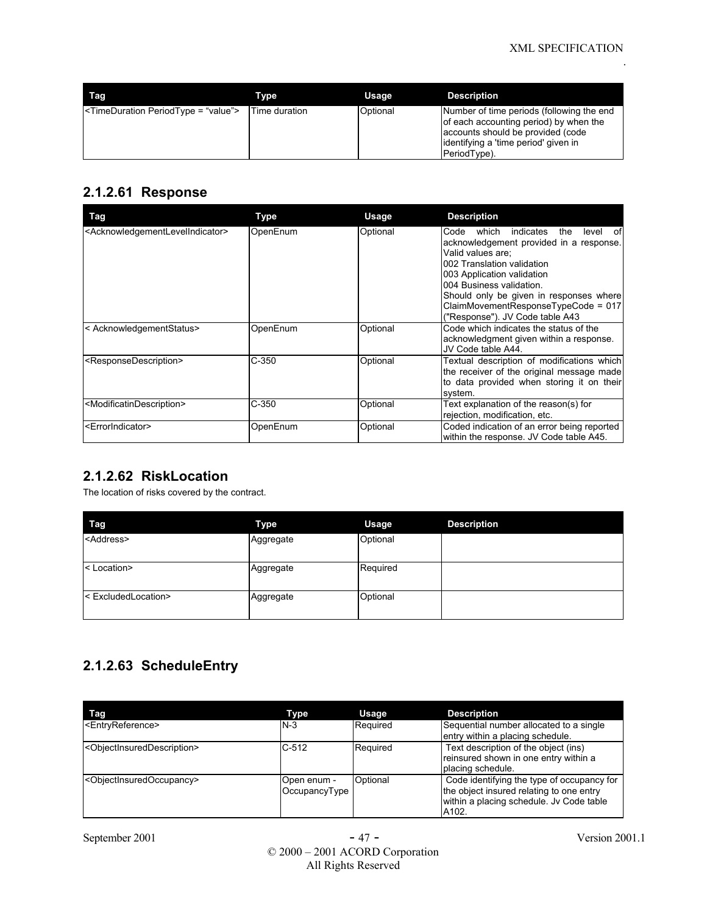| Tag | Type | Usage | Description |
|---|---|---|---|
| <TimeDuration PeriodType = "value"> | Time duration | Optional | Number of time periods (following the end of each accounting period) by when the accounts should be provided (code identifying a 'time period' given in PeriodType). |

### 2.1.2.61 Response

| Tag | Type | Usage | Description |
|---|---|---|---|
| <AcknowledgementLevelIndicator> | OpenEnum | Optional | Code which indicates the level of acknowledgement provided in a response. Valid values are; 002 Translation validation 003 Application validation 004 Business validation. Should only be given in responses where ClaimMovementResponseTypeCode = 017 ("Response"). JV Code table A43 |
| < AcknowledgementStatus> | OpenEnum | Optional | Code which indicates the status of the acknowledgment given within a response. JV Code table A44. |
| <ResponseDescription> | C-350 | Optional | Textual description of modifications which the receiver of the original message made to data provided when storing it on their system. |
| <ModificatinDescription> | C-350 | Optional | Text explanation of the reason(s) for rejection, modification, etc. |
| <ErrorIndicator> | OpenEnum | Optional | Coded indication of an error being reported within the response. JV Code table A45. |

### 2.1.2.62 RiskLocation

The location of risks covered by the contract.

| Tag | Type | Usage | Description |
|---|---|---|---|
| <Address> | Aggregate | Optional | |
| < Location> | Aggregate | Required | |
| < ExcludedLocation> | Aggregate | Optional | |

### 2.1.2.63 ScheduleEntry

| Tag | Type | Usage | Description |
|---|---|---|---|
| <EntryReference> | N-3 | Required | Sequential number allocated to a single entry within a placing schedule. |
| <ObjectInsuredDescription> | C-512 | Required | Text description of the object (ins) reinsured shown in one entry within a placing schedule. |
| <ObjectInsuredOccupancy> | Open enum - OccupancyType | Optional | Code identifying the type of occupancy for the object insured relating to one entry within a placing schedule. Jv Code table A102. |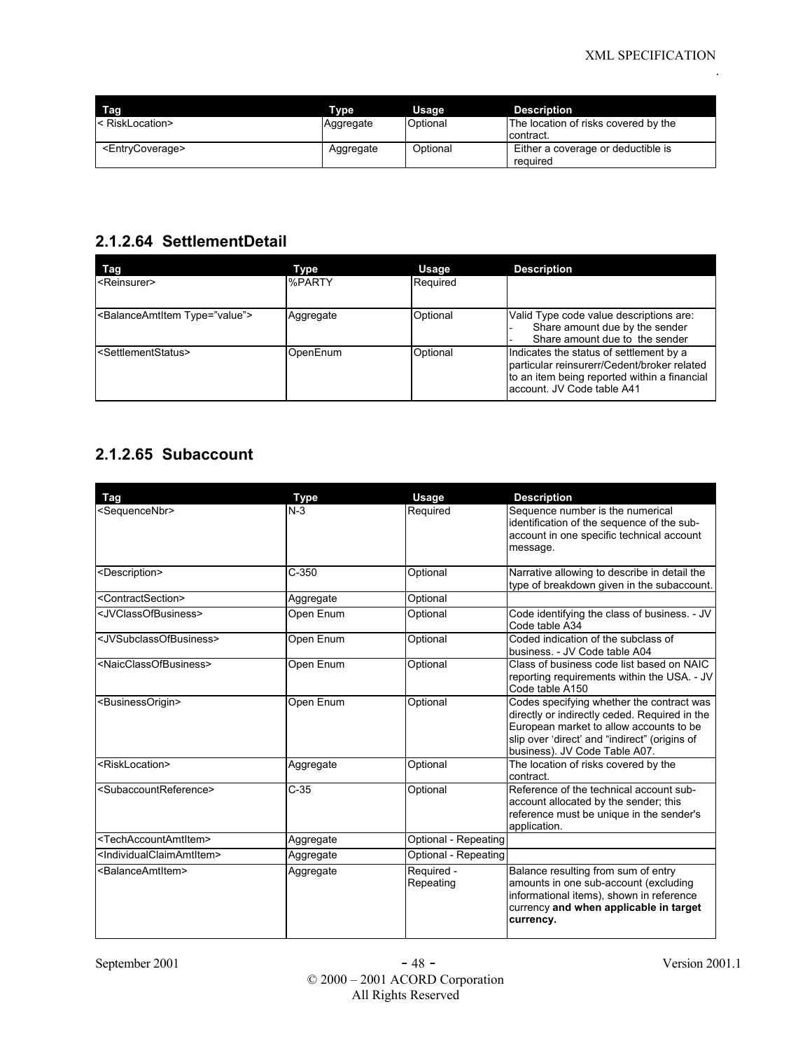| Tag | Type | Usage | Description |
|---|---|---|---|
| < RiskLocation> | Aggregate | Optional | The location of risks covered by the contract. |
| <EntryCoverage> | Aggregate | Optional | Either a coverage or deductible is required |

## 2.1.2.64 SettlementDetail

| Tag | Type | Usage | Description |
|---|---|---|---|
| <Reinsurer> | %PARTY | Required | |
| <BalanceAmtItem Type="value"> | Aggregate | Optional | Valid Type code value descriptions are: - Share amount due by the sender - Share amount due to the sender |
| <SettlementStatus> | OpenEnum | Optional | Indicates the status of settlement by a particular reinsurerr/Cedent/broker related to an item being reported within a financial account. JV Code table A41 |

## 2.1.2.65 Subaccount

| Tag | Type | Usage | Description |
|---|---|---|---|
| <SequenceNbr> | N-3 | Required | Sequence number is the numerical identification of the sequence of the sub-account in one specific technical account message. |
| <Description> | C-350 | Optional | Narrative allowing to describe in detail the type of breakdown given in the subaccount. |
| <ContractSection> | Aggregate | Optional | |
| <JVClassOfBusiness> | Open Enum | Optional | Code identifying the class of business. - JV Code table A34 |
| <JVSubclassOfBusiness> | Open Enum | Optional | Coded indication of the subclass of business. - JV Code table A04 |
| <NaicClassOfBusiness> | Open Enum | Optional | Class of business code list based on NAIC reporting requirements within the USA. - JV Code table A150 |
| <BusinessOrigin> | Open Enum | Optional | Codes specifying whether the contract was directly or indirectly ceded. Required in the European market to allow accounts to be slip over 'direct' and "indirect" (origins of business). JV Code Table A07. |
| <RiskLocation> | Aggregate | Optional | The location of risks covered by the contract. |
| <SubaccountReference> | C-35 | Optional | Reference of the technical account sub-account allocated by the sender; this reference must be unique in the sender's application. |
| <TechAccountAmtItem> | Aggregate | Optional - Repeating | |
| <IndividualClaimAmtItem> | Aggregate | Optional - Repeating | |
| <BalanceAmtItem> | Aggregate | Required - Repeating | Balance resulting from sum of entry amounts in one sub-account (excluding informational items), shown in reference currency **and when applicable in target currency.** |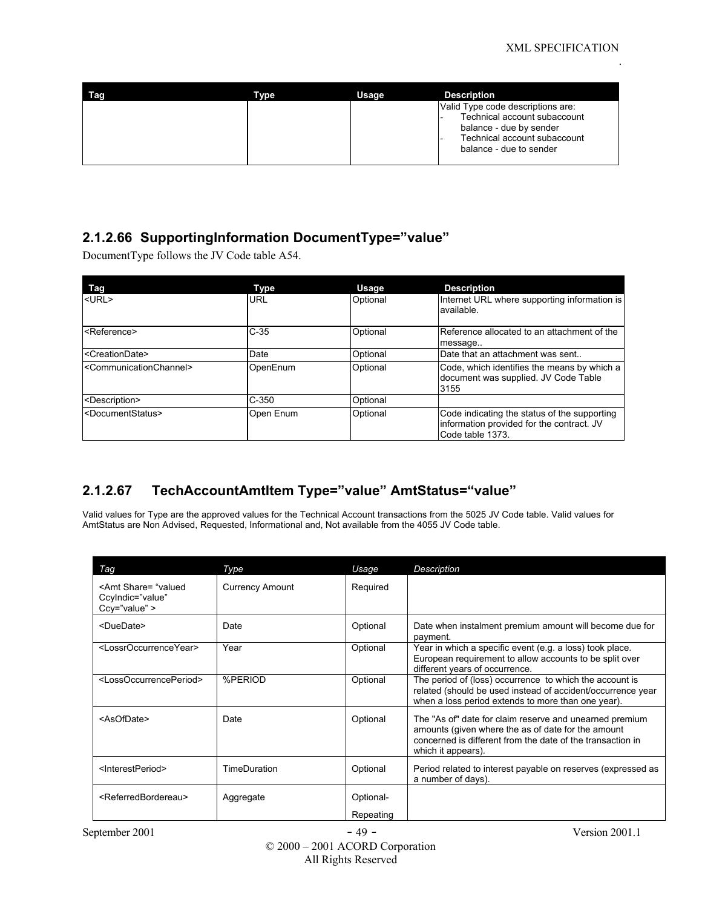| Tag | Type | Usage | Description |
|---|---|---|---|
| | | | Valid Type code descriptions are:<br>- Technical account subaccount balance - due by sender<br>- Technical account subaccount balance - due to sender |

### 2.1.2.66 SupportingInformation DocumentType="value"

DocumentType follows the JV Code table A54.

| Tag | Type | Usage | Description |
|---|---|---|---|
| <URL> | URL | Optional | Internet URL where supporting information is available. |
| <Reference> | C-35 | Optional | Reference allocated to an attachment of the message.. |
| <CreationDate> | Date | Optional | Date that an attachment was sent.. |
| <CommunicationChannel> | OpenEnum | Optional | Code, which identifies the means by which a document was supplied. JV Code Table 3155 |
| <Description> | C-350 | Optional | |
| <DocumentStatus> | Open Enum | Optional | Code indicating the status of the supporting information provided for the contract. JV Code table 1373. |

### 2.1.2.67 TechAccountAmtItem Type="value" AmtStatus="value"

Valid values for Type are the approved values for the Technical Account transactions from the 5025 JV Code table. Valid values for AmtStatus are Non Advised, Requested, Informational and, Not available from the 4055 JV Code table.

| *Tag* | *Type* | *Usage* | *Description* |
|---|---|---|---|
| <Amt Share= "valued CcyIndic="value" Ccy="value" > | Currency Amount | Required | |
| <DueDate> | Date | Optional | Date when instalment premium amount will become due for payment. |
| <LossrOccurrenceYear> | Year | Optional | Year in which a specific event (e.g. a loss) took place. European requirement to allow accounts to be split over different years of occurrence. |
| <LossOccurrencePeriod> | %PERIOD | Optional | The period of (loss) occurrence to which the account is related (should be used instead of accident/occurrence year when a loss period extends to more than one year). |
| <AsOfDate> | Date | Optional | The "As of" date for claim reserve and unearned premium amounts (given where the as of date for the amount concerned is different from the date of the transaction in which it appears). |
| <InterestPeriod> | TimeDuration | Optional | Period related to interest payable on reserves (expressed as a number of days). |
| <ReferredBordereau> | Aggregate | Optional-Repeating | |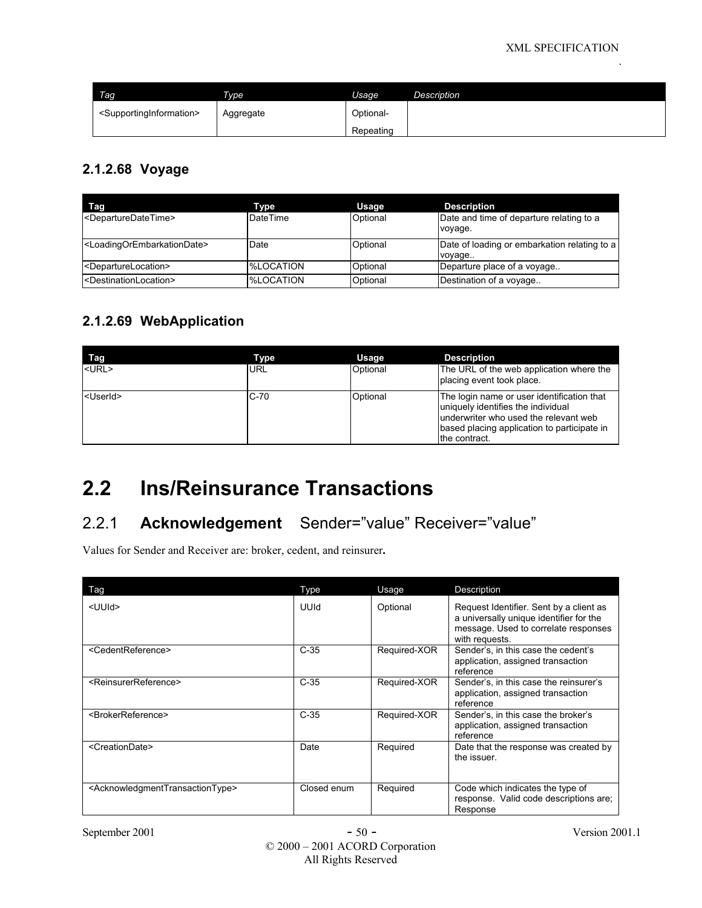| Tag | Type | Usage | Description |
|---|---|---|---|
| <SupportingInformation> | Aggregate | Optional-Repeating | |

### 2.1.2.68 Voyage

| Tag | Type | Usage | Description |
|---|---|---|---|
| <DepartureDateTime> | DateTime | Optional | Date and time of departure relating to a voyage. |
| <LoadingOrEmbarkationDate> | Date | Optional | Date of loading or embarkation relating to a voyage.. |
| <DepartureLocation> | %LOCATION | Optional | Departure place of a voyage.. |
| <DestinationLocation> | %LOCATION | Optional | Destination of a voyage.. |

### 2.1.2.69 WebApplication

| Tag | Type | Usage | Description |
|---|---|---|---|
| <URL> | URL | Optional | The URL of the web application where the placing event took place. |
| <UserId> | C-70 | Optional | The login name or user identification that uniquely identifies the individual underwriter who used the relevant web based placing application to participate in the contract. |

# 2.2 Ins/Reinsurance Transactions

## 2.2.1 **Acknowledgement** Sender=”value” Receiver=”value”

Values for Sender and Receiver are: broker, cedent, and reinsurer**.**

| Tag | Type | Usage | Description |
|---|---|---|---|
| <UUId> | UUId | Optional | Request Identifier. Sent by a client as a universally unique identifier for the message. Used to correlate responses with requests. |
| <CedentReference> | C-35 | Required-XOR | Sender’s, in this case the cedent’s application, assigned transaction reference |
| <ReinsurerReference> | C-35 | Required-XOR | Sender’s, in this case the reinsurer’s application, assigned transaction reference |
| <BrokerReference> | C-35 | Required-XOR | Sender’s, in this case the broker’s application, assigned transaction reference |
| <CreationDate> | Date | Required | Date that the response was created by the issuer. |
| <AcknowledgmentTransactionType> | Closed enum | Required | Code which indicates the type of response. Valid code descriptions are; Response |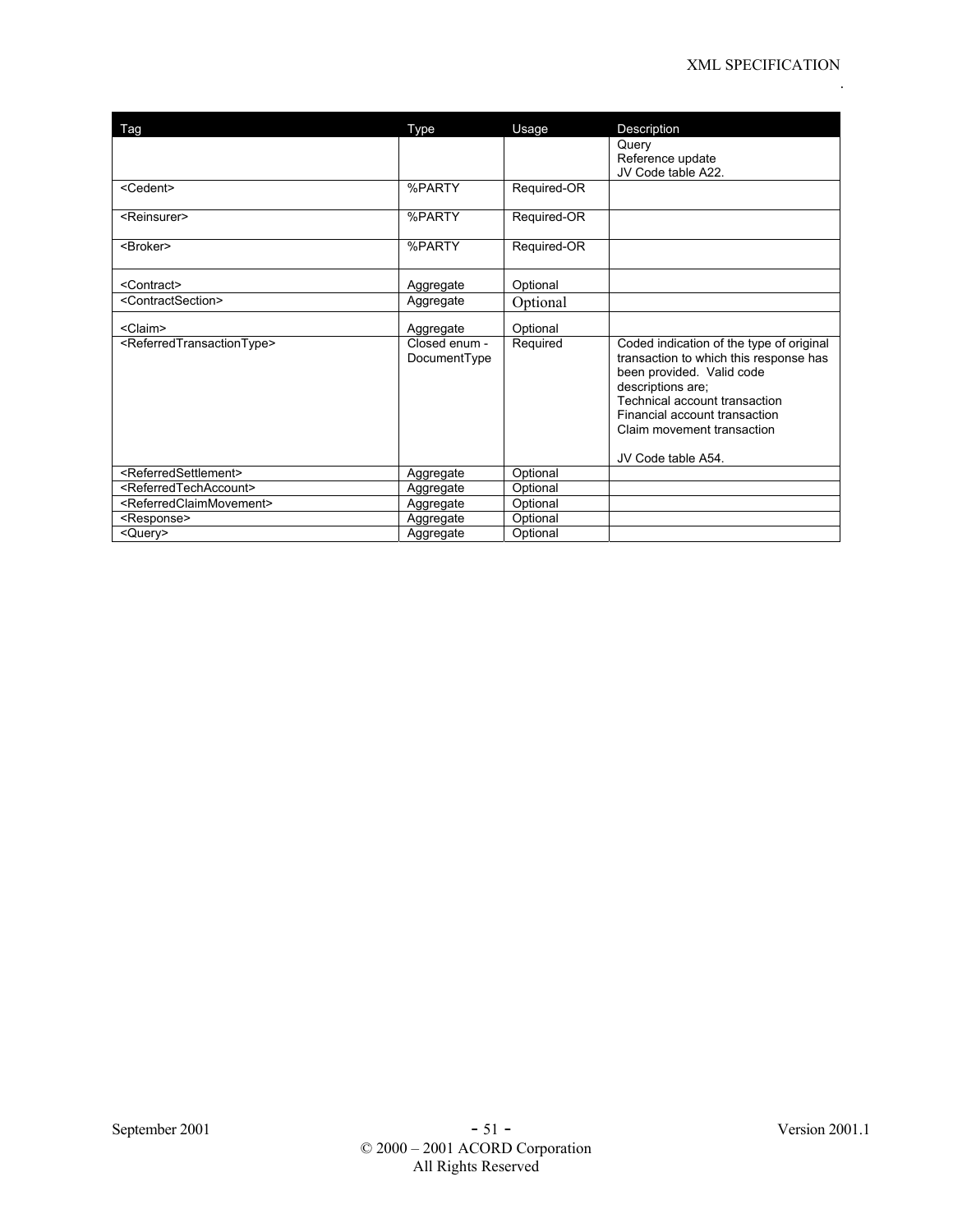| Tag | Type | Usage | Description |
| --- | --- | --- | --- |
| | | | Query<br>Reference update<br>JV Code table A22. |
| <Cedent> | %PARTY | Required-OR | |
| <Reinsurer> | %PARTY | Required-OR | |
| <Broker> | %PARTY | Required-OR | |
| <Contract> | Aggregate | Optional | |
| <ContractSection> | Aggregate | Optional | |
| <Claim> | Aggregate | Optional | |
| <ReferredTransactionType> | Closed enum - DocumentType | Required | Coded indication of the type of original transaction to which this response has been provided. Valid code descriptions are;<br>Technical account transaction<br>Financial account transaction<br>Claim movement transaction<br><br>JV Code table A54. |
| <ReferredSettlement> | Aggregate | Optional | |
| <ReferredTechAccount> | Aggregate | Optional | |
| <ReferredClaimMovement> | Aggregate | Optional | |
| <Response> | Aggregate | Optional | |
| <Query> | Aggregate | Optional | |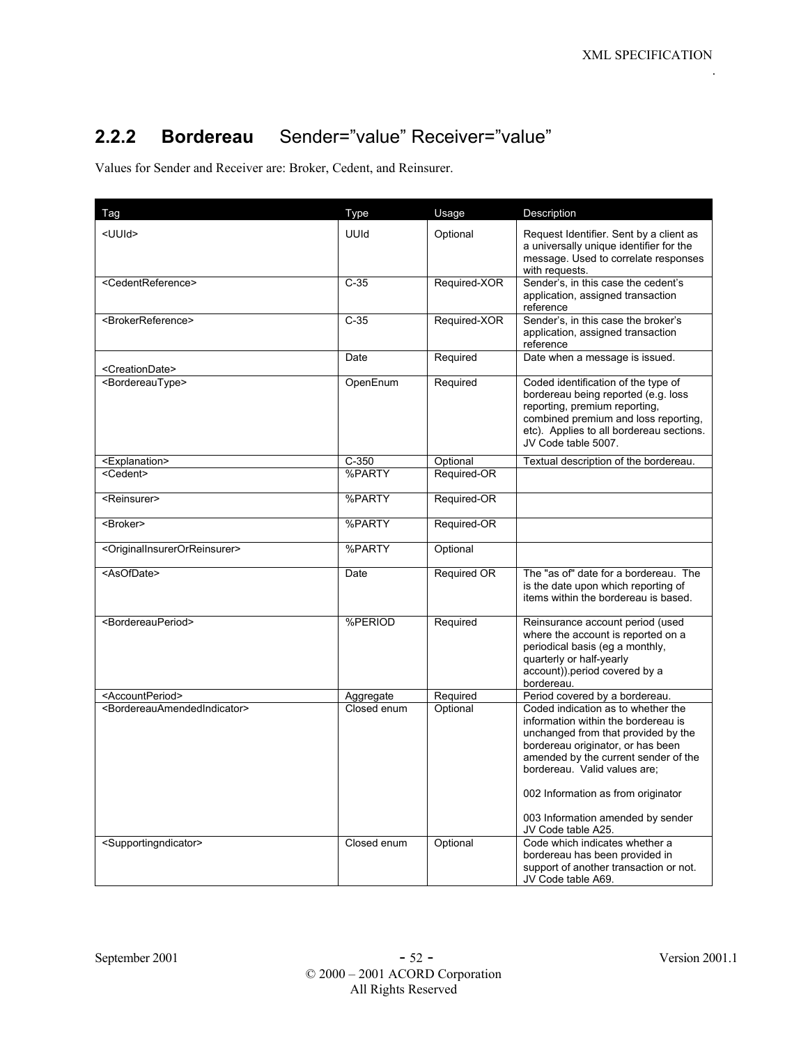## 2.2.2 **Bordereau** Sender="value" Receiver="value"

Values for Sender and Receiver are: Broker, Cedent, and Reinsurer.

| Tag | Type | Usage | Description |
|---|---|---|---|
| <UUId> | UUId | Optional | Request Identifier. Sent by a client as a universally unique identifier for the message. Used to correlate responses with requests. |
| <CedentReference> | C-35 | Required-XOR | Sender's, in this case the cedent's application, assigned transaction reference |
| <BrokerReference> | C-35 | Required-XOR | Sender's, in this case the broker's application, assigned transaction reference |
| <CreationDate> | Date | Required | Date when a message is issued. |
| <BordereauType> | OpenEnum | Required | Coded identification of the type of bordereau being reported (e.g. loss reporting, premium reporting, combined premium and loss reporting, etc). Applies to all bordereau sections. JV Code table 5007. |
| <Explanation> | C-350 | Optional | Textual description of the bordereau. |
| <Cedent> | %PARTY | Required-OR | |
| <Reinsurer> | %PARTY | Required-OR | |
| <Broker> | %PARTY | Required-OR | |
| <OriginalInsurerOrReinsurer> | %PARTY | Optional | |
| <AsOfDate> | Date | Required OR | The "as of" date for a bordereau. The is the date upon which reporting of items within the bordereau is based. |
| <BordereauPeriod> | %PERIOD | Required | Reinsurance account period (used where the account is reported on a periodical basis (eg a monthly, quarterly or half-yearly account)).period covered by a bordereau. |
| <AccountPeriod> | Aggregate | Required | Period covered by a bordereau. |
| <BordereauAmendedIndicator> | Closed enum | Optional | Coded indication as to whether the information within the bordereau is unchanged from that provided by the bordereau originator, or has been amended by the current sender of the bordereau. Valid values are;<br><br>002 Information as from originator<br><br>003 Information amended by sender JV Code table A25. |
| <Supportingndicator> | Closed enum | Optional | Code which indicates whether a bordereau has been provided in support of another transaction or not. JV Code table A69. |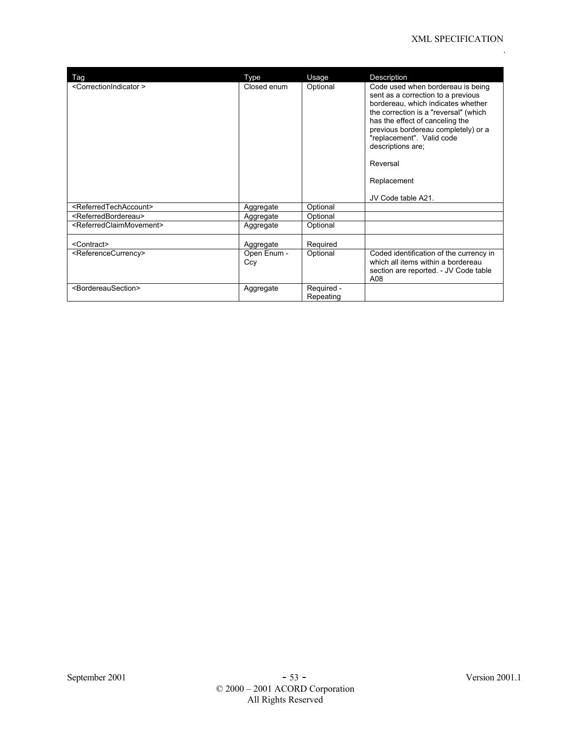| Tag | Type | Usage | Description |
|---|---|---|---|
| <CorrectionIndicator > | Closed enum | Optional | Code used when bordereau is being sent as a correction to a previous bordereau, which indicates whether the correction is a "reversal" (which has the effect of canceling the previous bordereau completely) or a "replacement". Valid code descriptions are;<br><br>Reversal<br><br>Replacement<br><br>JV Code table A21. |
| <ReferredTechAccount> | Aggregate | Optional | |
| <ReferredBordereau> | Aggregate | Optional | |
| <ReferredClaimMovement> | Aggregate | Optional | |
| <Contract> | Aggregate | Required | |
| <ReferenceCurrency> | Open Enum - Ccy | Optional | Coded identification of the currency in which all items within a bordereau section are reported. - JV Code table A08 |
| <BordereauSection> | Aggregate | Required - Repeating | |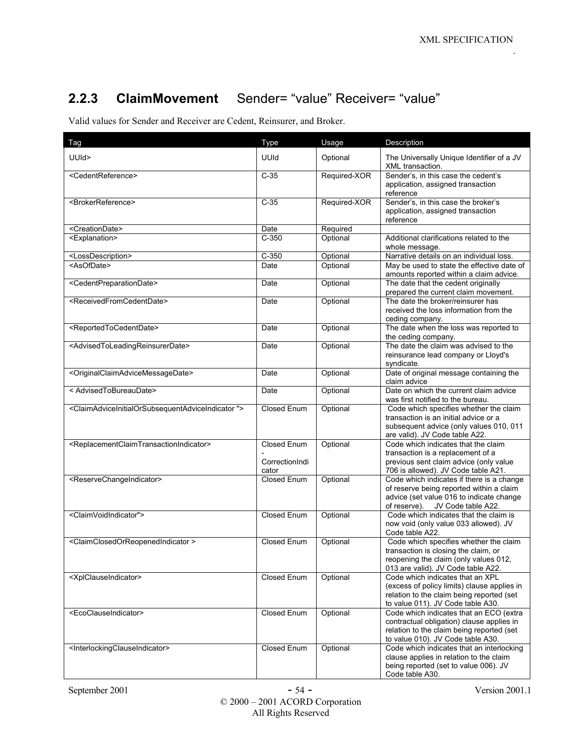### 2.2.3 **ClaimMovement** Sender= "value" Receiver= "value"

Valid values for Sender and Receiver are Cedent, Reinsurer, and Broker.

| Tag | Type | Usage | Description |
|---|---|---|---|
| UUId> | UUId | Optional | The Universally Unique Identifier of a JV XML transaction. |
| <CedentReference> | C-35 | Required-XOR | Sender's, in this case the cedent's application, assigned transaction reference |
| <BrokerReference> | C-35 | Required-XOR | Sender's, in this case the broker's application, assigned transaction reference |
| <CreationDate> | Date | Required | |
| <Explanation> | C-350 | Optional | Additional clarifications related to the whole message. |
| <LossDescription> | C-350 | Optional | Narrative details on an individual loss. |
| <AsOfDate> | Date | Optional | May be used to state the effective date of amounts reported within a claim advice. |
| <CedentPreparationDate> | Date | Optional | The date that the cedent originally prepared the current claim movement. |
| <ReceivedFromCedentDate> | Date | Optional | The date the broker/reinsurer has received the loss information from the ceding company. |
| <ReportedToCedentDate> | Date | Optional | The date when the loss was reported to the ceding company. |
| <AdvisedToLeadingReinsurerDate> | Date | Optional | The date the claim was advised to the reinsurance lead company or Lloyd's syndicate. |
| <OriginalClaimAdviceMessageDate> | Date | Optional | Date of original message containing the claim advice |
| < AdvisedToBureauDate> | Date | Optional | Date on which the current claim advice was first notified to the bureau. |
| <ClaimAdviceInitialOrSubsequentAdviceIndicator "> | Closed Enum | Optional | Code which specifies whether the claim transaction is an initial advice or a subsequent advice (only values 010, 011 are valid). JV Code table A22. |
| <ReplacementClaimTransactionIndicator> | Closed Enum - CorrectionIndicator | Optional | Code which indicates that the claim transaction is a replacement of a previous sent claim advice (only value 706 is allowed). JV Code table A21. |
| <ReserveChangeIndicator> | Closed Enum | Optional | Code which indicates if there is a change of reserve being reported within a claim advice (set value 016 to indicate change of reserve). JV Code table A22. |
| <ClaimVoidIndicator"> | Closed Enum | Optional | Code which indicates that the claim is now void (only value 033 allowed). JV Code table A22. |
| <ClaimClosedOrReopenedIndicator > | Closed Enum | Optional | Code which specifies whether the claim transaction is closing the claim, or reopening the claim (only values 012, 013 are valid). JV Code table A22. |
| <XplClauseIndicator> | Closed Enum | Optional | Code which indicates that an XPL (excess of policy limits) clause applies in relation to the claim being reported (set to value 011). JV Code table A30. |
| <EcoClauseIndicator> | Closed Enum | Optional | Code which indicates that an ECO (extra contractual obligation) clause applies in relation to the claim being reported (set to value 010). JV Code table A30. |
| <InterlockingClauseIndicator> | Closed Enum | Optional | Code which indicates that an interlocking clause applies in relation to the claim being reported (set to value 006). JV Code table A30. |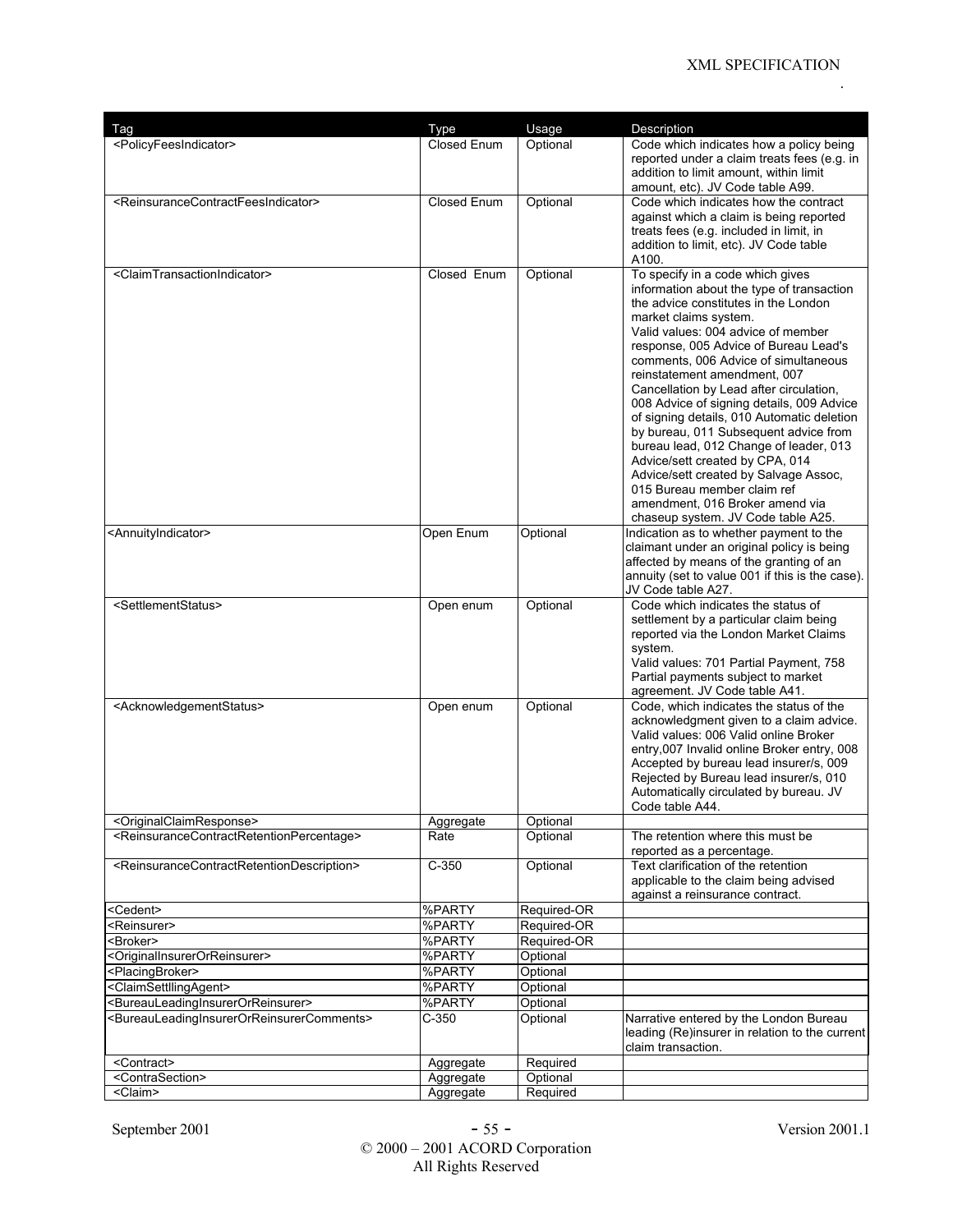| Tag | Type | Usage | Description |
|---|---|---|---|
| <PolicyFeesIndicator> | Closed Enum | Optional | Code which indicates how a policy being reported under a claim treats fees (e.g. in addition to limit amount, within limit amount, etc). JV Code table A99. |
| <ReinsuranceContractFeesIndicator> | Closed Enum | Optional | Code which indicates how the contract against which a claim is being reported treats fees (e.g. included in limit, in addition to limit, etc). JV Code table A100. |
| <ClaimTransactionIndicator> | Closed Enum | Optional | To specify in a code which gives information about the type of transaction the advice constitutes in the London market claims system. Valid values: 004 advice of member response, 005 Advice of Bureau Lead's comments, 006 Advice of simultaneous reinstatement amendment, 007 Cancellation by Lead after circulation, 008 Advice of signing details, 009 Advice of signing details, 010 Automatic deletion by bureau, 011 Subsequent advice from bureau lead, 012 Change of leader, 013 Advice/sett created by CPA, 014 Advice/sett created by Salvage Assoc, 015 Bureau member claim ref amendment, 016 Broker amend via chaseup system. JV Code table A25. |
| <AnnuityIndicator> | Open Enum | Optional | Indication as to whether payment to the claimant under an original policy is being affected by means of the granting of an annuity (set to value 001 if this is the case). JV Code table A27. |
| <SettlementStatus> | Open enum | Optional | Code which indicates the status of settlement by a particular claim being reported via the London Market Claims system. Valid values: 701 Partial Payment, 758 Partial payments subject to market agreement. JV Code table A41. |
| <AcknowledgementStatus> | Open enum | Optional | Code, which indicates the status of the acknowledgment given to a claim advice. Valid values: 006 Valid online Broker entry,007 Invalid online Broker entry, 008 Accepted by bureau lead insurer/s, 009 Rejected by Bureau lead insurer/s, 010 Automatically circulated by bureau. JV Code table A44. |
| <OriginalClaimResponse> | Aggregate | Optional | |
| <ReinsuranceContractRetentionPercentage> | Rate | Optional | The retention where this must be reported as a percentage. |
| <ReinsuranceContractRetentionDescription> | C-350 | Optional | Text clarification of the retention applicable to the claim being advised against a reinsurance contract. |
| <Cedent> | %PARTY | Required-OR | |
| <Reinsurer> | %PARTY | Required-OR | |
| <Broker> | %PARTY | Required-OR | |
| <OriginalInsurerOrReinsurer> | %PARTY | Optional | |
| <PlacingBroker> | %PARTY | Optional | |
| <ClaimSettllingAgent> | %PARTY | Optional | |
| <BureauLeadingInsurerOrReinsurer> | %PARTY | Optional | |
| <BureauLeadingInsurerOrReinsurerComments> | C-350 | Optional | Narrative entered by the London Bureau leading (Re)insurer in relation to the current claim transaction. |
| <Contract> | Aggregate | Required | |
| <ContraSection> | Aggregate | Optional | |
| <Claim> | Aggregate | Required | |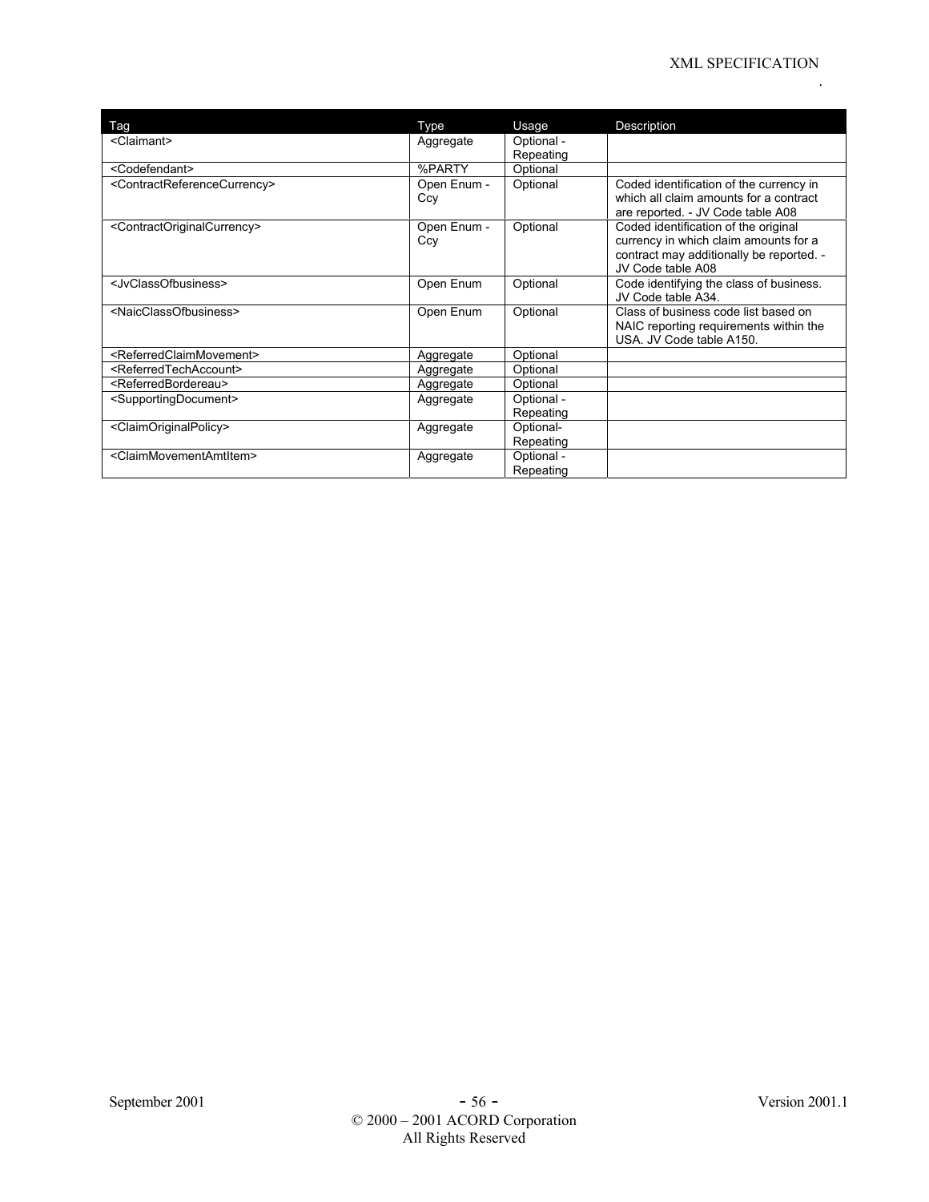| Tag | Type | Usage | Description |
| --- | --- | --- | --- |
| <Claimant> | Aggregate | Optional - Repeating | |
| <Codefendant> | %PARTY | Optional | |
| <ContractReferenceCurrency> | Open Enum - Ccy | Optional | Coded identification of the currency in which all claim amounts for a contract are reported. - JV Code table A08 |
| <ContractOriginalCurrency> | Open Enum - Ccy | Optional | Coded identification of the original currency in which claim amounts for a contract may additionally be reported. - JV Code table A08 |
| <JvClassOfbusiness> | Open Enum | Optional | Code identifying the class of business. JV Code table A34. |
| <NaicClassOfbusiness> | Open Enum | Optional | Class of business code list based on NAIC reporting requirements within the USA. JV Code table A150. |
| <ReferredClaimMovement> | Aggregate | Optional | |
| <ReferredTechAccount> | Aggregate | Optional | |
| <ReferredBordereau> | Aggregate | Optional | |
| <SupportingDocument> | Aggregate | Optional - Repeating | |
| <ClaimOriginalPolicy> | Aggregate | Optional- Repeating | |
| <ClaimMovementAmtItem> | Aggregate | Optional - Repeating | |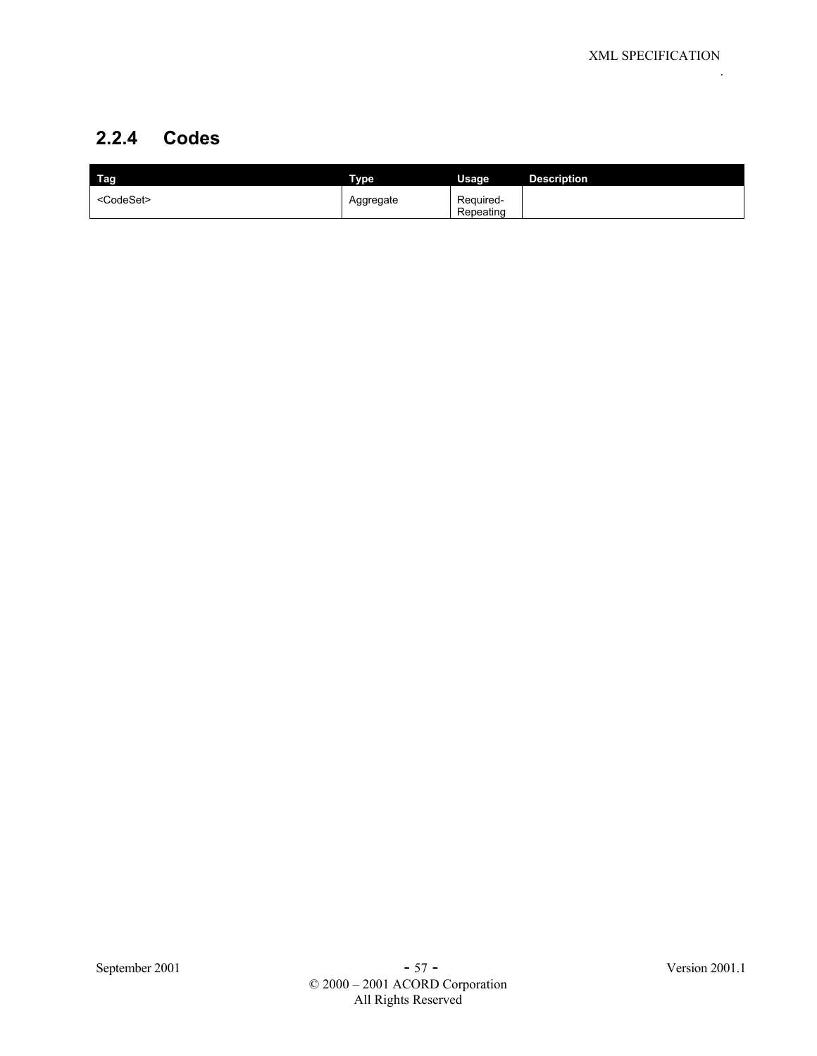### 2.2.4 Codes

| Tag | Type | Usage | Description |
|---|---|---|---|
| <CodeSet> | Aggregate | Required-Repeating | |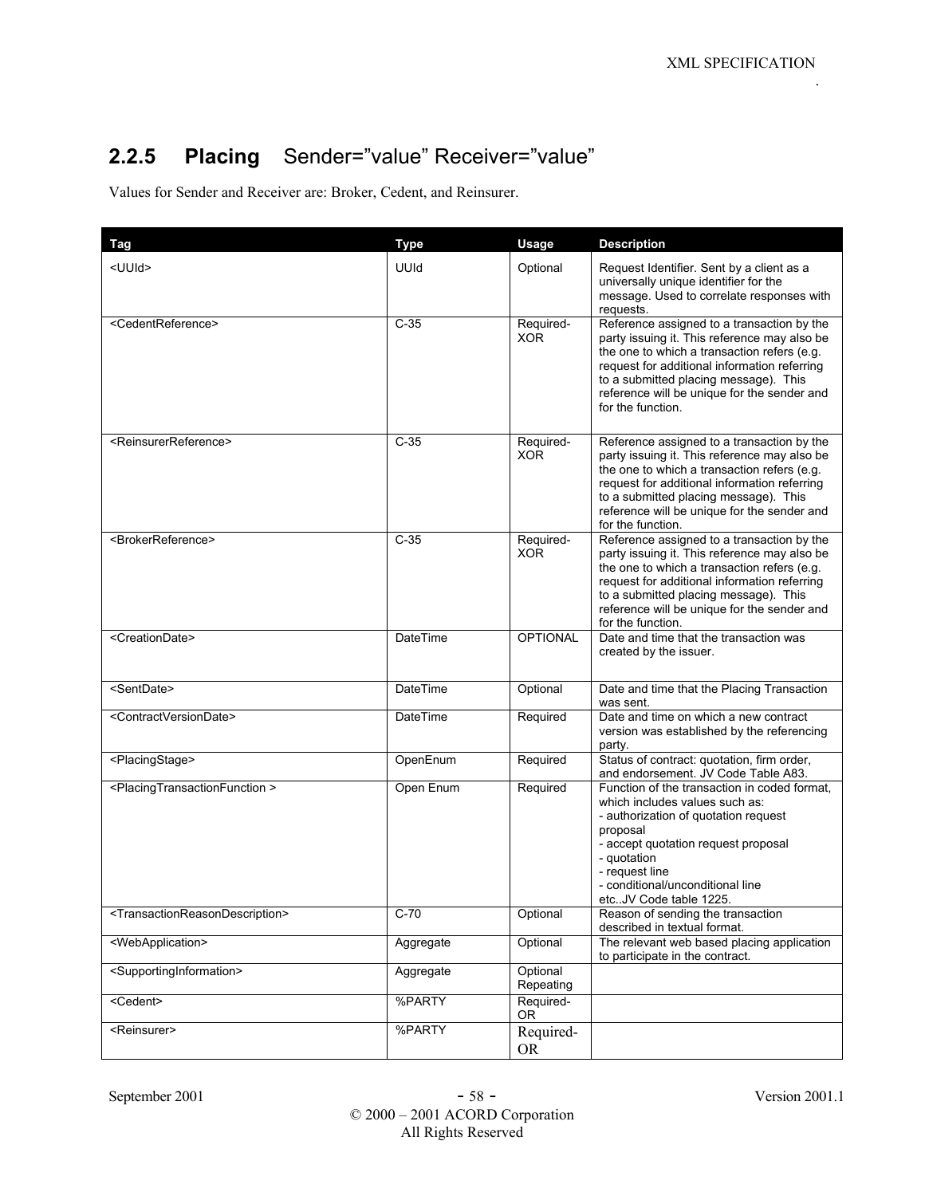## 2.2.5 **Placing** Sender="value" Receiver="value"

Values for Sender and Receiver are: Broker, Cedent, and Reinsurer.

| Tag | Type | Usage | Description |
|---|---|---|---|
| <UUId> | UUId | Optional | Request Identifier. Sent by a client as a universally unique identifier for the message. Used to correlate responses with requests. |
| <CedentReference> | C-35 | Required-XOR | Reference assigned to a transaction by the party issuing it. This reference may also be the one to which a transaction refers (e.g. request for additional information referring to a submitted placing message). This reference will be unique for the sender and for the function. |
| <ReinsurerReference> | C-35 | Required-XOR | Reference assigned to a transaction by the party issuing it. This reference may also be the one to which a transaction refers (e.g. request for additional information referring to a submitted placing message). This reference will be unique for the sender and for the function. |
| <BrokerReference> | C-35 | Required-XOR | Reference assigned to a transaction by the party issuing it. This reference may also be the one to which a transaction refers (e.g. request for additional information referring to a submitted placing message). This reference will be unique for the sender and for the function. |
| <CreationDate> | DateTime | OPTIONAL | Date and time that the transaction was created by the issuer. |
| <SentDate> | DateTime | Optional | Date and time that the Placing Transaction was sent. |
| <ContractVersionDate> | DateTime | Required | Date and time on which a new contract version was established by the referencing party. |
| <PlacingStage> | OpenEnum | Required | Status of contract: quotation, firm order, and endorsement. JV Code Table A83. |
| <PlacingTransactionFunction > | Open Enum | Required | Function of the transaction in coded format, which includes values such as:<br>- authorization of quotation request proposal<br>- accept quotation request proposal<br>- quotation<br>- request line<br>- conditional/unconditional line<br>etc..JV Code table 1225. |
| <TransactionReasonDescription> | C-70 | Optional | Reason of sending the transaction described in textual format. |
| <WebApplication> | Aggregate | Optional | The relevant web based placing application to participate in the contract. |
| <SupportingInformation> | Aggregate | Optional Repeating | |
| <Cedent> | %PARTY | Required-OR | |
| <Reinsurer> | %PARTY | Required-OR | |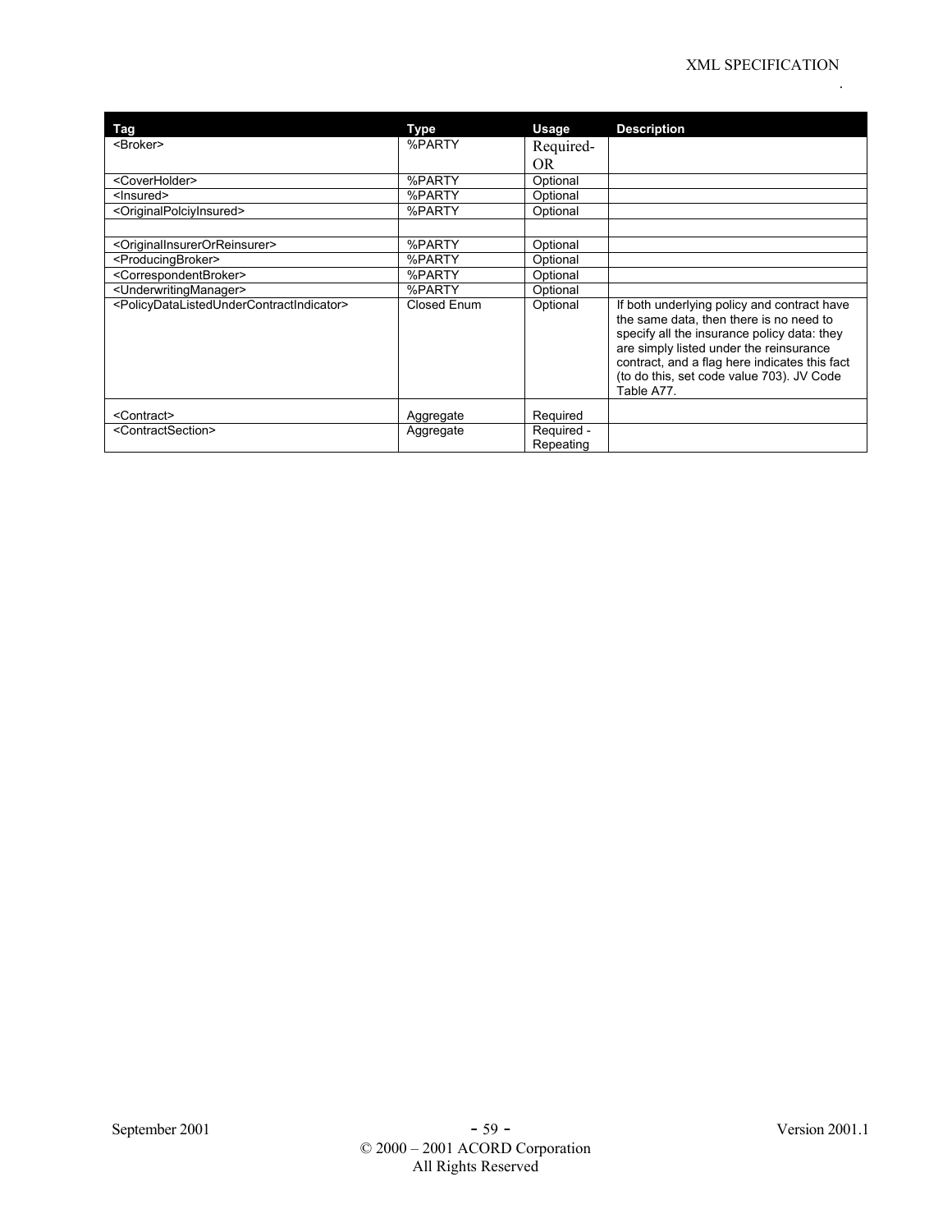| Tag | Type | Usage | Description |
|---|---|---|---|
| <Broker> | %PARTY | Required-OR | |
| <CoverHolder> | %PARTY | Optional | |
| <Insured> | %PARTY | Optional | |
| <OriginalPolciyInsured> | %PARTY | Optional | |
| | | | |
| <OriginalInsurerOrReinsurer> | %PARTY | Optional | |
| <ProducingBroker> | %PARTY | Optional | |
| <CorrespondentBroker> | %PARTY | Optional | |
| <UnderwritingManager> | %PARTY | Optional | |
| <PolicyDataListedUnderContractIndicator> | Closed Enum | Optional | If both underlying policy and contract have the same data, then there is no need to specify all the insurance policy data: they are simply listed under the reinsurance contract, and a flag here indicates this fact (to do this, set code value 703). JV Code Table A77. |
| <Contract> | Aggregate | Required | |
| <ContractSection> | Aggregate | Required - Repeating | |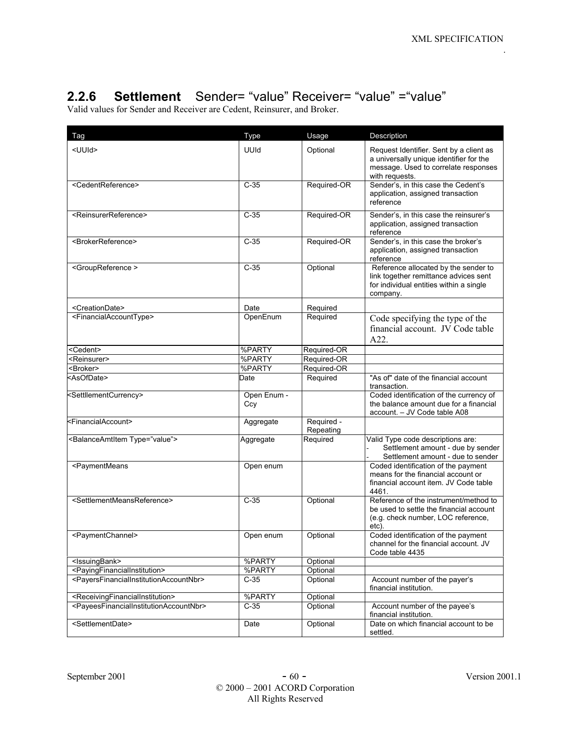### 2.2.6 **Settlement** Sender= "value" Receiver= "value" ="value"

Valid values for Sender and Receiver are Cedent, Reinsurer, and Broker.

| Tag | Type | Usage | Description |
|---|---|---|---|
| <UUId> | UUId | Optional | Request Identifier. Sent by a client as a universally unique identifier for the message. Used to correlate responses with requests. |
| <CedentReference> | C-35 | Required-OR | Sender's, in this case the Cedent's application, assigned transaction reference |
| <ReinsurerReference> | C-35 | Required-OR | Sender's, in this case the reinsurer's application, assigned transaction reference |
| <BrokerReference> | C-35 | Required-OR | Sender's, in this case the broker's application, assigned transaction reference |
| <GroupReference > | C-35 | Optional | Reference allocated by the sender to link together remittance advices sent for individual entities within a single company. |
| <CreationDate> | Date | Required | |
| <FinancialAccountType> | OpenEnum | Required | Code specifying the type of the financial account. JV Code table A22. |
| <Cedent> | %PARTY | Required-OR | |
| <Reinsurer> | %PARTY | Required-OR | |
| <Broker> | %PARTY | Required-OR | |
| <AsOfDate> | Date | Required | "As of" date of the financial account transaction. |
| <SettllementCurrency> | Open Enum - Ccy | | Coded identification of the currency of the balance amount due for a financial account. – JV Code table A08 |
| <FinancialAccount> | Aggregate | Required - Repeating | |
| <BalanceAmtItem Type="value"> | Aggregate | Required | Valid Type code descriptions are:<br>- Settlement amount - due by sender<br>- Settlement amount - due to sender |
| <PaymentMeans | Open enum | | Coded identification of the payment means for the financial account or financial account item. JV Code table 4461. |
| <SettlementMeansReference> | C-35 | Optional | Reference of the instrument/method to be used to settle the financial account (e.g. check number, LOC reference, etc). |
| <PaymentChannel> | Open enum | Optional | Coded identification of the payment channel for the financial account. JV Code table 4435 |
| <IssuingBank> | %PARTY | Optional | |
| <PayingFinancialInstitution> | %PARTY | Optional | |
| <PayersFinancialInstitutionAccountNbr> | C-35 | Optional | Account number of the payer's financial institution. |
| <ReceivingFinancialInstitution> | %PARTY | Optional | |
| <PayeesFinancialInstitutionAccountNbr> | C-35 | Optional | Account number of the payee's financial institution. |
| <SettlementDate> | Date | Optional | Date on which financial account to be settled. |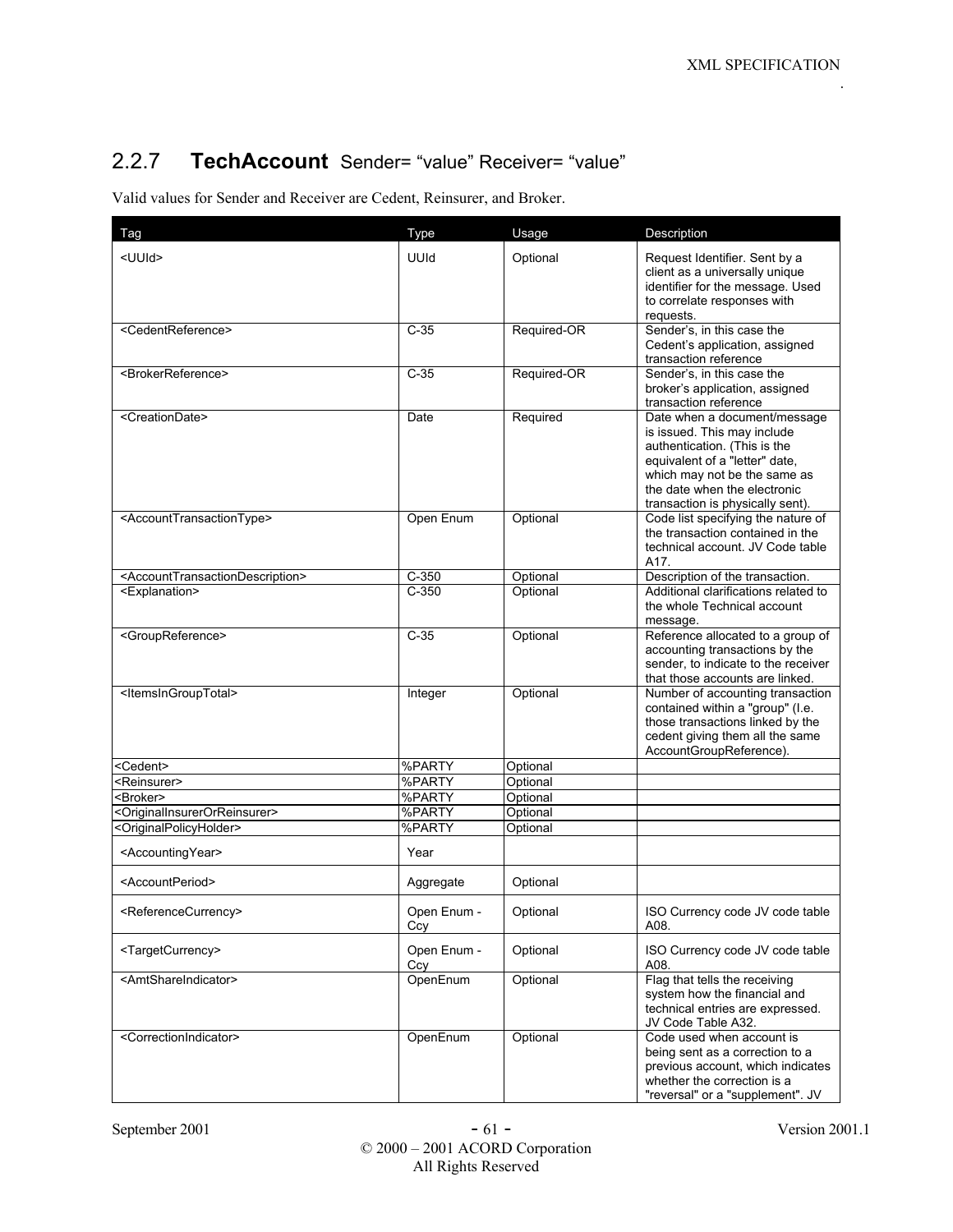## 2.2.7 **TechAccount** Sender= "value" Receiver= "value"

Valid values for Sender and Receiver are Cedent, Reinsurer, and Broker.

| Tag | Type | Usage | Description |
|---|---|---|---|
| <UUId> | UUId | Optional | Request Identifier. Sent by a client as a universally unique identifier for the message. Used to correlate responses with requests. |
| <CedentReference> | C-35 | Required-OR | Sender's, in this case the Cedent's application, assigned transaction reference |
| <BrokerReference> | C-35 | Required-OR | Sender's, in this case the broker's application, assigned transaction reference |
| <CreationDate> | Date | Required | Date when a document/message is issued. This may include authentication. (This is the equivalent of a "letter" date, which may not be the same as the date when the electronic transaction is physically sent). |
| <AccountTransactionType> | Open Enum | Optional | Code list specifying the nature of the transaction contained in the technical account. JV Code table A17. |
| <AccountTransactionDescription> | C-350 | Optional | Description of the transaction. |
| <Explanation> | C-350 | Optional | Additional clarifications related to the whole Technical account message. |
| <GroupReference> | C-35 | Optional | Reference allocated to a group of accounting transactions by the sender, to indicate to the receiver that those accounts are linked. |
| <ItemsInGroupTotal> | Integer | Optional | Number of accounting transaction contained within a "group" (I.e. those transactions linked by the cedent giving them all the same AccountGroupReference). |
| <Cedent> | %PARTY | Optional | |
| <Reinsurer> | %PARTY | Optional | |
| <Broker> | %PARTY | Optional | |
| <OriginalInsurerOrReinsurer> | %PARTY | Optional | |
| <OriginalPolicyHolder> | %PARTY | Optional | |
| <AccountingYear> | Year | | |
| <AccountPeriod> | Aggregate | Optional | |
| <ReferenceCurrency> | Open Enum - Ccy | Optional | ISO Currency code JV code table A08. |
| <TargetCurrency> | Open Enum - Ccy | Optional | ISO Currency code JV code table A08. |
| <AmtShareIndicator> | OpenEnum | Optional | Flag that tells the receiving system how the financial and technical entries are expressed. JV Code Table A32. |
| <CorrectionIndicator> | OpenEnum | Optional | Code used when account is being sent as a correction to a previous account, which indicates whether the correction is a "reversal" or a "supplement". JV |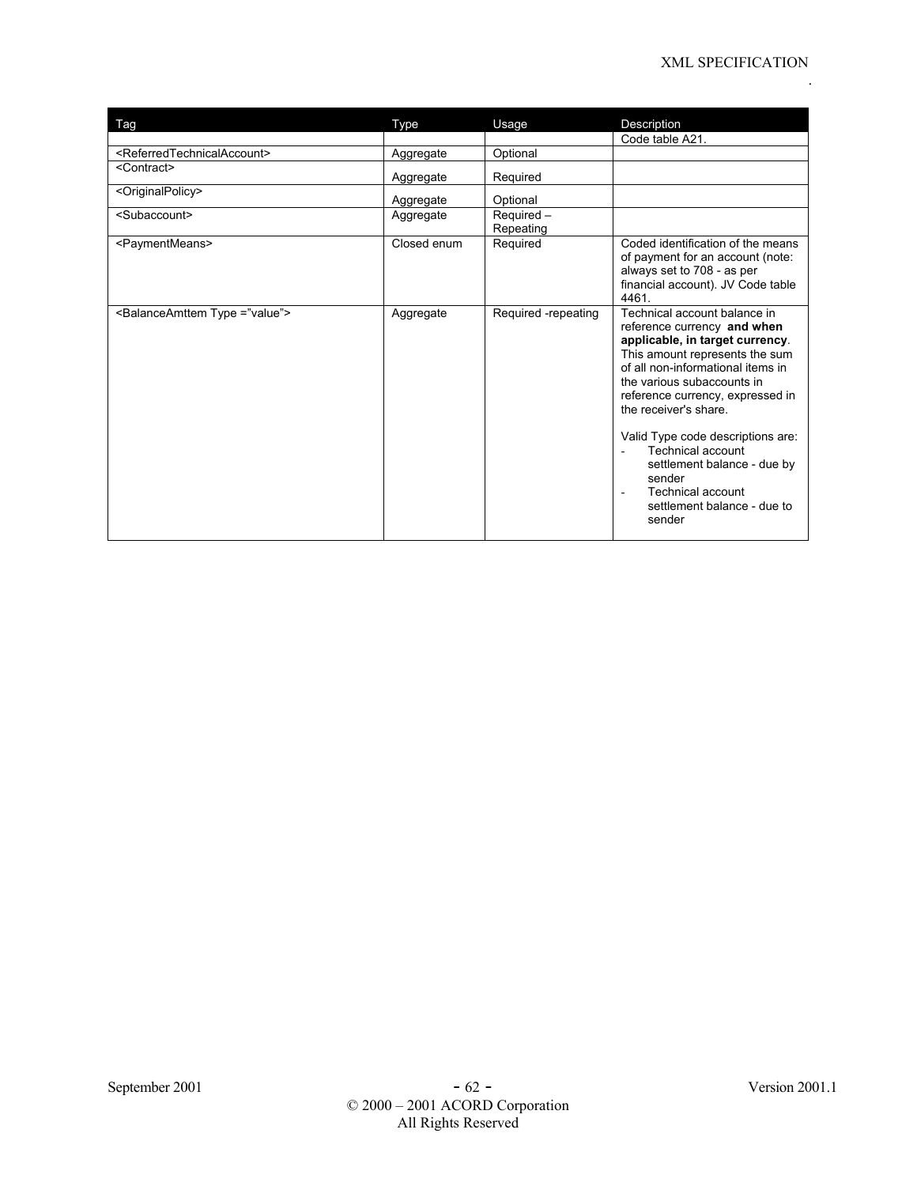| Tag | Type | Usage | Description |
|---|---|---|---|
| | | | Code table A21. |
| <ReferredTechnicalAccount> | Aggregate | Optional | |
| <Contract> | Aggregate | Required | |
| <OriginalPolicy> | Aggregate | Optional | |
| <Subaccount> | Aggregate | Required – Repeating | |
| <PaymentMeans> | Closed enum | Required | Coded identification of the means of payment for an account (note: always set to 708 - as per financial account). JV Code table 4461. |
| <BalanceAmtItem Type =”value”> | Aggregate | Required -repeating | Technical account balance in reference currency **and when applicable, in target currency**. This amount represents the sum of all non-informational items in the various subaccounts in reference currency, expressed in the receiver's share.<br><br>Valid Type code descriptions are:<br>- Technical account settlement balance - due by sender<br>- Technical account settlement balance - due to sender |